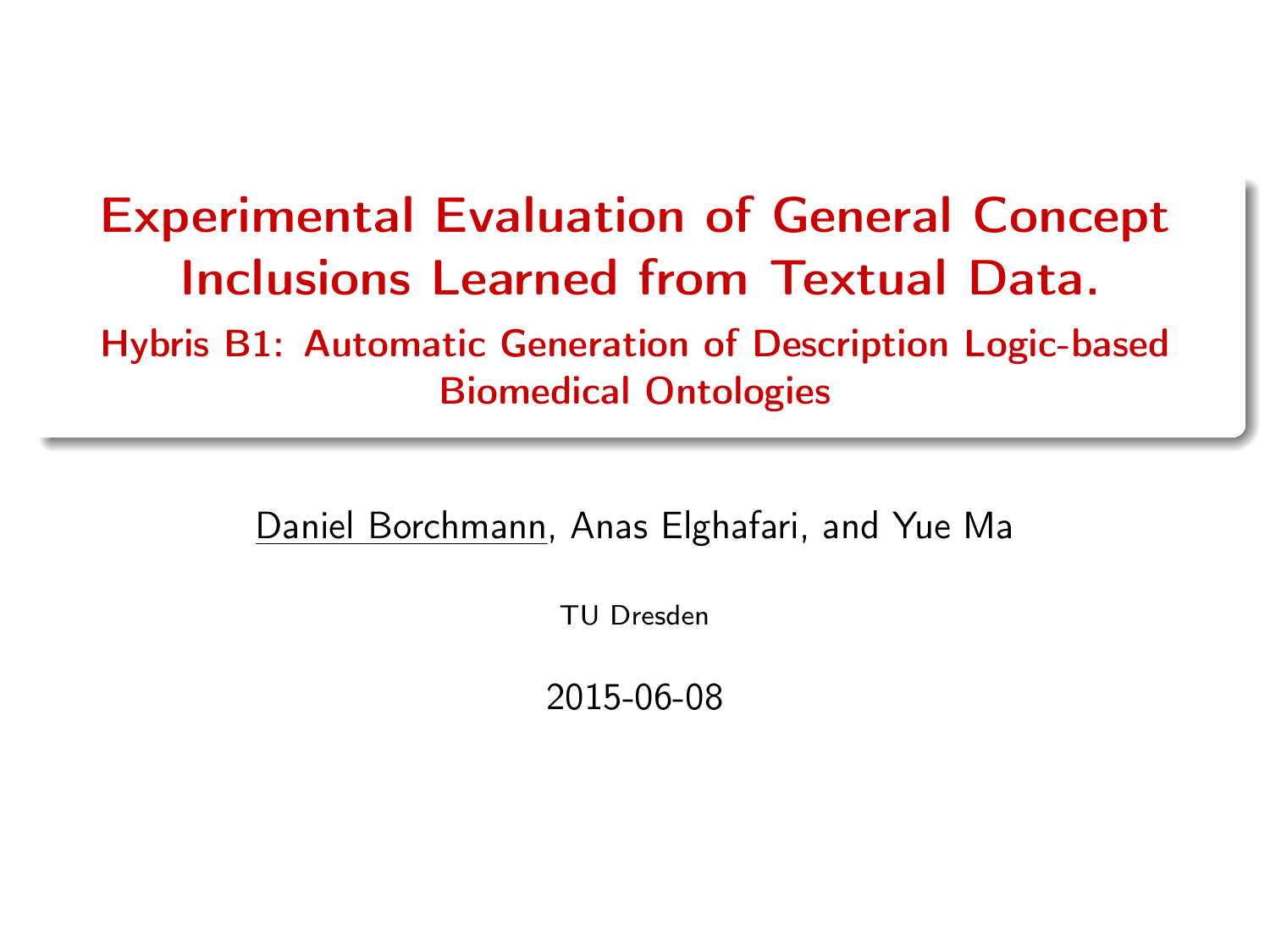# Experimental Evaluation of General Concept Inclusions Learned from Textual Data.

## Hybris B1: Automatic Generation of Description Logic-based Biomedical Ontologies

Daniel Borchmann, Anas Elghafari, and Yue Ma

TU Dresden

2015-06-08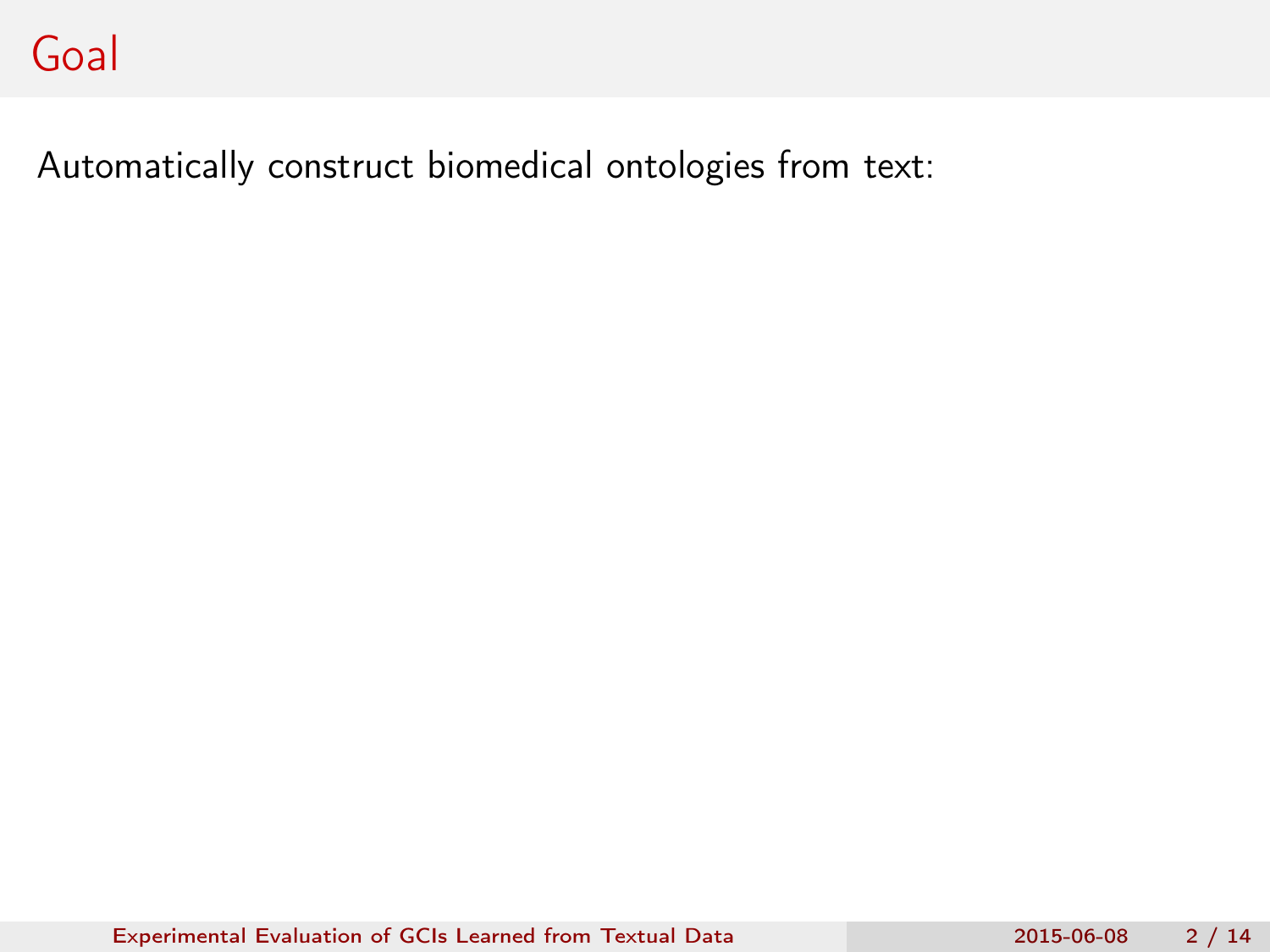# Goal

Automatically construct biomedical ontologies from text: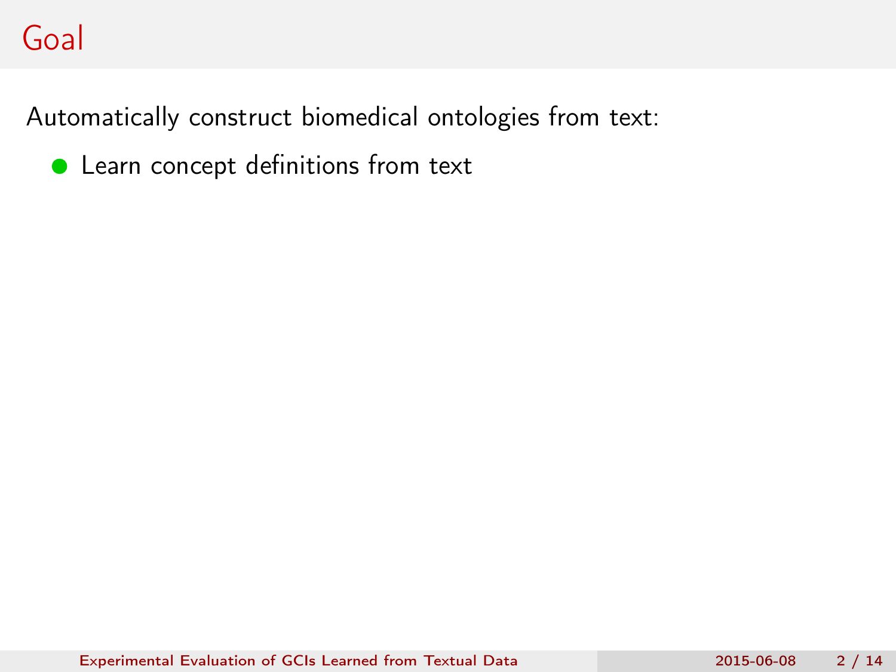# Goal

Automatically construct biomedical ontologies from text:

- Learn concept definitions from text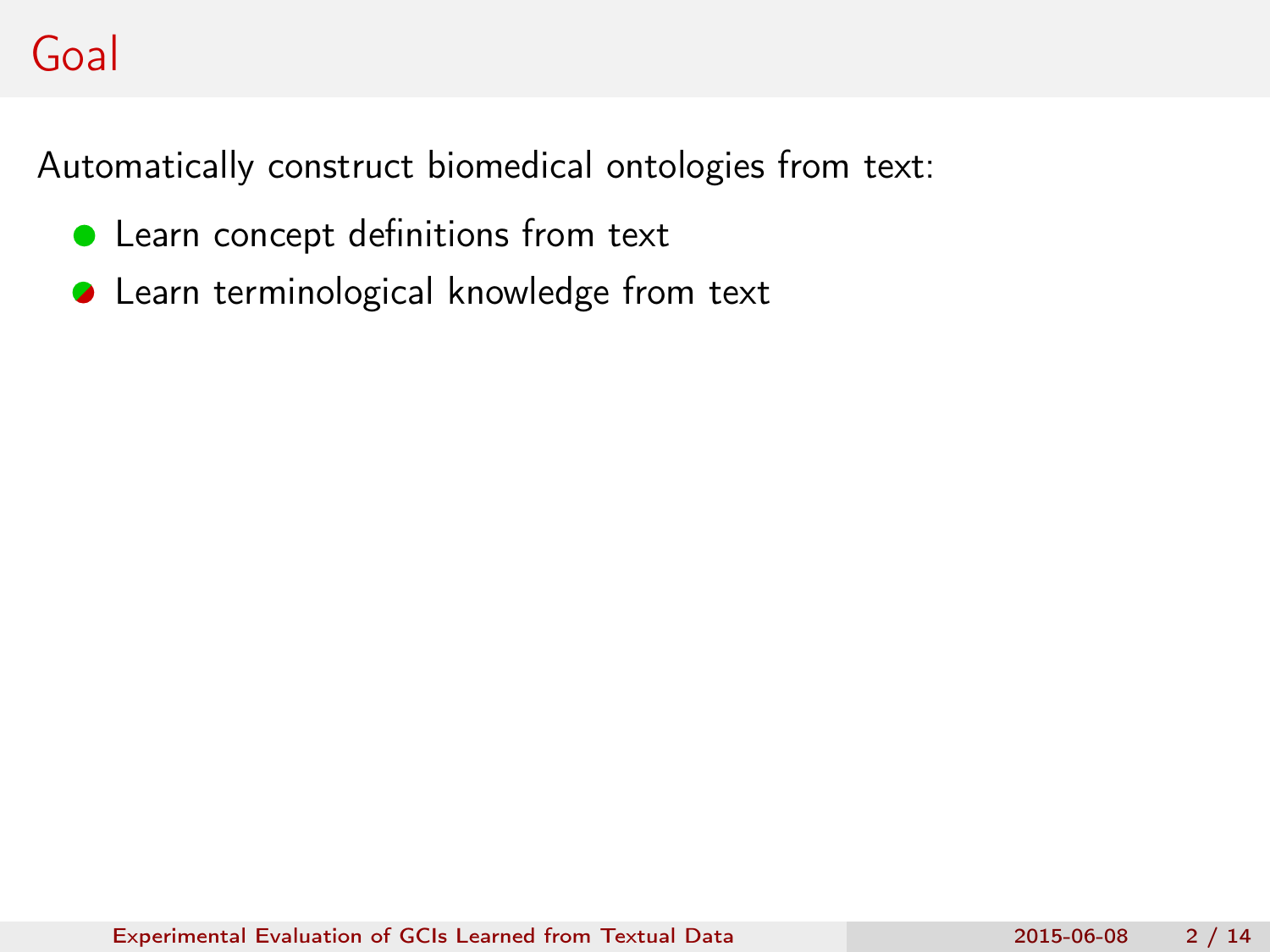# Goal

Automatically construct biomedical ontologies from text:

- Learn concept definitions from text
- Learn terminological knowledge from text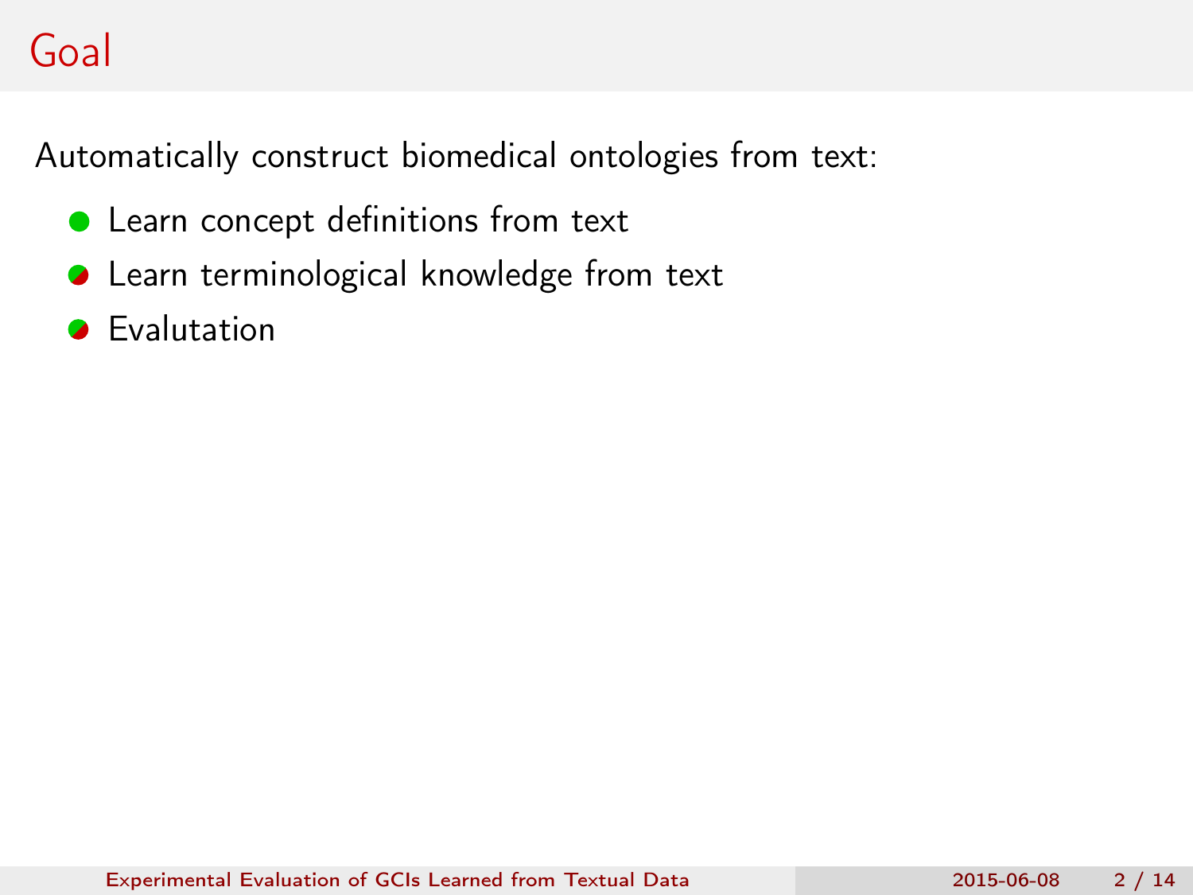# Goal

Automatically construct biomedical ontologies from text:

- Learn concept definitions from text
- Learn terminological knowledge from text
- Evalutation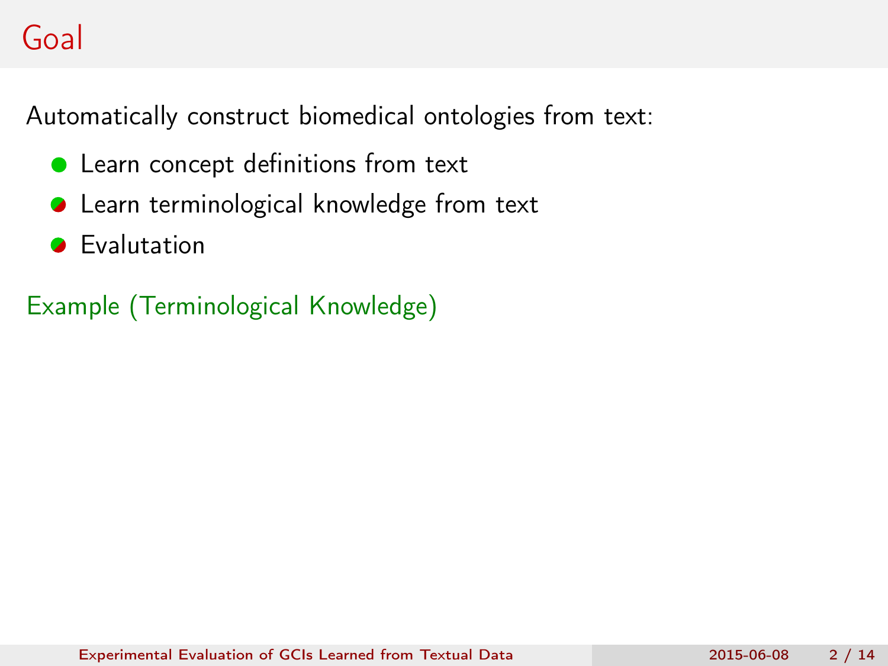## Goal

Automatically construct biomedical ontologies from text:

- Learn concept definitions from text
- Learn terminological knowledge from text
- Evalutation

Example (Terminological Knowledge)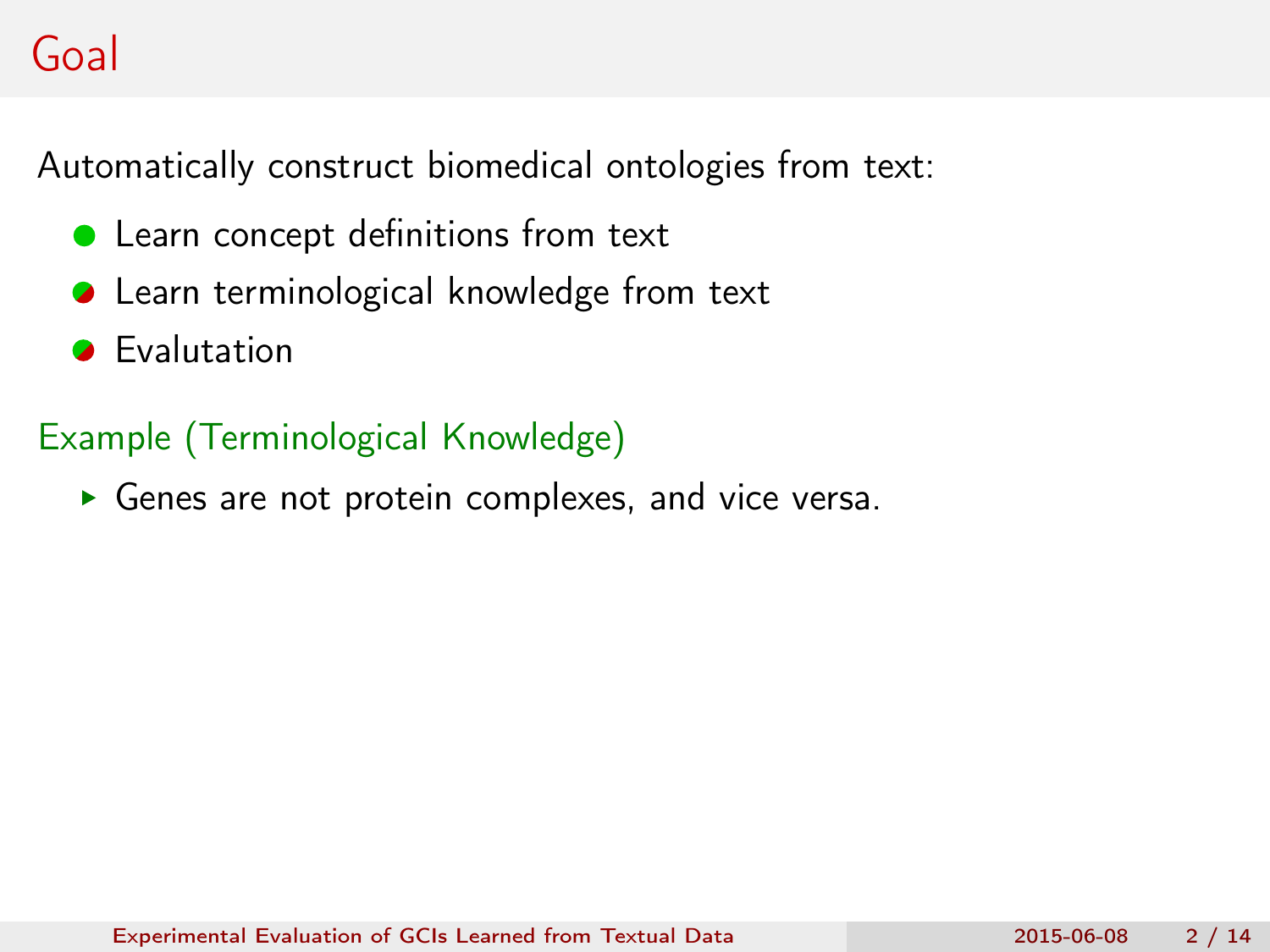# Goal

Automatically construct biomedical ontologies from text:

- Learn concept definitions from text
- Learn terminological knowledge from text
- Evalutation

Example (Terminological Knowledge)

- Genes are not protein complexes, and vice versa.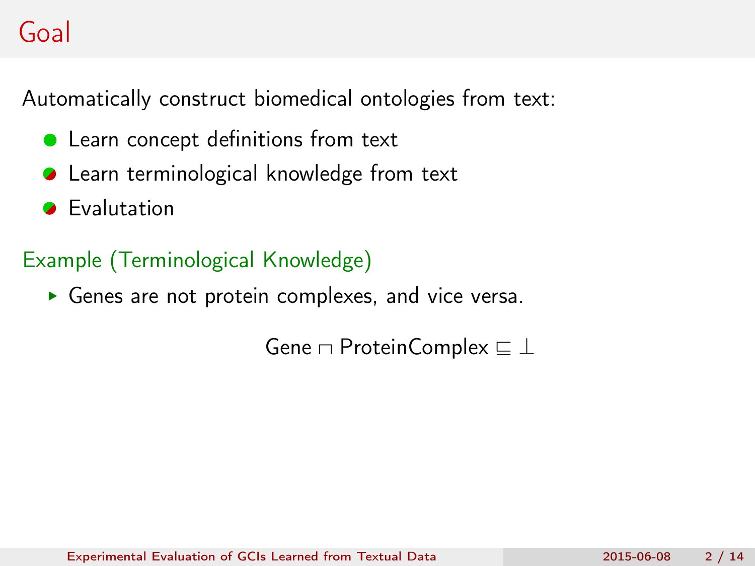# Goal

Automatically construct biomedical ontologies from text:

- Learn concept definitions from text
- Learn terminological knowledge from text
- Evalutation

**Example (Terminological Knowledge)**

- Genes are not protein complexes, and vice versa.

$$\text{Gene} \sqcap \text{ProteinComplex} \sqsubseteq \bot$$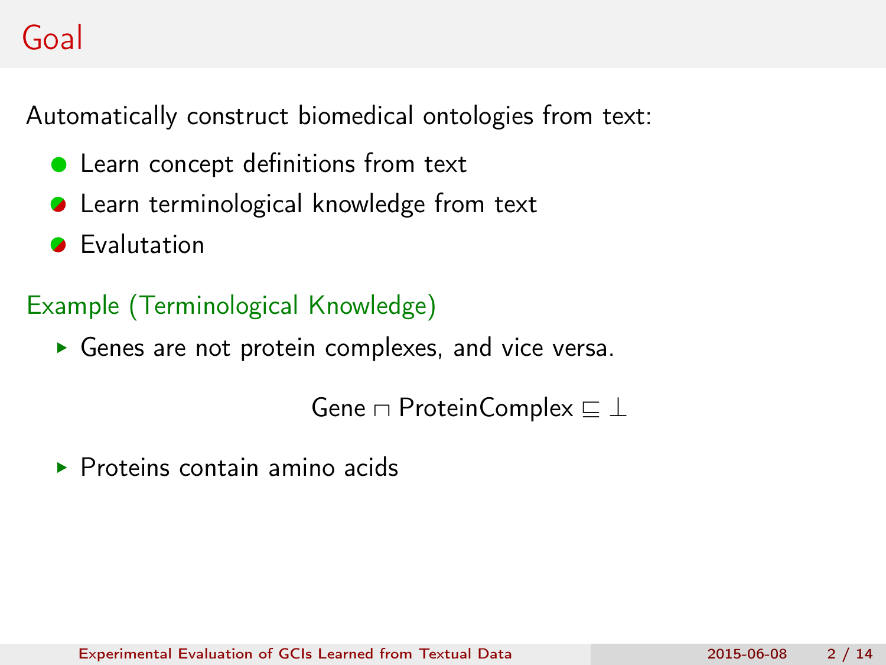# Goal

Automatically construct biomedical ontologies from text:

- Learn concept definitions from text
- Learn terminological knowledge from text
- Evalutation

## Example (Terminological Knowledge)

- Genes are not protein complexes, and vice versa.

$$\mathsf{Gene} \sqcap \mathsf{ProteinComplex} \sqsubseteq \bot$$

- Proteins contain amino acids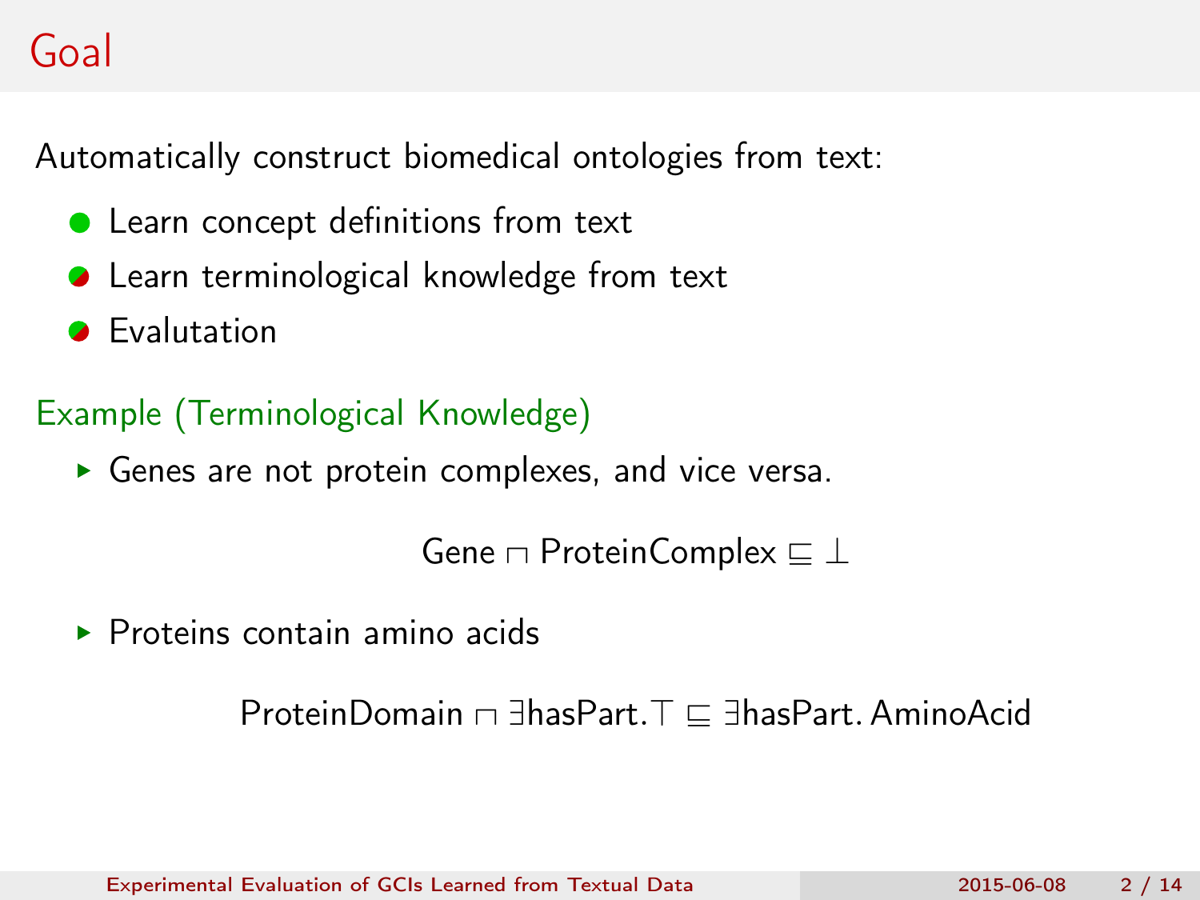# Goal

Automatically construct biomedical ontologies from text:

- Learn concept definitions from text
- Learn terminological knowledge from text
- Evalutation

Example (Terminological Knowledge)

- Genes are not protein complexes, and vice versa.

$$\mathsf{Gene} \sqcap \mathsf{ProteinComplex} \sqsubseteq \bot$$

- Proteins contain amino acids

$$\mathsf{ProteinDomain} \sqcap \exists \mathsf{hasPart}.\top \sqsubseteq \exists \mathsf{hasPart}.\,\mathsf{AminoAcid}$$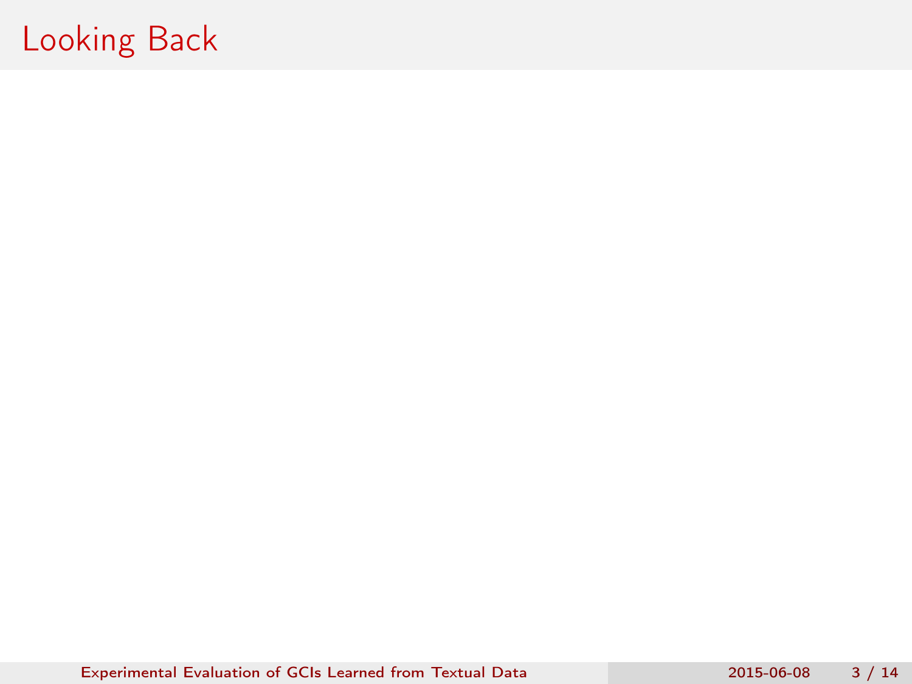# Looking Back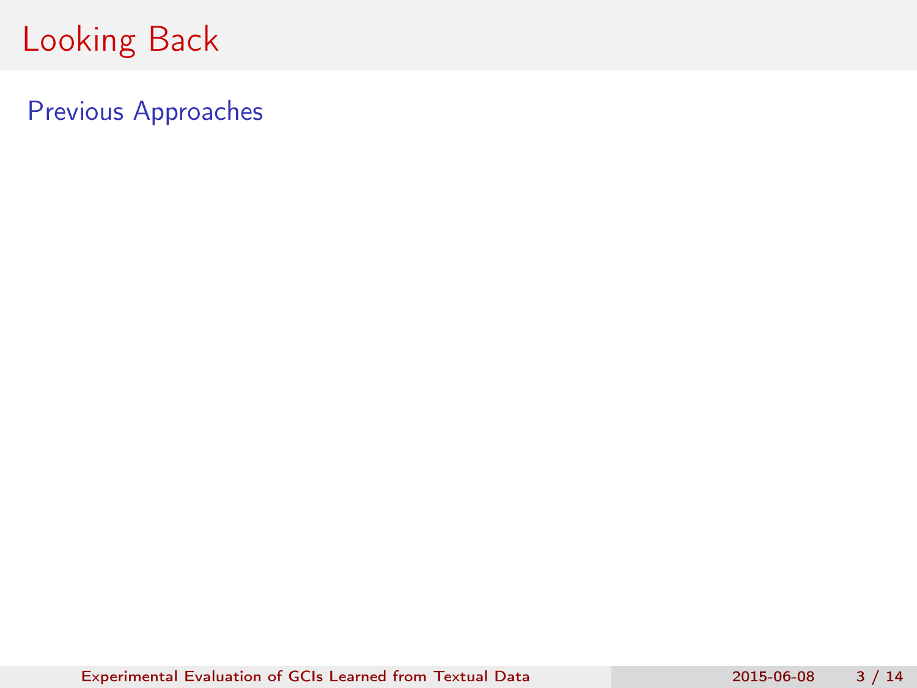# Looking Back

## Previous Approaches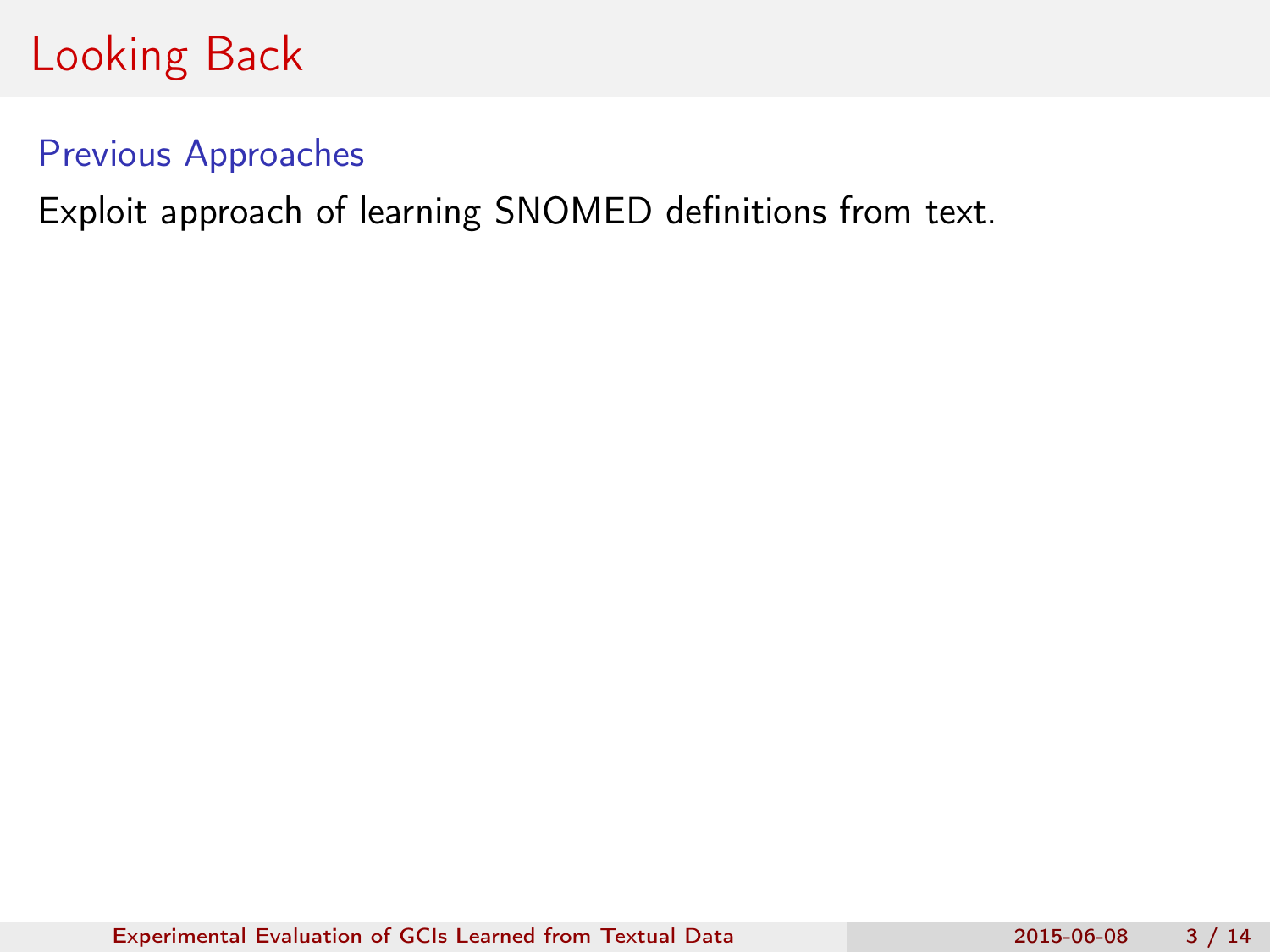# Looking Back

## Previous Approaches

Exploit approach of learning SNOMED definitions from text.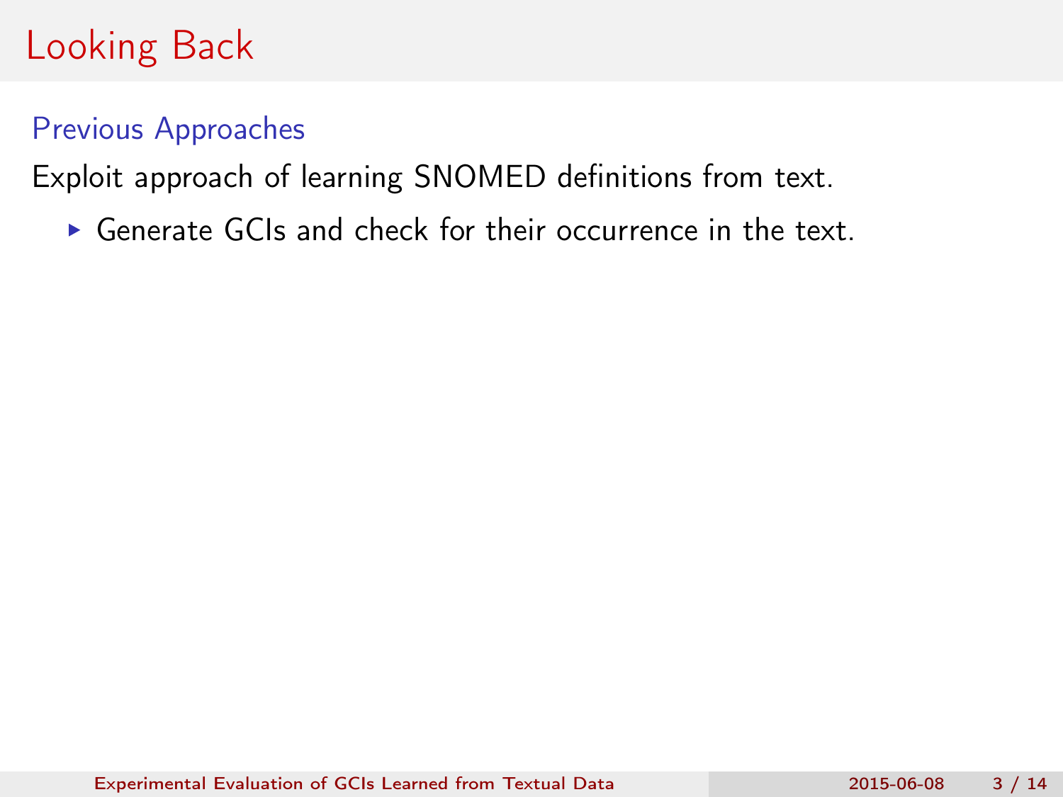# Looking Back

## Previous Approaches

Exploit approach of learning SNOMED definitions from text.

- Generate GCIs and check for their occurrence in the text.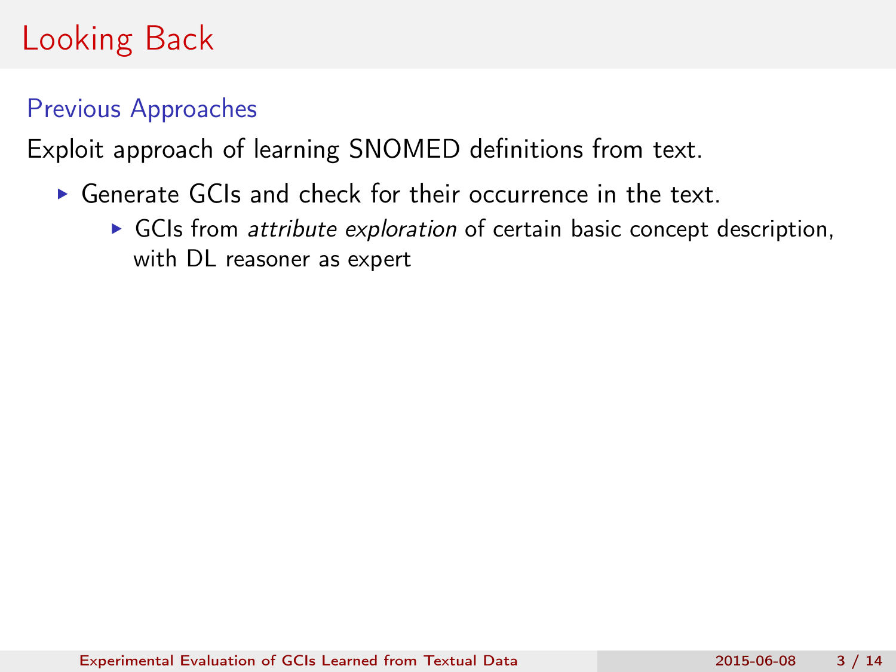# Looking Back

## Previous Approaches

Exploit approach of learning SNOMED definitions from text.

- Generate GCIs and check for their occurrence in the text.
  - GCIs from *attribute exploration* of certain basic concept description, with DL reasoner as expert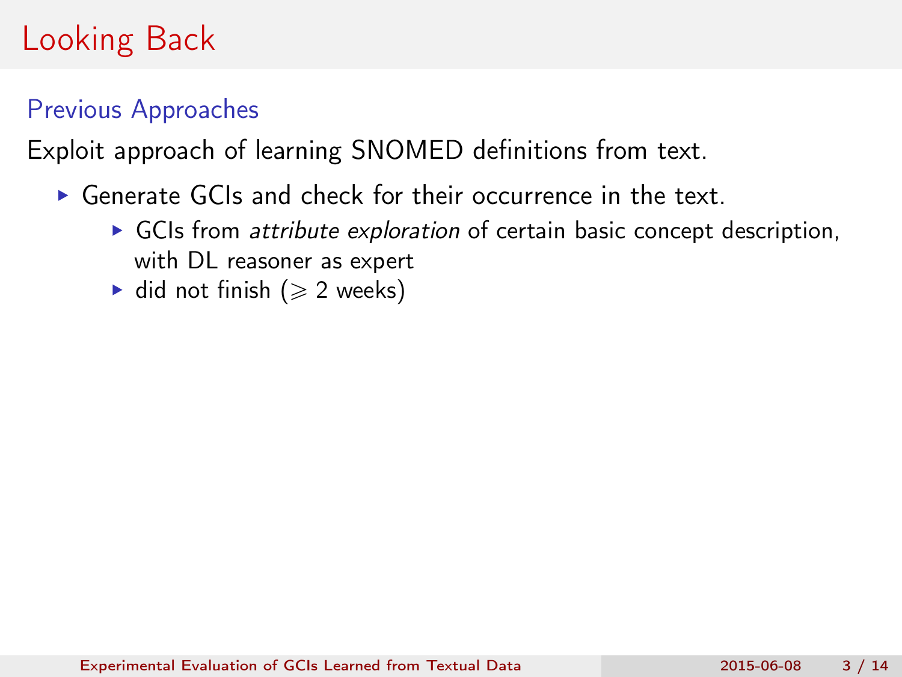# Looking Back

## Previous Approaches

Exploit approach of learning SNOMED definitions from text.

- Generate GCIs and check for their occurrence in the text.
  - GCIs from *attribute exploration* of certain basic concept description, with DL reasoner as expert
  - did not finish ($\geqslant$ 2 weeks)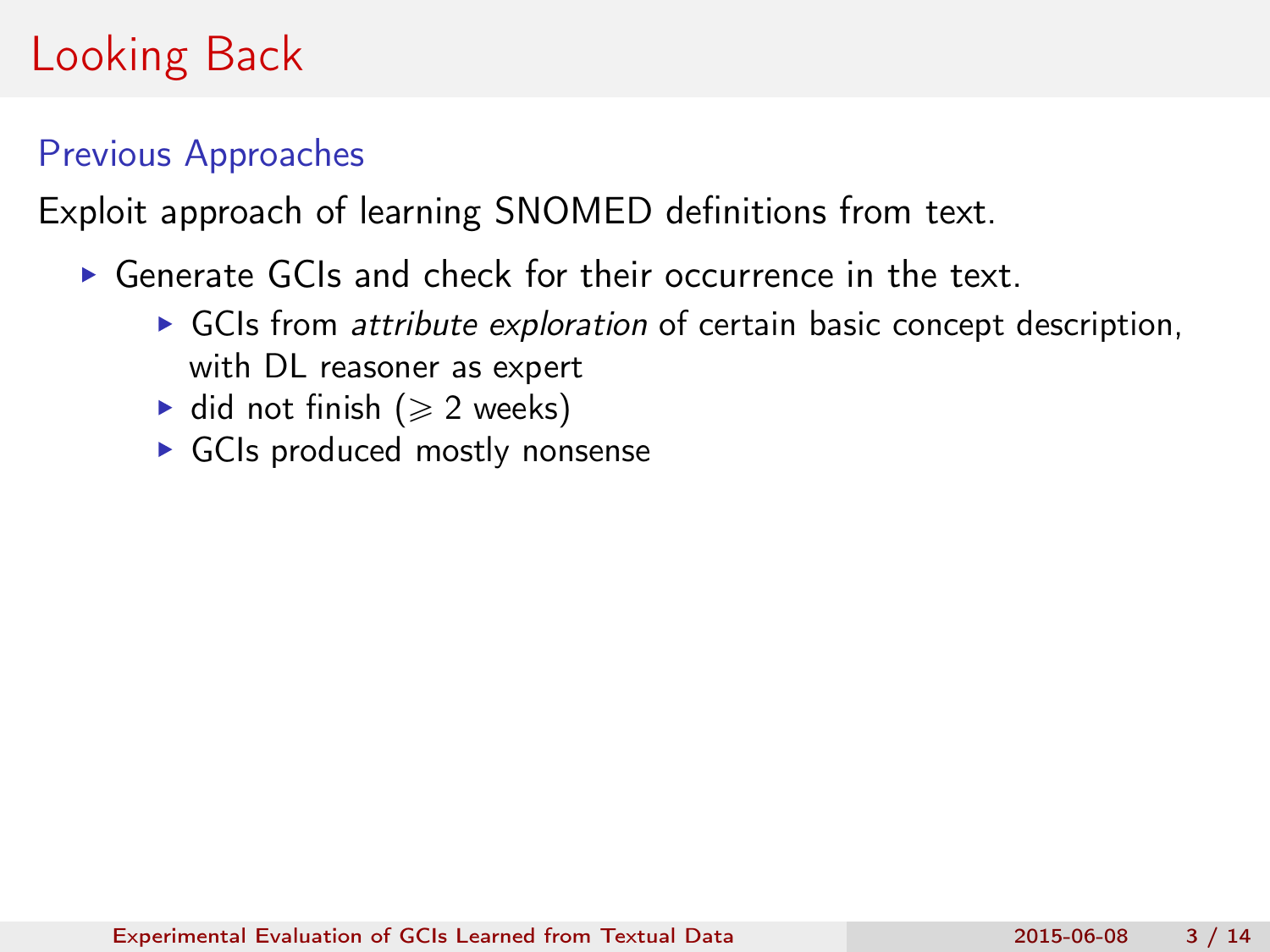# Looking Back

## Previous Approaches

Exploit approach of learning SNOMED definitions from text.

- Generate GCIs and check for their occurrence in the text.
  - GCIs from *attribute exploration* of certain basic concept description, with DL reasoner as expert
  - did not finish ($\geqslant$ 2 weeks)
  - GCIs produced mostly nonsense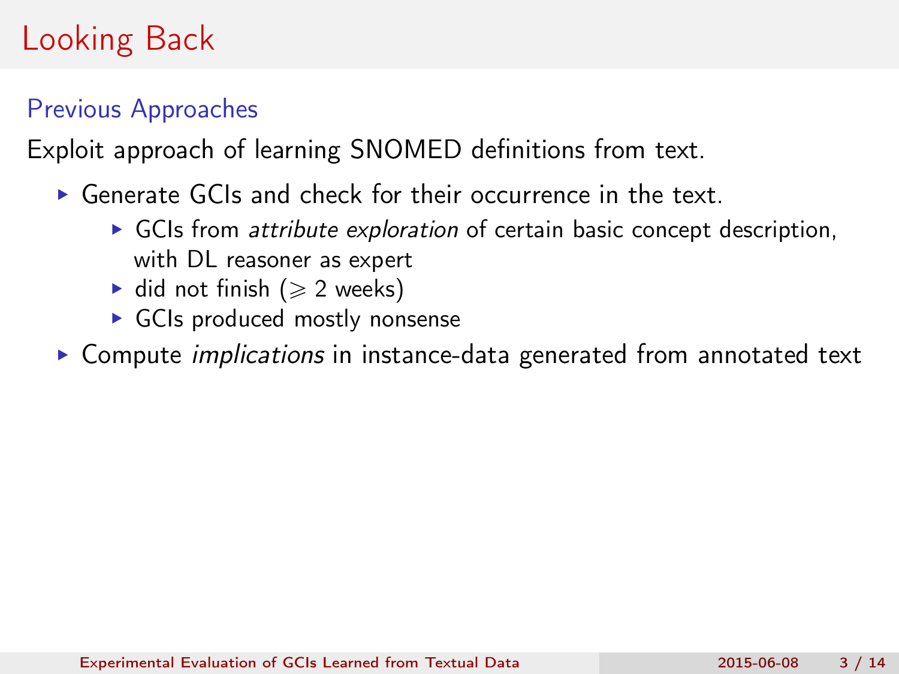# Looking Back

## Previous Approaches

Exploit approach of learning SNOMED definitions from text.

- Generate GCIs and check for their occurrence in the text.
  - GCIs from *attribute exploration* of certain basic concept description, with DL reasoner as expert
  - did not finish ($\geqslant$ 2 weeks)
  - GCIs produced mostly nonsense
- Compute *implications* in instance-data generated from annotated text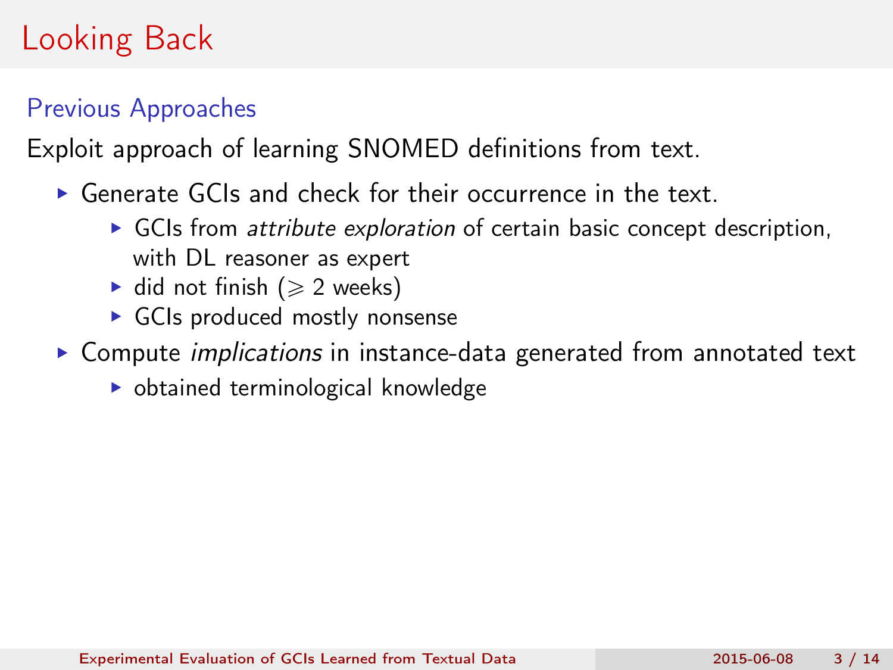# Looking Back

## Previous Approaches

Exploit approach of learning SNOMED definitions from text.

- Generate GCIs and check for their occurrence in the text.
  - GCIs from *attribute exploration* of certain basic concept description, with DL reasoner as expert
  - did not finish ($\geqslant$ 2 weeks)
  - GCIs produced mostly nonsense
- Compute *implications* in instance-data generated from annotated text
  - obtained terminological knowledge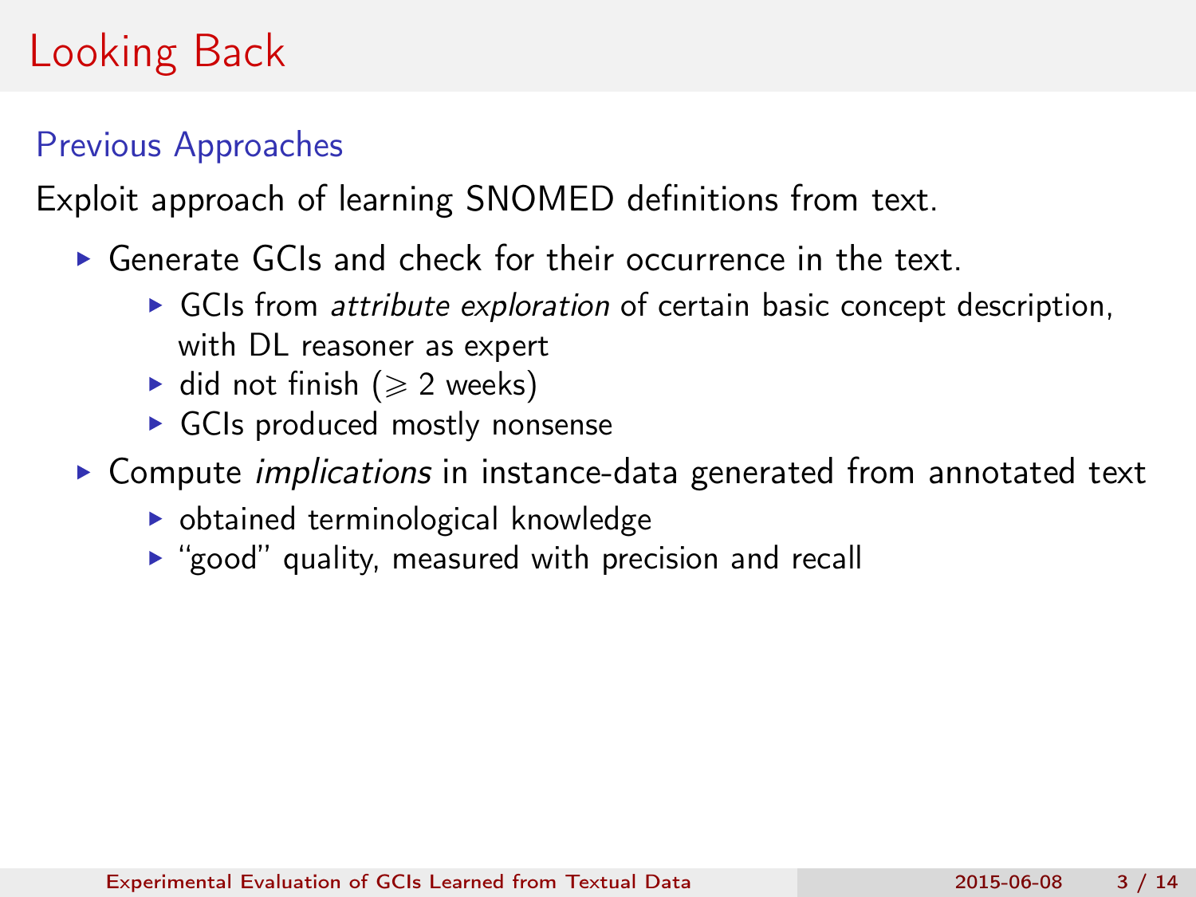# Looking Back

## Previous Approaches

Exploit approach of learning SNOMED definitions from text.

- Generate GCIs and check for their occurrence in the text.
  - GCIs from *attribute exploration* of certain basic concept description, with DL reasoner as expert
  - did not finish ($\geqslant$ 2 weeks)
  - GCIs produced mostly nonsense
- Compute *implications* in instance-data generated from annotated text
  - obtained terminological knowledge
  - "good" quality, measured with precision and recall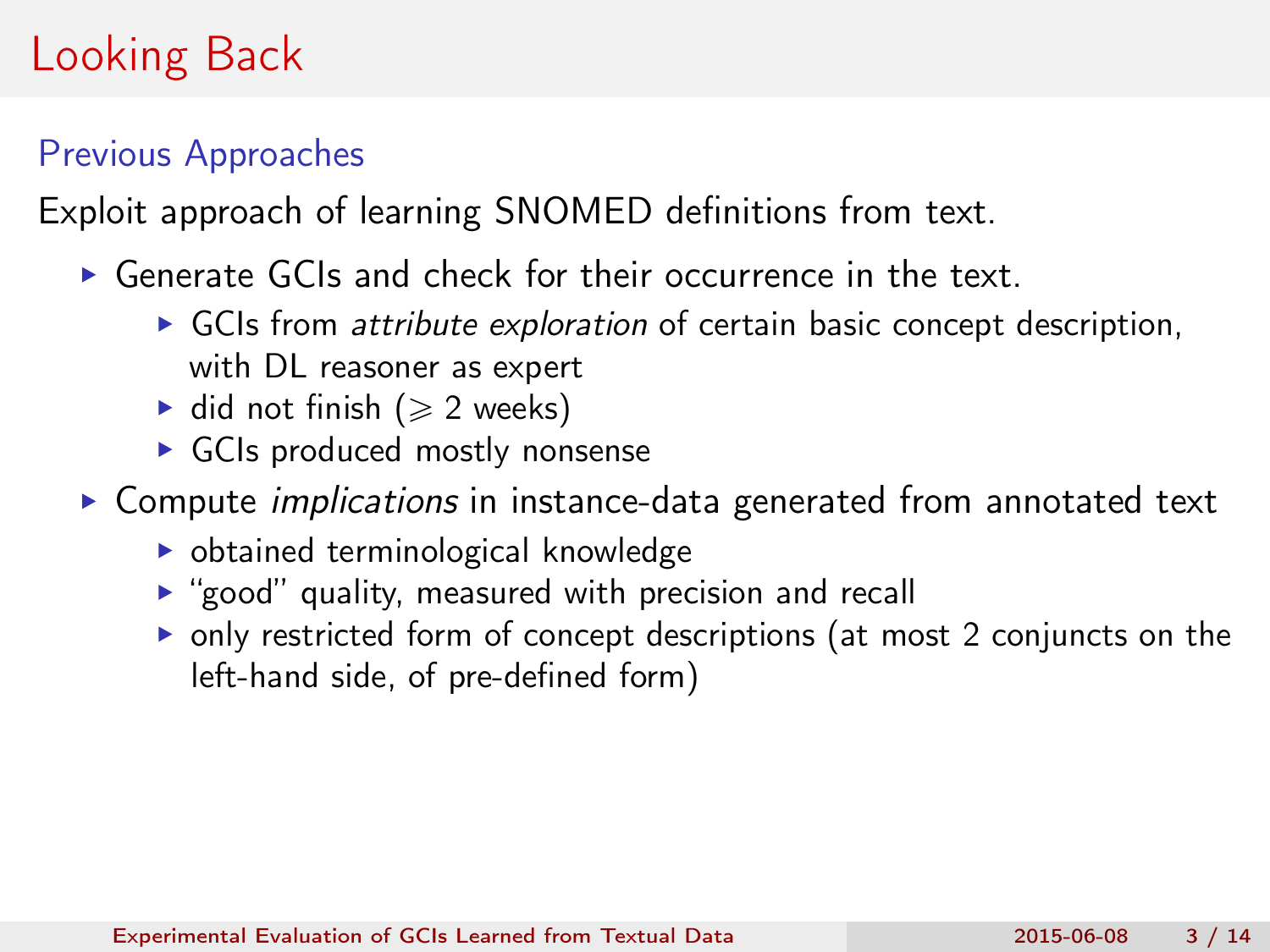# Looking Back

## Previous Approaches

Exploit approach of learning SNOMED definitions from text.

- Generate GCIs and check for their occurrence in the text.
  - GCIs from *attribute exploration* of certain basic concept description, with DL reasoner as expert
  - did not finish ($\geqslant$ 2 weeks)
  - GCIs produced mostly nonsense
- Compute *implications* in instance-data generated from annotated text
  - obtained terminological knowledge
  - "good" quality, measured with precision and recall
  - only restricted form of concept descriptions (at most 2 conjuncts on the left-hand side, of pre-defined form)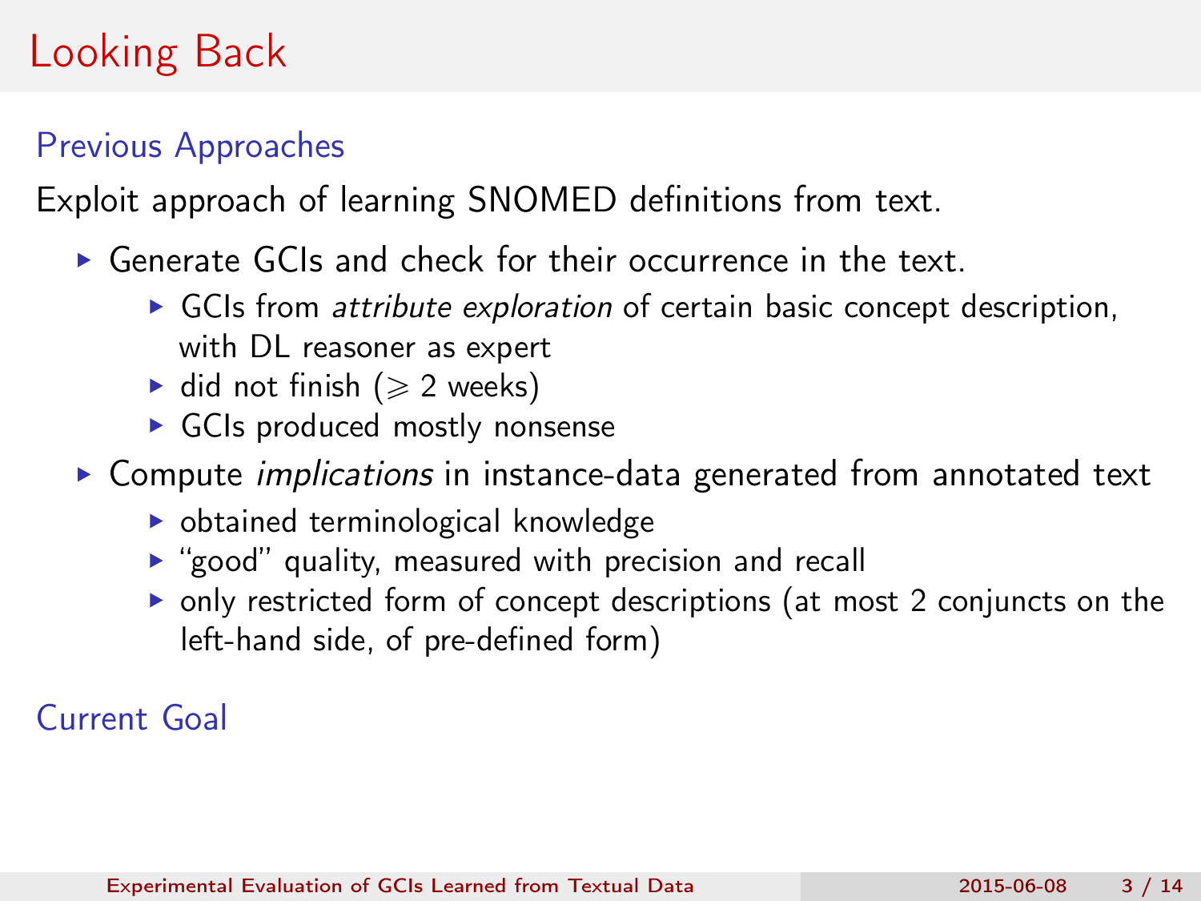# Looking Back

## Previous Approaches

Exploit approach of learning SNOMED definitions from text.

- Generate GCIs and check for their occurrence in the text.
  - GCIs from *attribute exploration* of certain basic concept description, with DL reasoner as expert
  - did not finish ($\geqslant$ 2 weeks)
  - GCIs produced mostly nonsense
- Compute *implications* in instance-data generated from annotated text
  - obtained terminological knowledge
  - "good" quality, measured with precision and recall
  - only restricted form of concept descriptions (at most 2 conjuncts on the left-hand side, of pre-defined form)

## Current Goal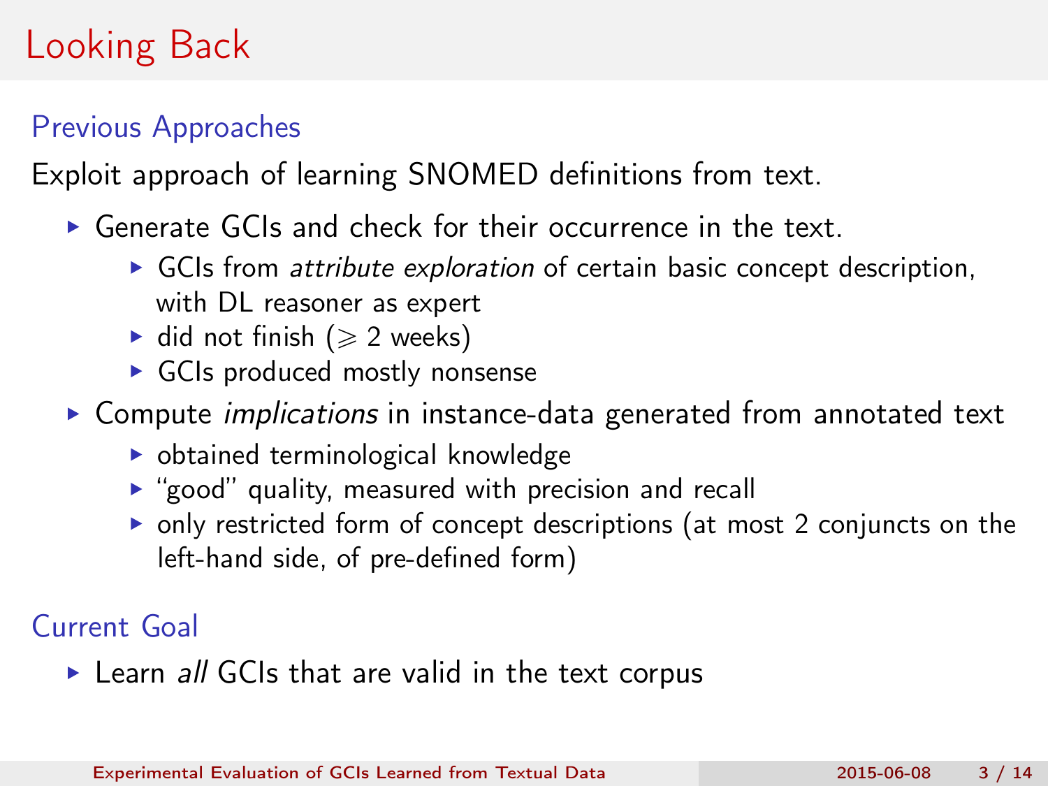# Looking Back

## Previous Approaches

Exploit approach of learning SNOMED definitions from text.

- Generate GCIs and check for their occurrence in the text.
  - GCIs from *attribute exploration* of certain basic concept description, with DL reasoner as expert
  - did not finish ($\geqslant$ 2 weeks)
  - GCIs produced mostly nonsense
- Compute *implications* in instance-data generated from annotated text
  - obtained terminological knowledge
  - "good" quality, measured with precision and recall
  - only restricted form of concept descriptions (at most 2 conjuncts on the left-hand side, of pre-defined form)

## Current Goal

- Learn *all* GCIs that are valid in the text corpus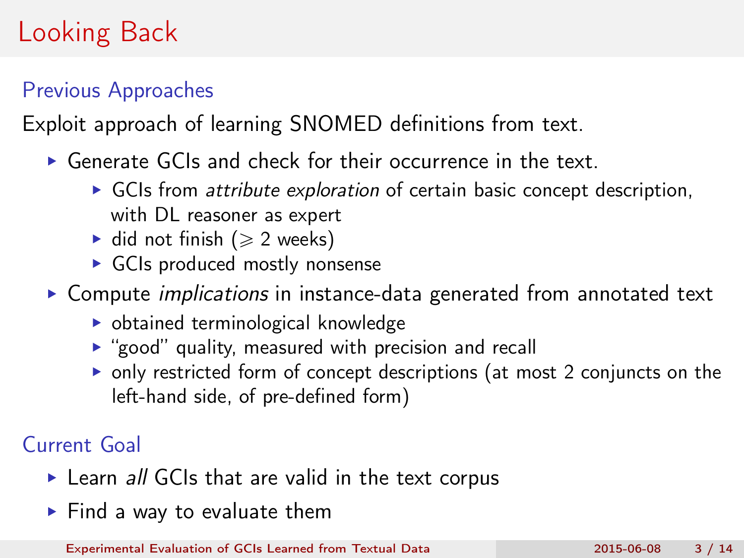# Looking Back

## Previous Approaches

Exploit approach of learning SNOMED definitions from text.

- Generate GCIs and check for their occurrence in the text.
  - GCIs from *attribute exploration* of certain basic concept description, with DL reasoner as expert
  - did not finish ($\geqslant$ 2 weeks)
  - GCIs produced mostly nonsense
- Compute *implications* in instance-data generated from annotated text
  - obtained terminological knowledge
  - "good" quality, measured with precision and recall
  - only restricted form of concept descriptions (at most 2 conjuncts on the left-hand side, of pre-defined form)

## Current Goal

- Learn *all* GCIs that are valid in the text corpus
- Find a way to evaluate them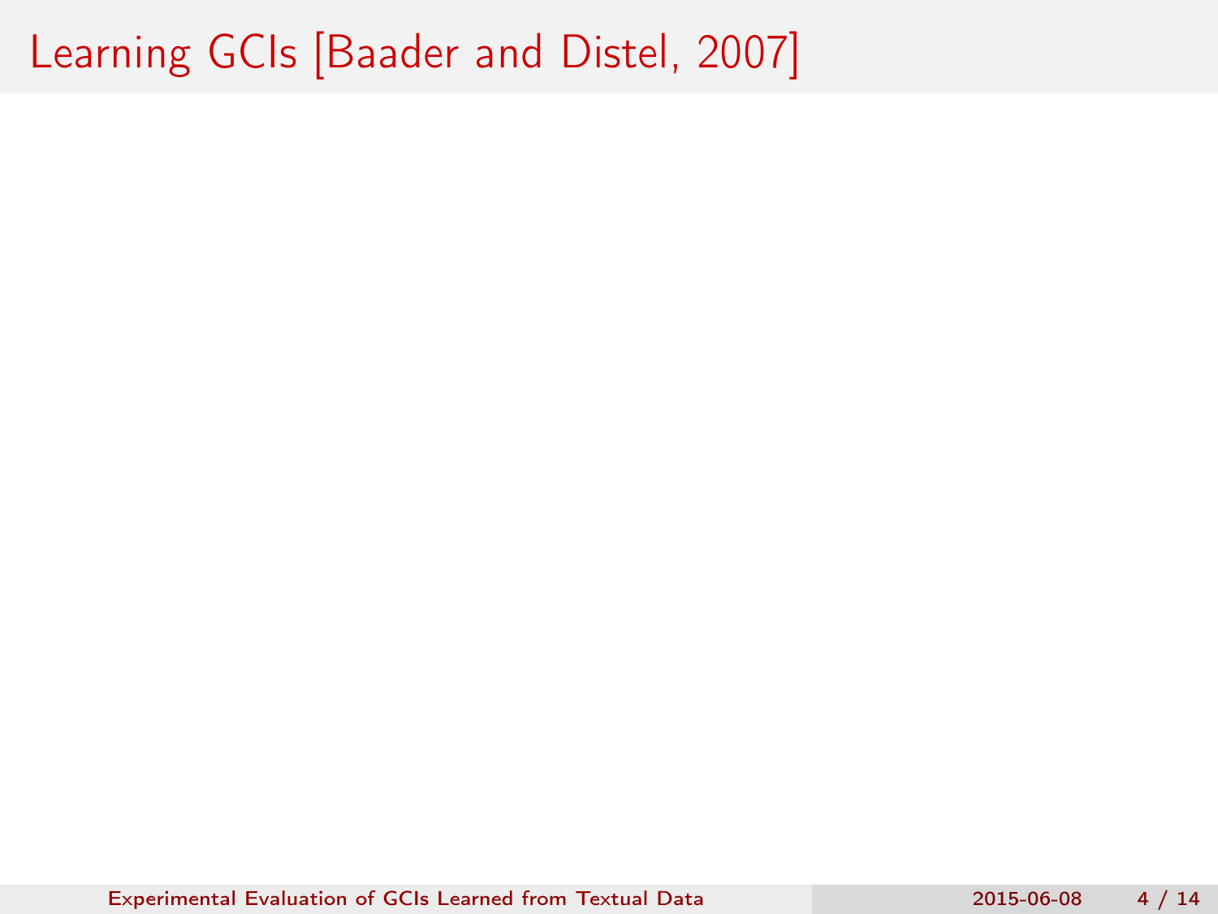# Learning GCIs [Baader and Distel, 2007]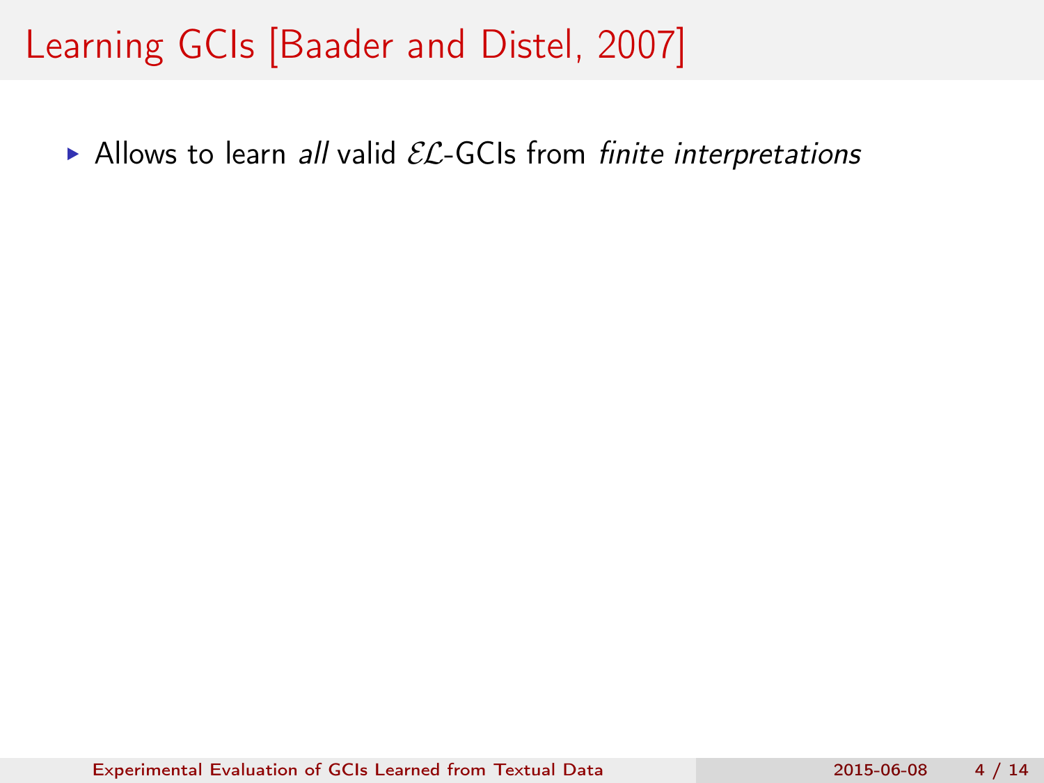# Learning GCIs [Baader and Distel, 2007]

- Allows to learn *all* valid $\mathcal{EL}$-GCIs from *finite interpretations*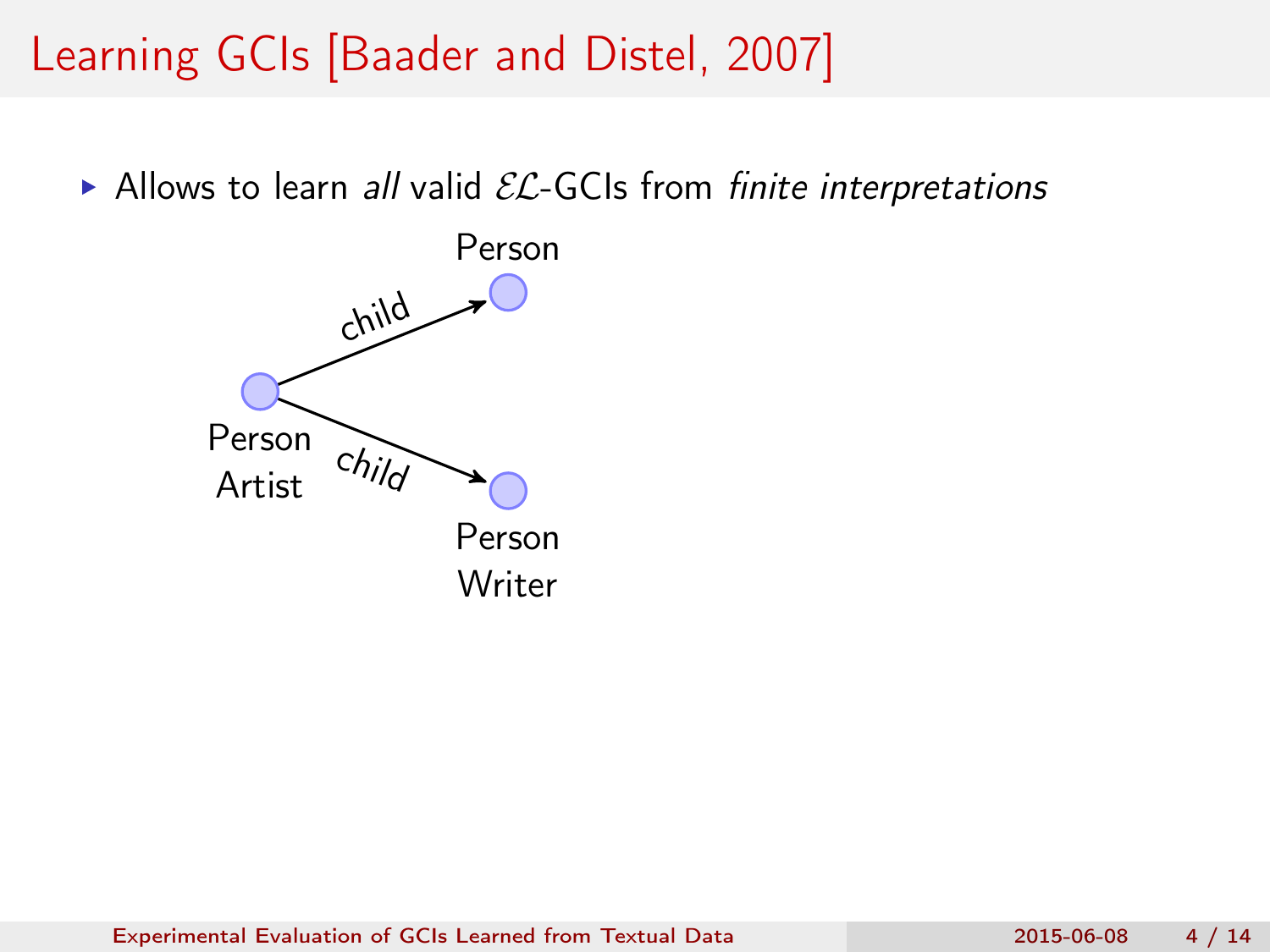# Learning GCIs [Baader and Distel, 2007]

- Allows to learn *all* valid $\mathcal{EL}$-GCIs from *finite interpretations*

Person

child

Person
Artist

child

Person
Writer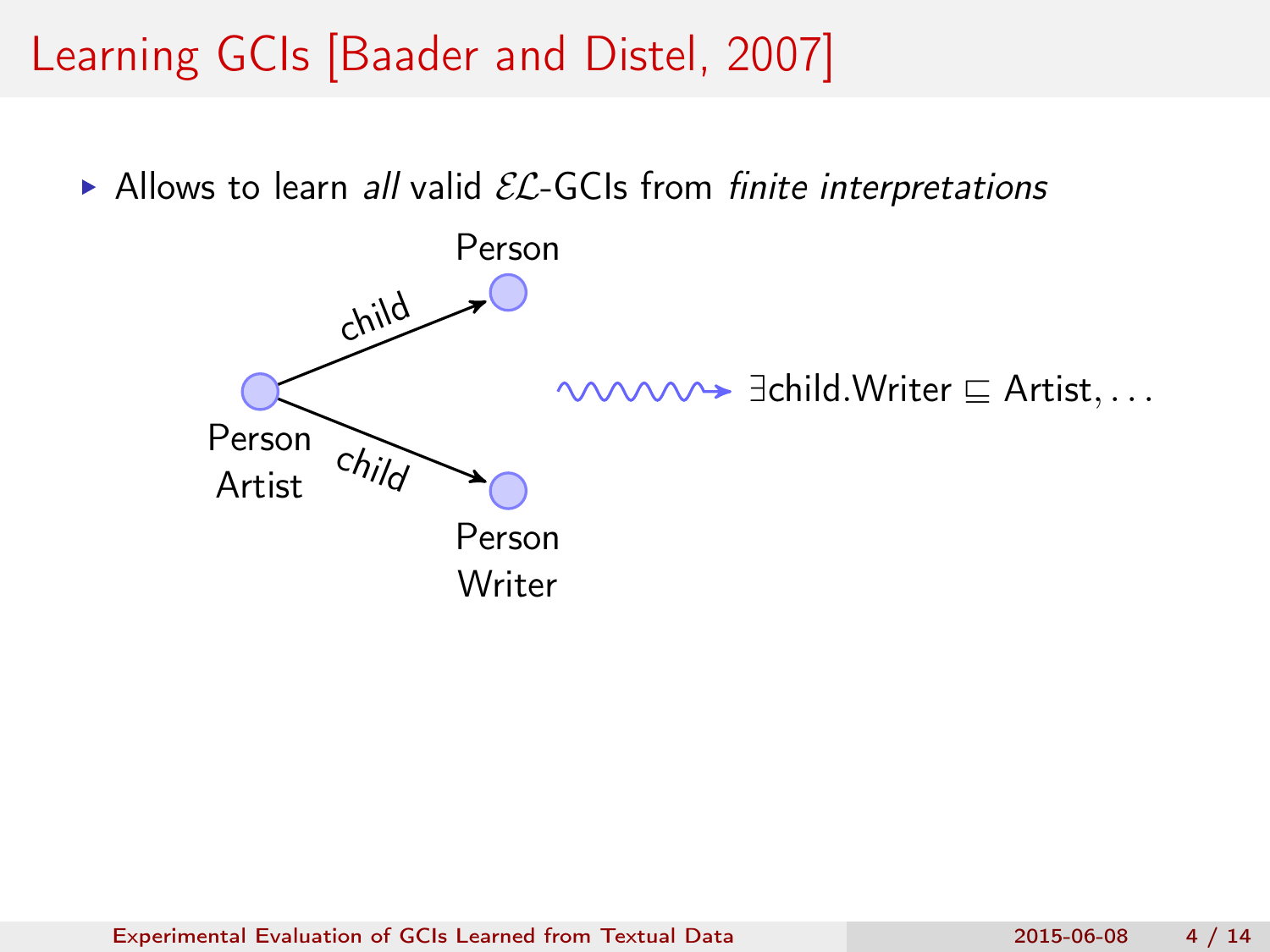# Learning GCIs [Baader and Distel, 2007]

- Allows to learn *all* valid $\mathcal{EL}$-GCIs from *finite interpretations*

Person

child

Person
Artist

child

Person
Writer

$\exists$child.Writer $\sqsubseteq$ Artist, ...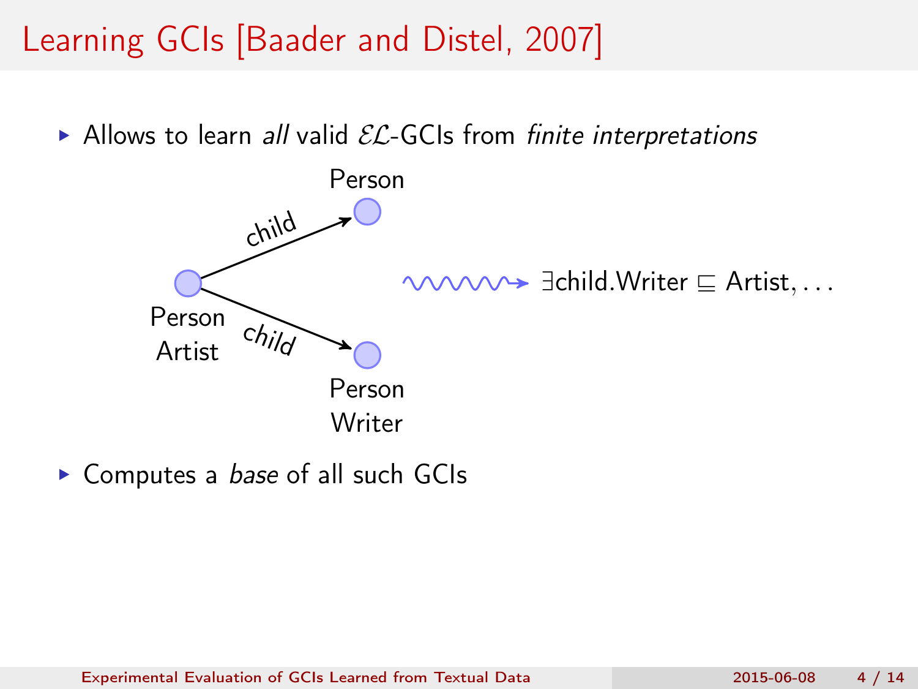# Learning GCIs [Baader and Distel, 2007]

- Allows to learn *all* valid $\mathcal{EL}$-GCIs from *finite interpretations*

Person

child

child

Person
Artist

Person
Writer

$\exists$child.Writer $\sqsubseteq$ Artist, …

- Computes a *base* of all such GCIs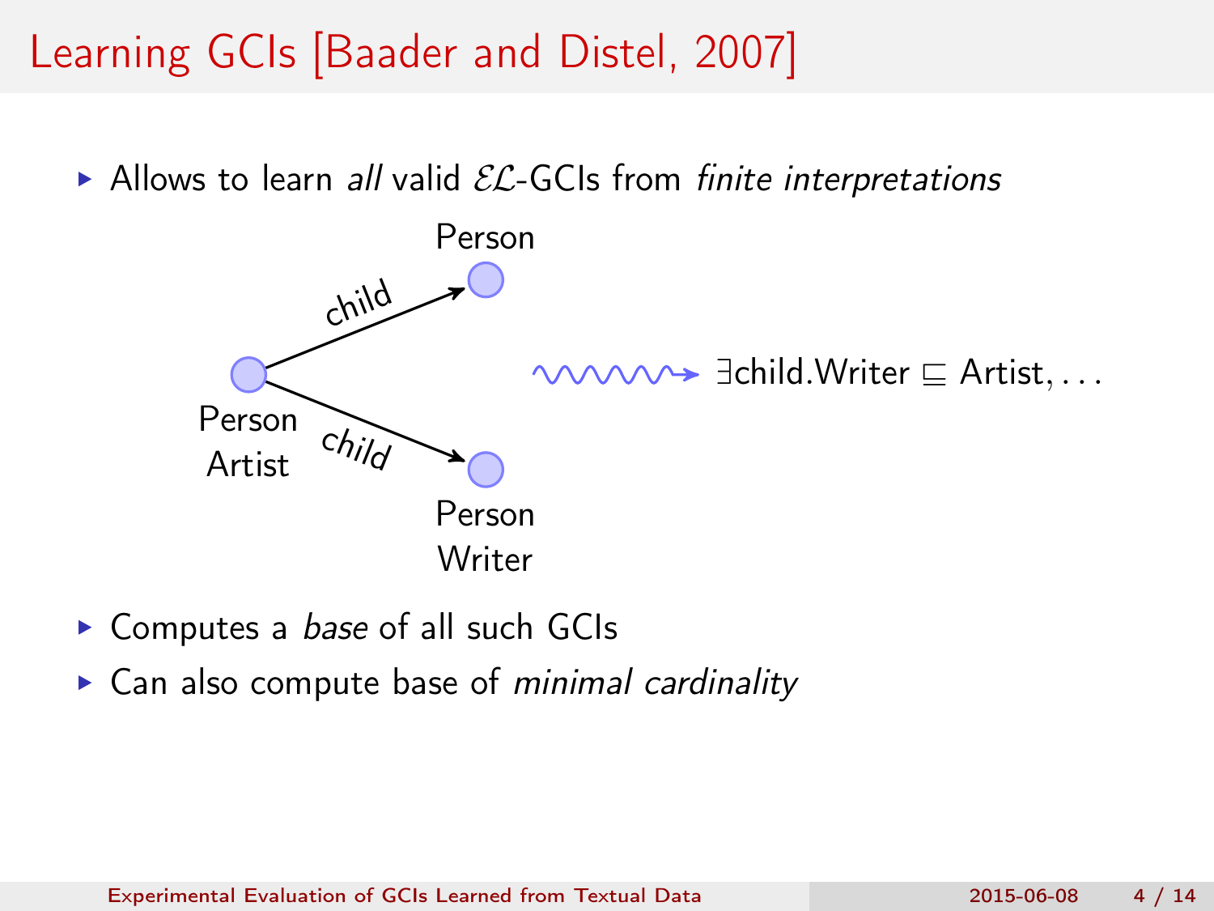# Learning GCIs [Baader and Distel, 2007]

- Allows to learn *all* valid $\mathcal{EL}$-GCIs from *finite interpretations*

Person, Artist —child→ Person
Person, Artist —child→ Person, Writer

$\rightsquigarrow$ $\exists$child.Writer $\sqsubseteq$ Artist, ...

- Computes a *base* of all such GCIs
- Can also compute base of *minimal cardinality*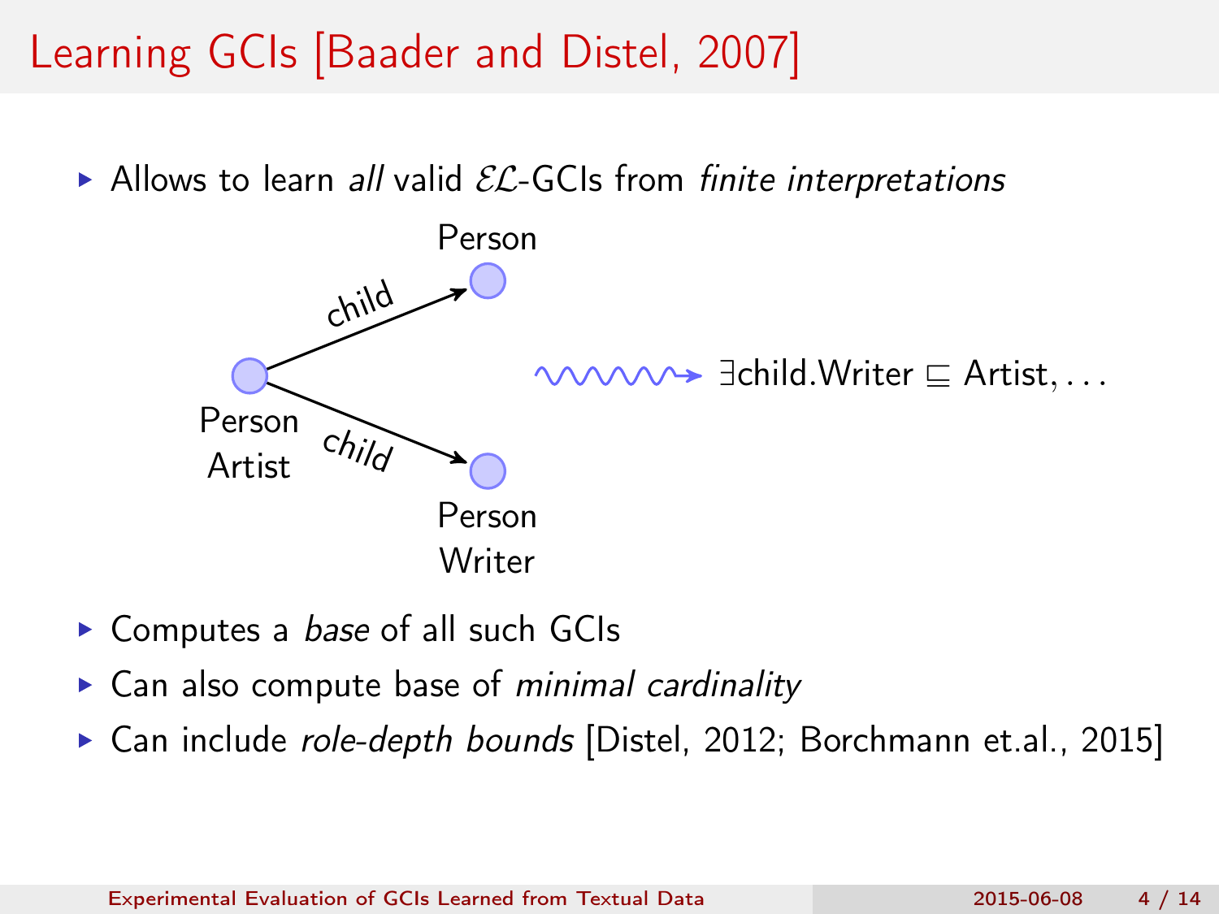# Learning GCIs [Baader and Distel, 2007]

- Allows to learn *all* valid $\mathcal{EL}$-GCIs from *finite interpretations*

Person

child

Person
Artist

child

Person
Writer

$\exists$child.Writer $\sqsubseteq$ Artist, ...

- Computes a *base* of all such GCIs
- Can also compute base of *minimal cardinality*
- Can include *role-depth bounds* [Distel, 2012; Borchmann et.al., 2015]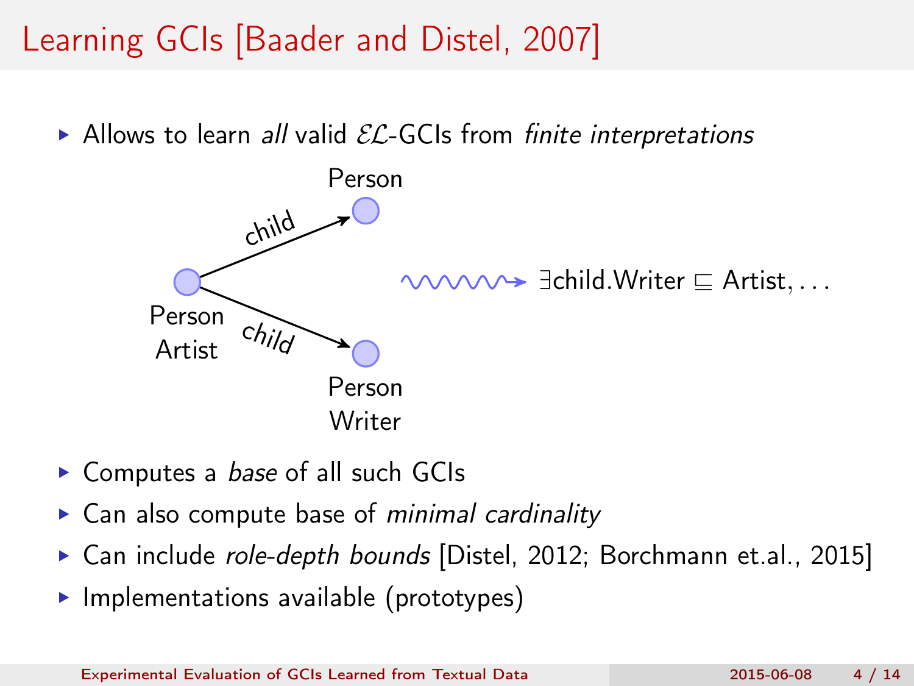# Learning GCIs [Baader and Distel, 2007]

- Allows to learn *all* valid $\mathcal{EL}$-GCIs from *finite interpretations*

Person

child

Person
Artist

child

Person
Writer

$\rightsquigarrow \exists \text{child.Writer} \sqsubseteq \text{Artist}, \ldots$

- Computes a *base* of all such GCIs
- Can also compute base of *minimal cardinality*
- Can include *role-depth bounds* [Distel, 2012; Borchmann et.al., 2015]
- Implementations available (prototypes)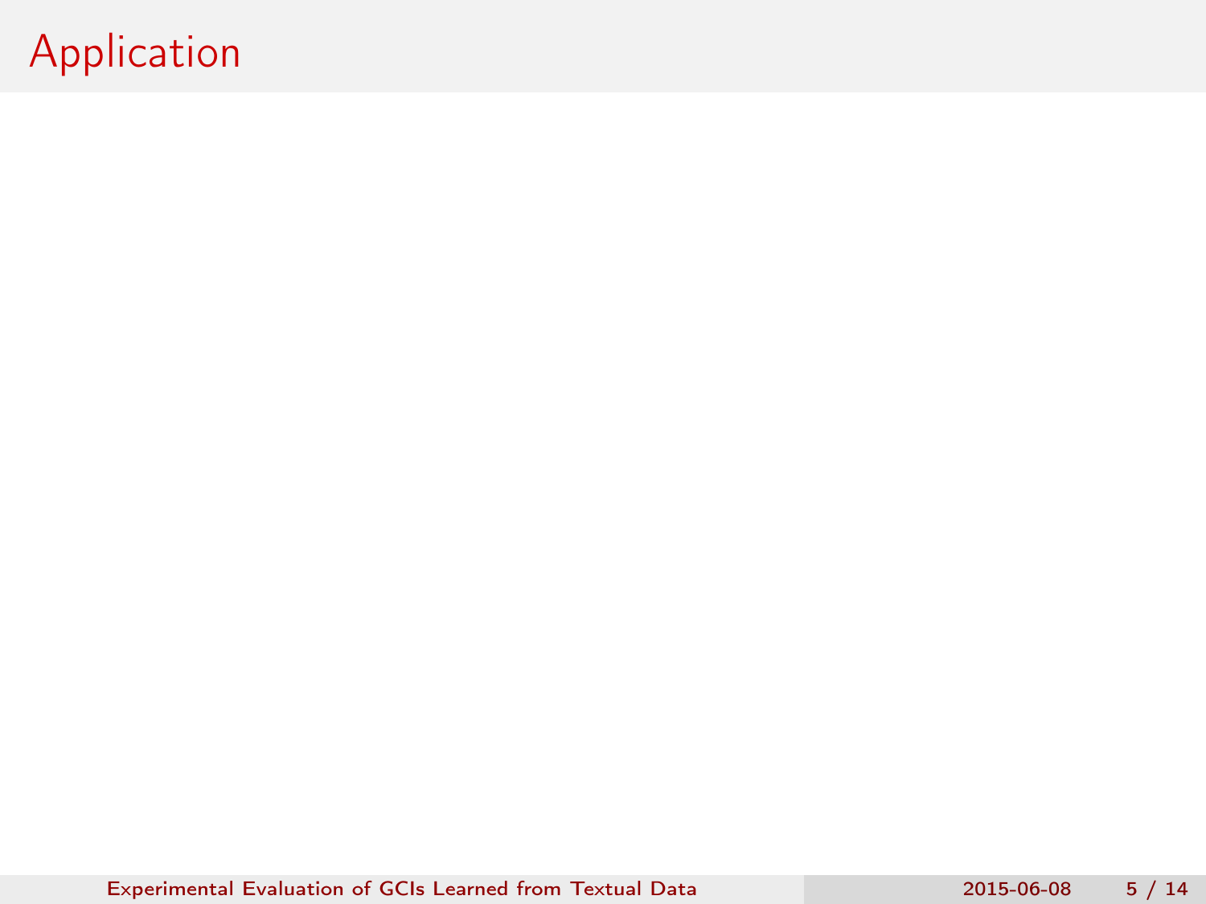# Application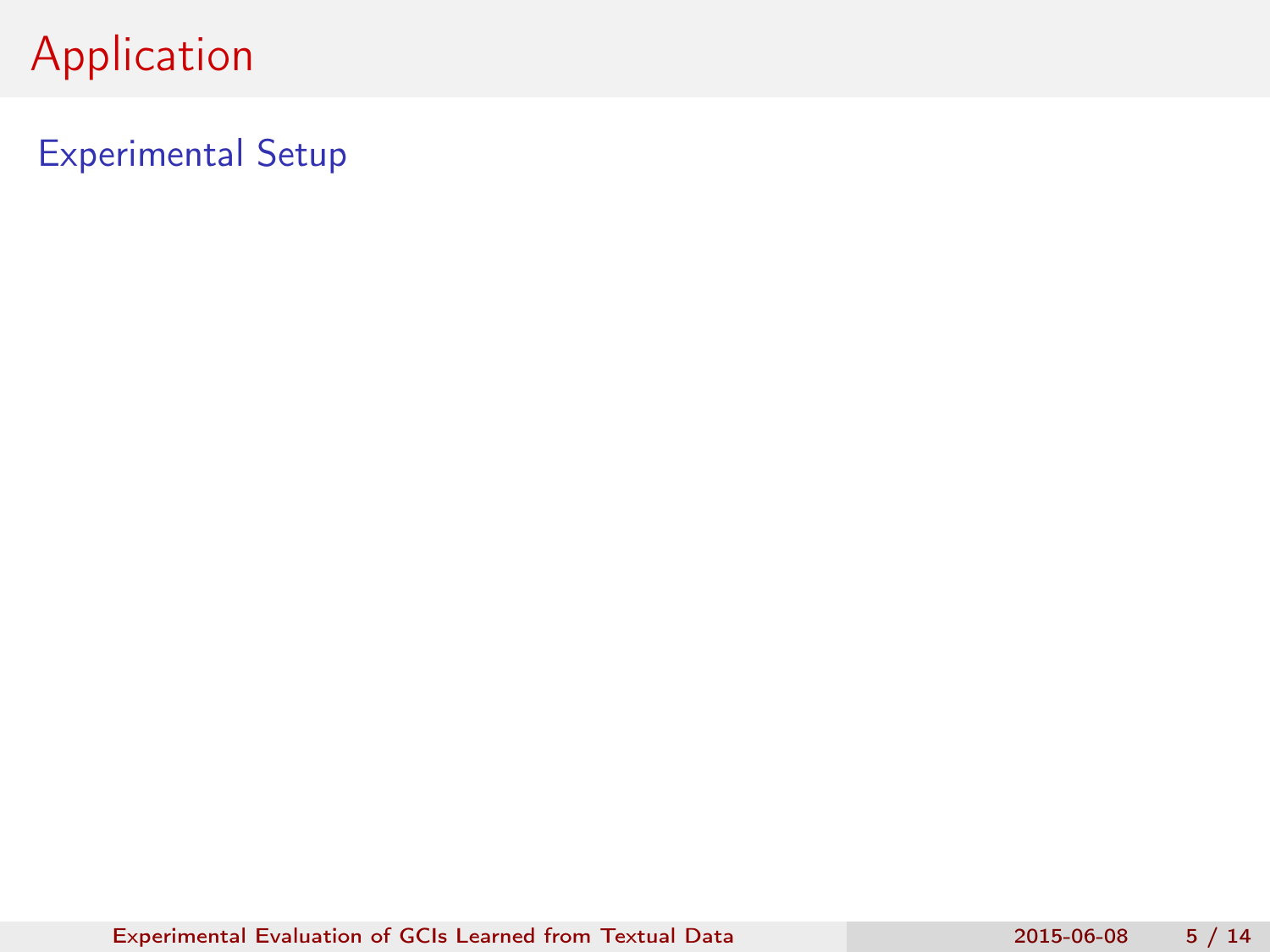# Application

## Experimental Setup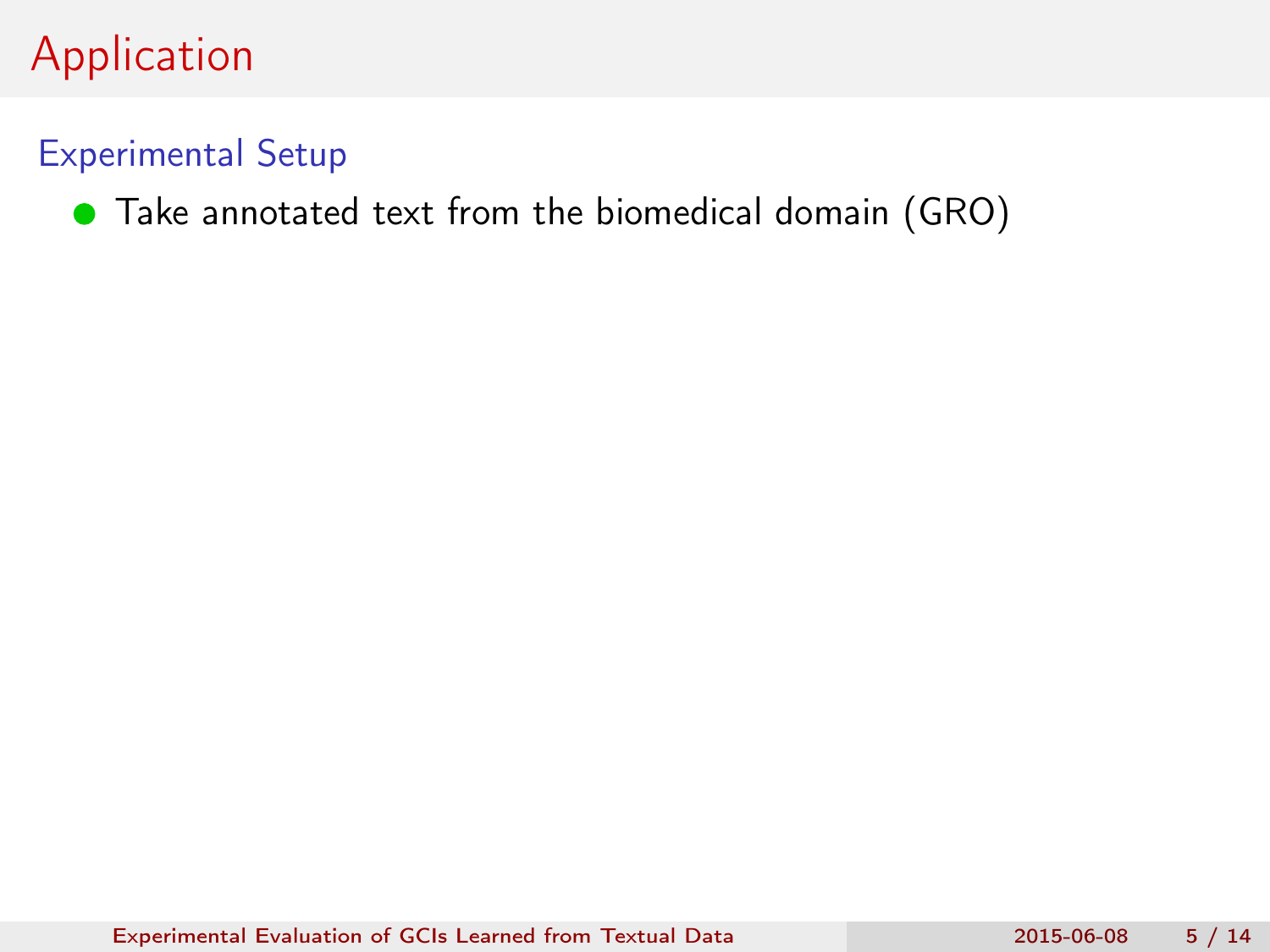# Application

## Experimental Setup

- Take annotated text from the biomedical domain (GRO)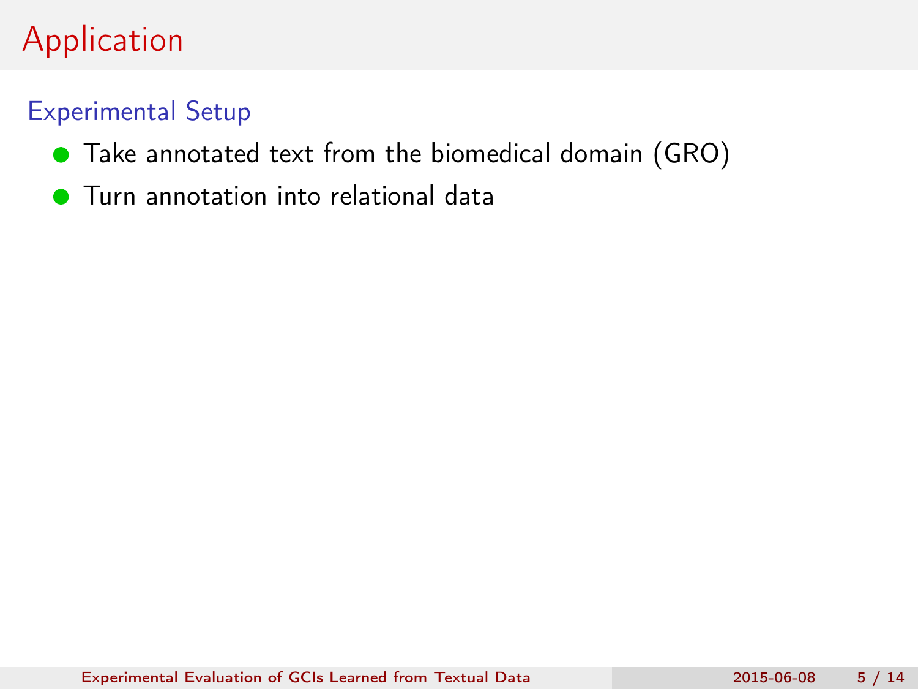# Application

## Experimental Setup

- Take annotated text from the biomedical domain (GRO)
- Turn annotation into relational data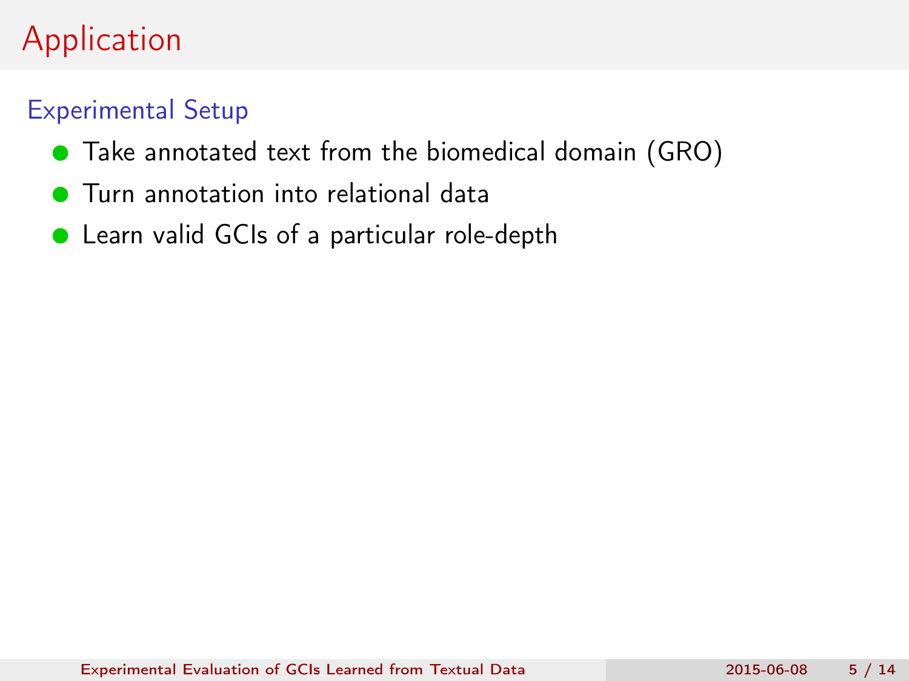# Application

## Experimental Setup

- Take annotated text from the biomedical domain (GRO)
- Turn annotation into relational data
- Learn valid GCIs of a particular role-depth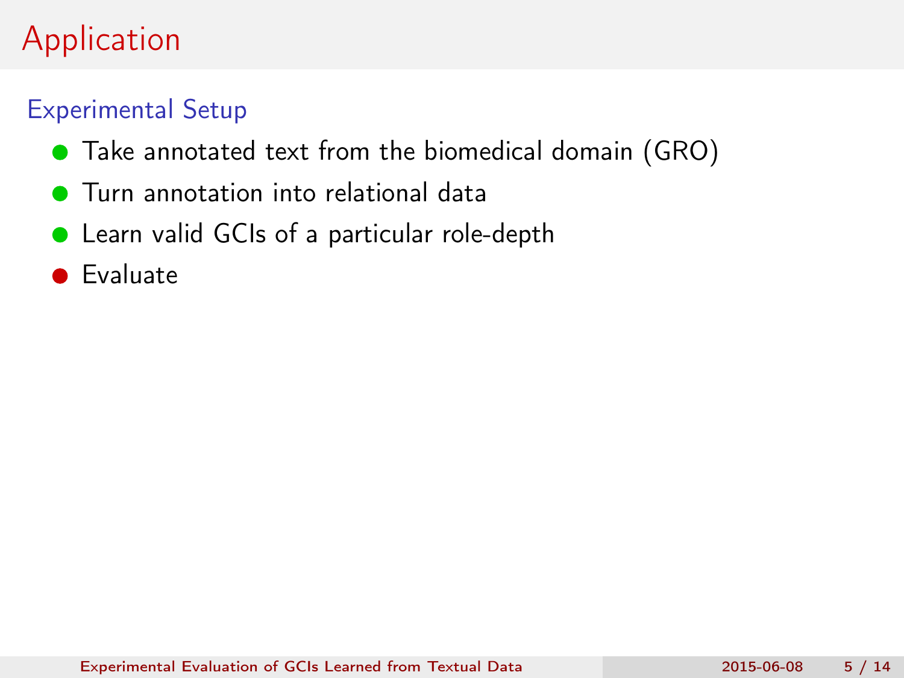# Application

## Experimental Setup

- Take annotated text from the biomedical domain (GRO)
- Turn annotation into relational data
- Learn valid GCIs of a particular role-depth
- Evaluate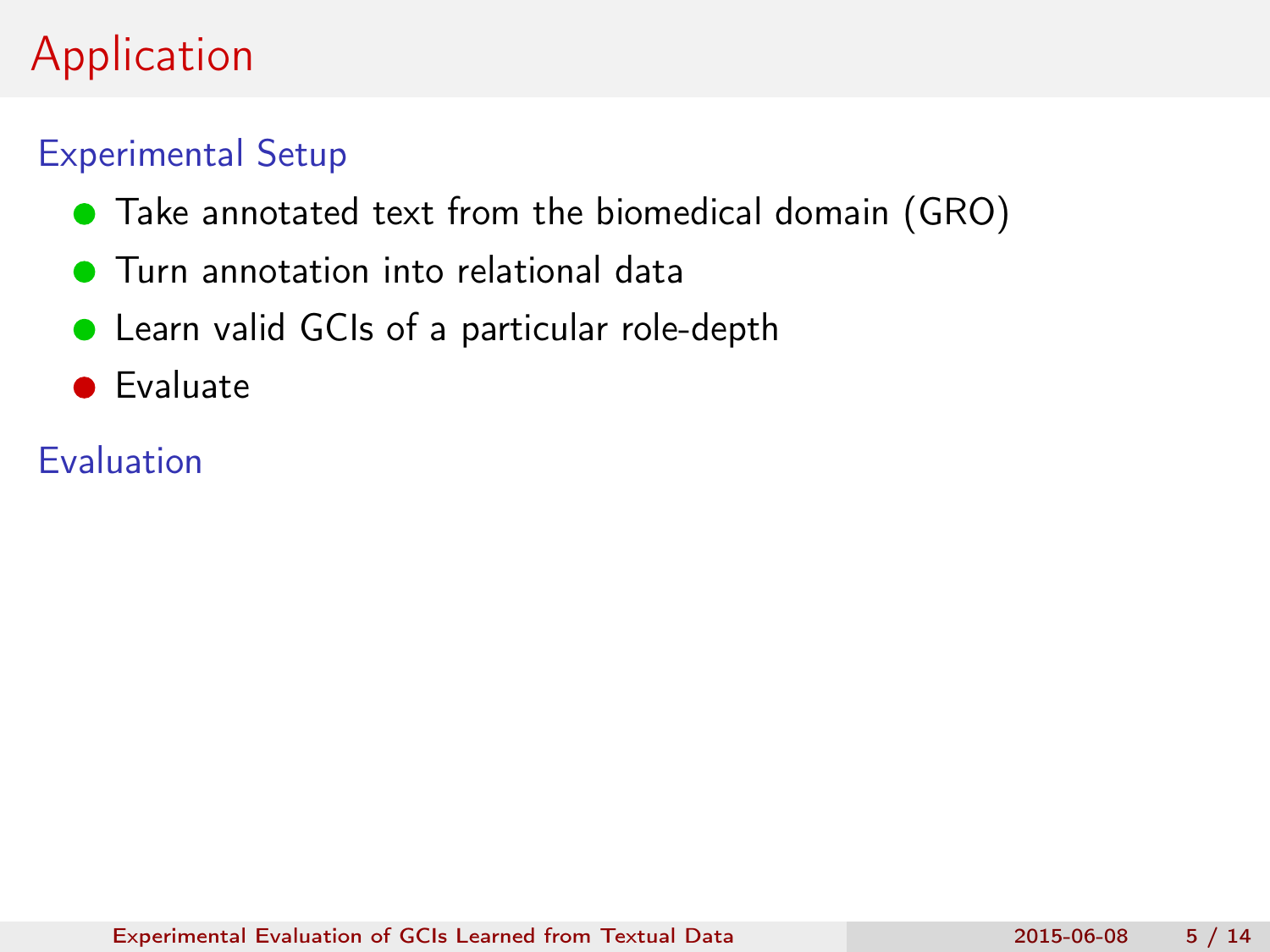# Application

## Experimental Setup

- Take annotated text from the biomedical domain (GRO)
- Turn annotation into relational data
- Learn valid GCIs of a particular role-depth
- Evaluate

## Evaluation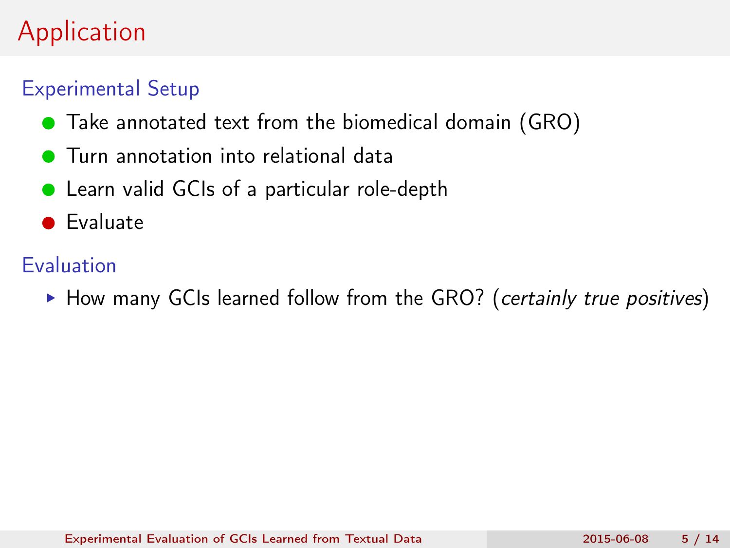# Application

## Experimental Setup

- Take annotated text from the biomedical domain (GRO)
- Turn annotation into relational data
- Learn valid GCIs of a particular role-depth
- Evaluate

## Evaluation

- How many GCIs learned follow from the GRO? (*certainly true positives*)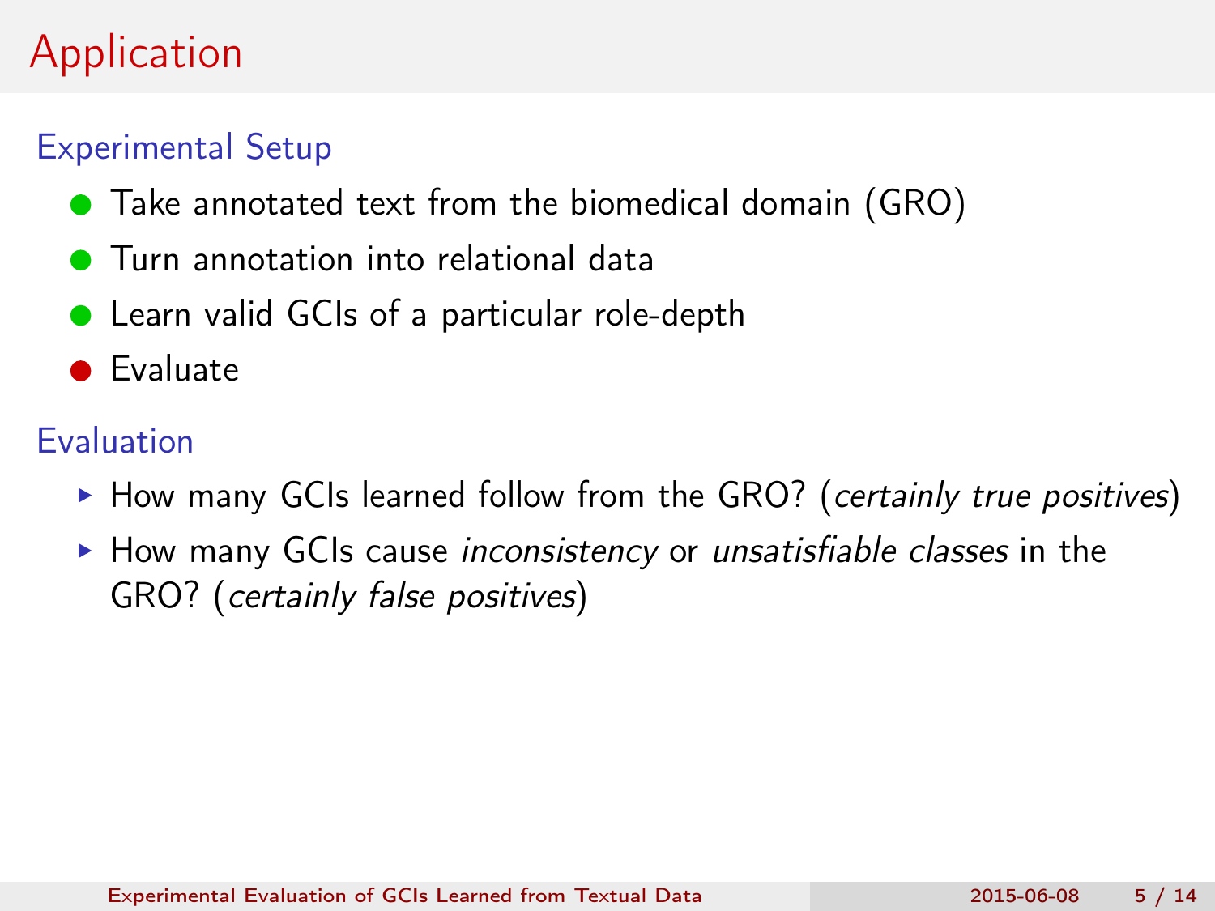# Application

## Experimental Setup

- Take annotated text from the biomedical domain (GRO)
- Turn annotation into relational data
- Learn valid GCIs of a particular role-depth
- Evaluate

## Evaluation

- How many GCIs learned follow from the GRO? (*certainly true positives*)
- How many GCIs cause *inconsistency* or *unsatisfiable classes* in the GRO? (*certainly false positives*)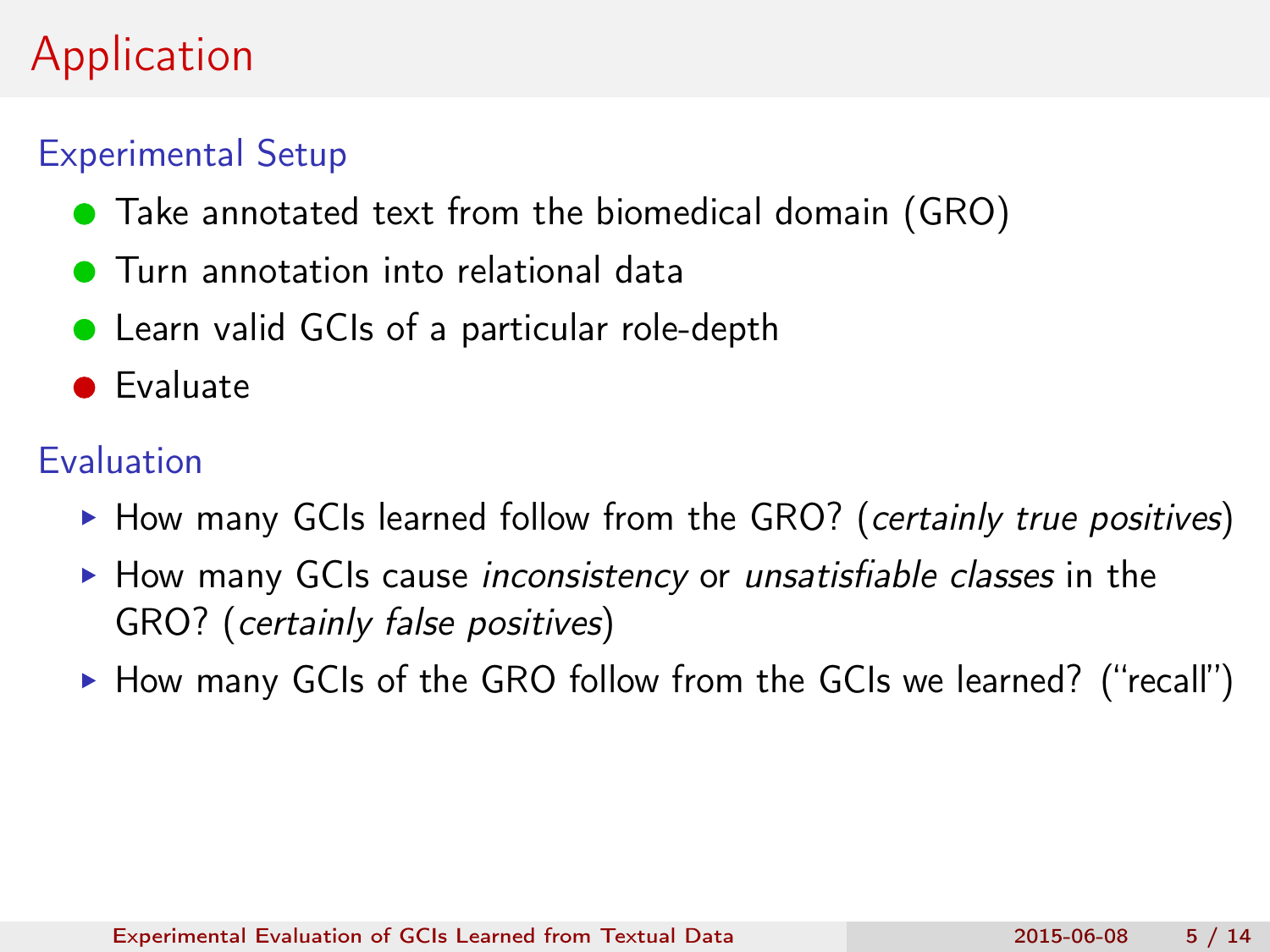# Application

## Experimental Setup

- Take annotated text from the biomedical domain (GRO)
- Turn annotation into relational data
- Learn valid GCIs of a particular role-depth
- Evaluate

## Evaluation

- How many GCIs learned follow from the GRO? (*certainly true positives*)
- How many GCIs cause *inconsistency* or *unsatisfiable classes* in the GRO? (*certainly false positives*)
- How many GCIs of the GRO follow from the GCIs we learned? ("recall")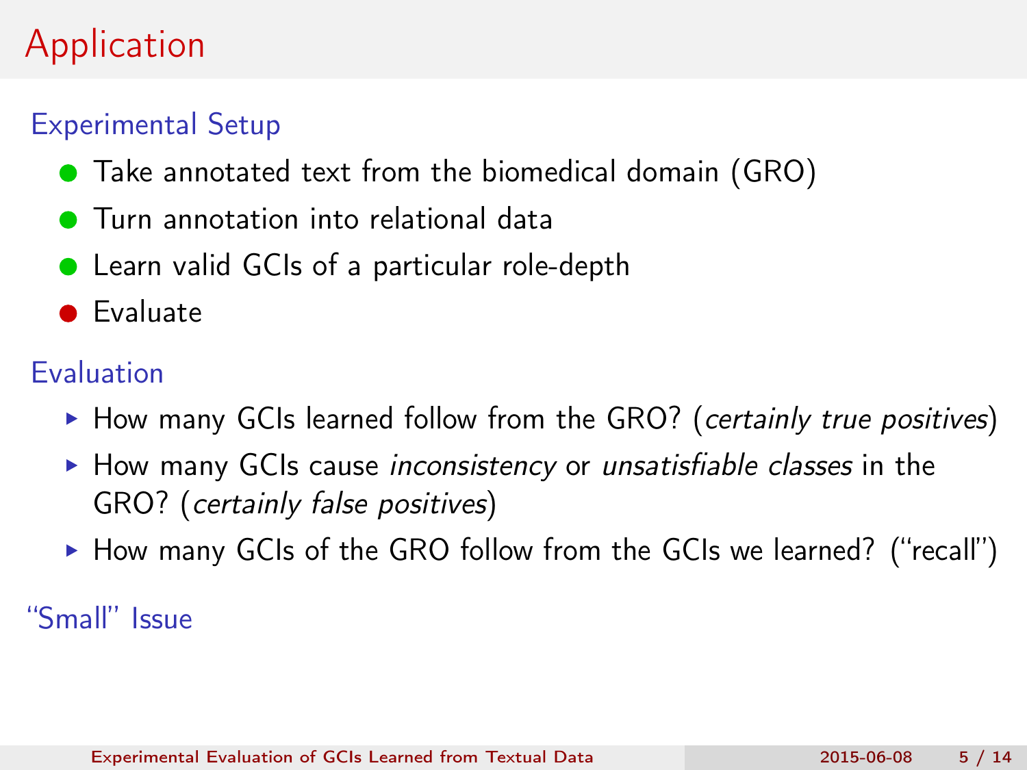# Application

## Experimental Setup

- Take annotated text from the biomedical domain (GRO)
- Turn annotation into relational data
- Learn valid GCIs of a particular role-depth
- Evaluate

## Evaluation

- How many GCIs learned follow from the GRO? (*certainly true positives*)
- How many GCIs cause *inconsistency* or *unsatisfiable classes* in the GRO? (*certainly false positives*)
- How many GCIs of the GRO follow from the GCIs we learned? ("recall")

## "Small" Issue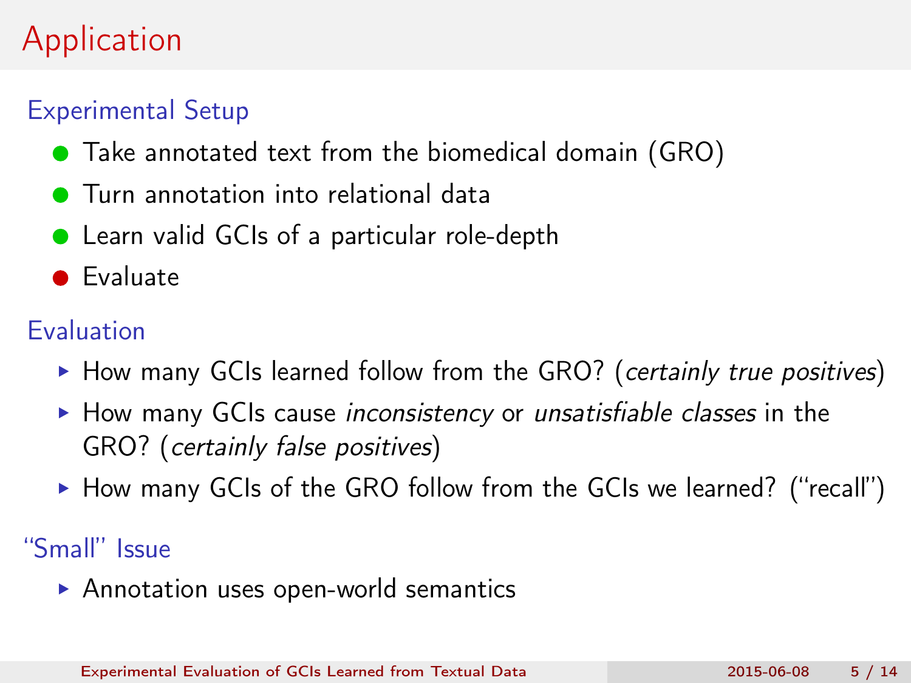# Application

## Experimental Setup

- Take annotated text from the biomedical domain (GRO)
- Turn annotation into relational data
- Learn valid GCIs of a particular role-depth
- Evaluate

## Evaluation

- How many GCIs learned follow from the GRO? (*certainly true positives*)
- How many GCIs cause *inconsistency* or *unsatisfiable classes* in the GRO? (*certainly false positives*)
- How many GCIs of the GRO follow from the GCIs we learned? ("recall")

## "Small" Issue

- Annotation uses open-world semantics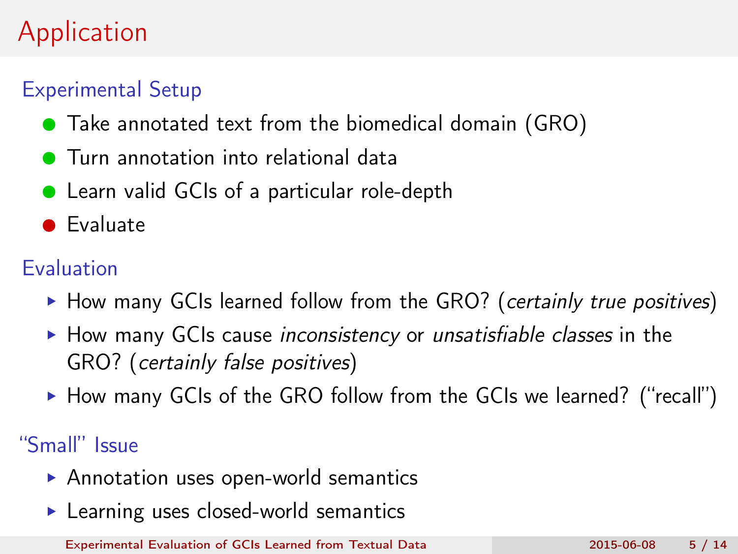# Application

## Experimental Setup

- Take annotated text from the biomedical domain (GRO)
- Turn annotation into relational data
- Learn valid GCIs of a particular role-depth
- Evaluate

## Evaluation

- How many GCIs learned follow from the GRO? (*certainly true positives*)
- How many GCIs cause *inconsistency* or *unsatisfiable classes* in the GRO? (*certainly false positives*)
- How many GCIs of the GRO follow from the GCIs we learned? ("recall")

## "Small" Issue

- Annotation uses open-world semantics
- Learning uses closed-world semantics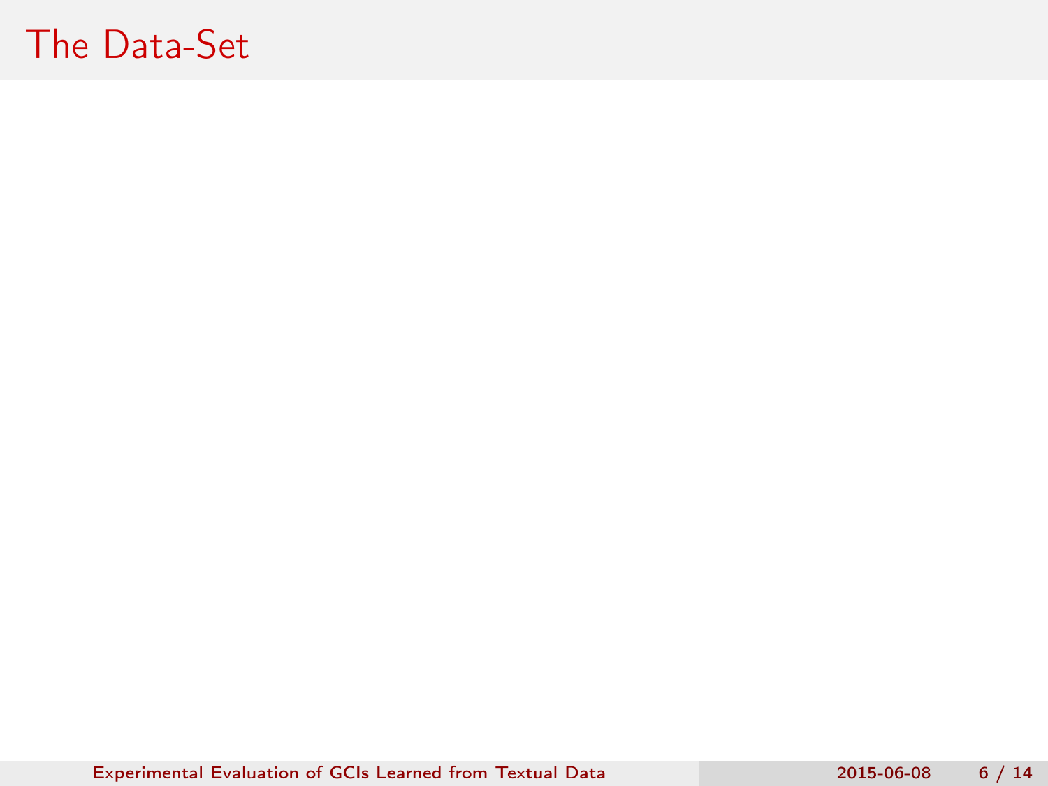# The Data-Set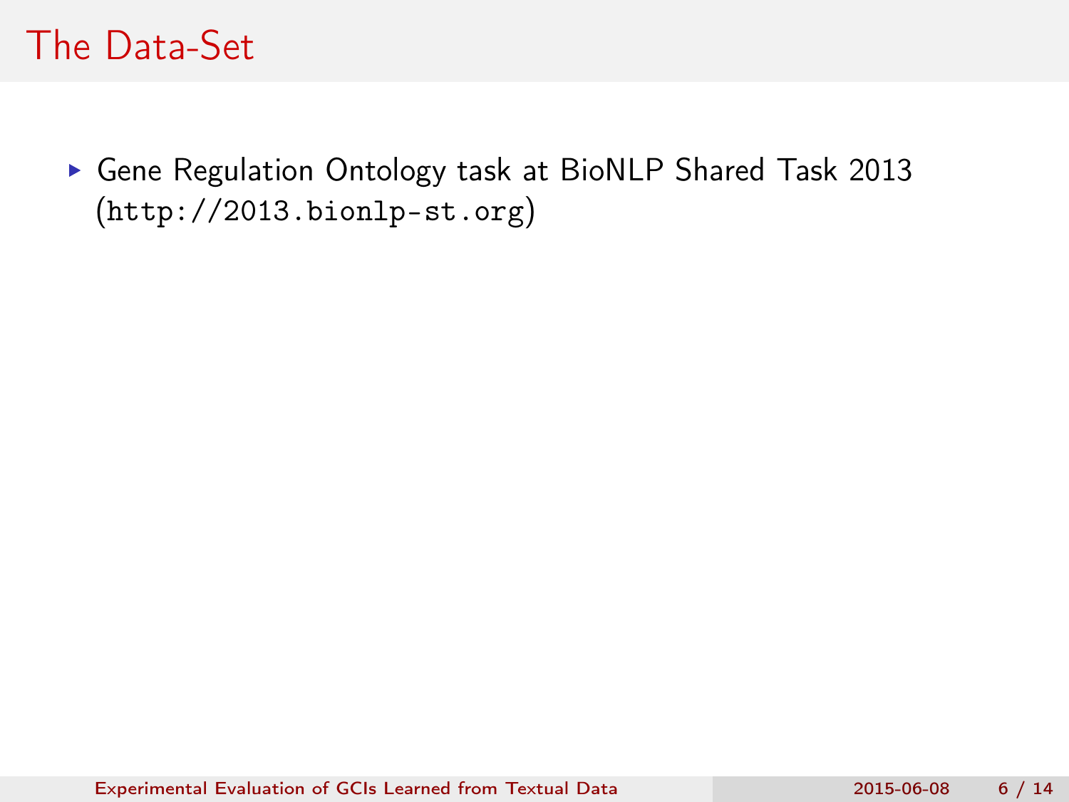# The Data-Set

- Gene Regulation Ontology task at BioNLP Shared Task 2013 (`http://2013.bionlp-st.org`)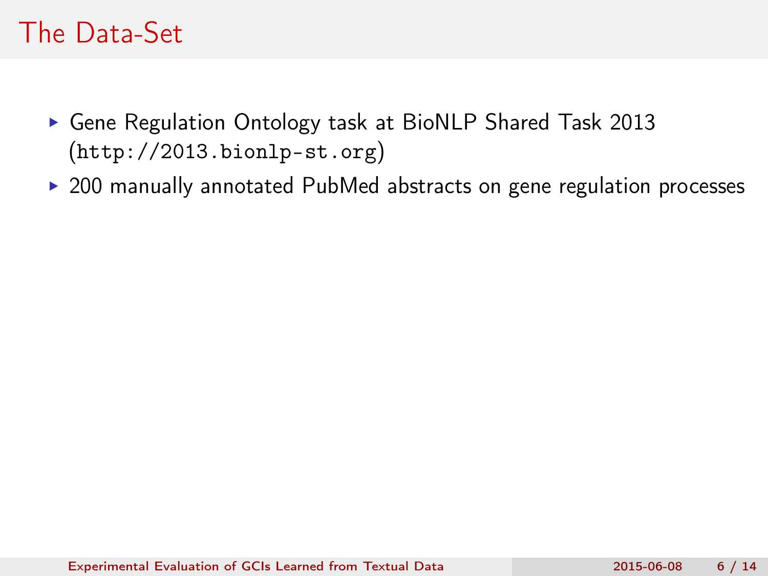# The Data-Set

- Gene Regulation Ontology task at BioNLP Shared Task 2013 (`http://2013.bionlp-st.org`)
- 200 manually annotated PubMed abstracts on gene regulation processes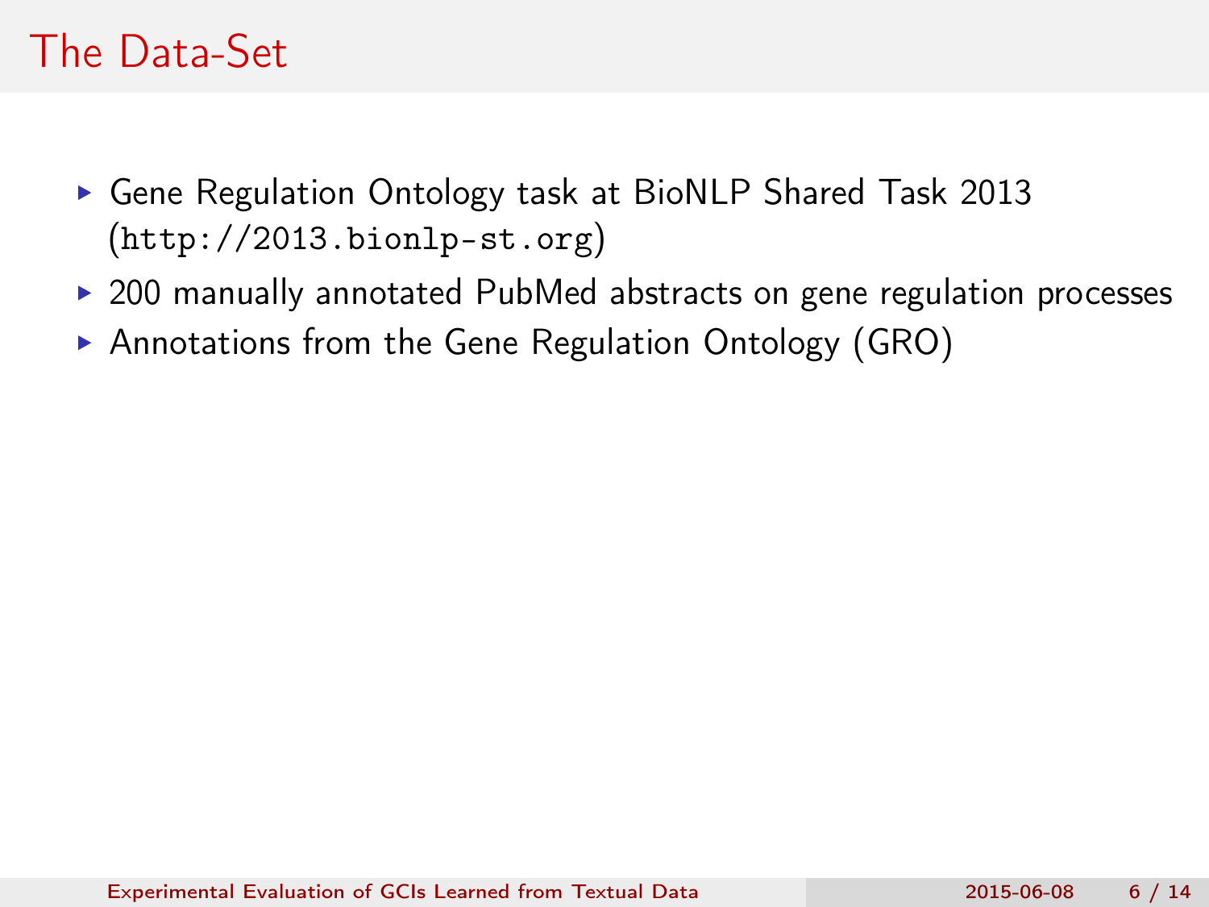# The Data-Set

- Gene Regulation Ontology task at BioNLP Shared Task 2013 (`http://2013.bionlp-st.org`)
- 200 manually annotated PubMed abstracts on gene regulation processes
- Annotations from the Gene Regulation Ontology (GRO)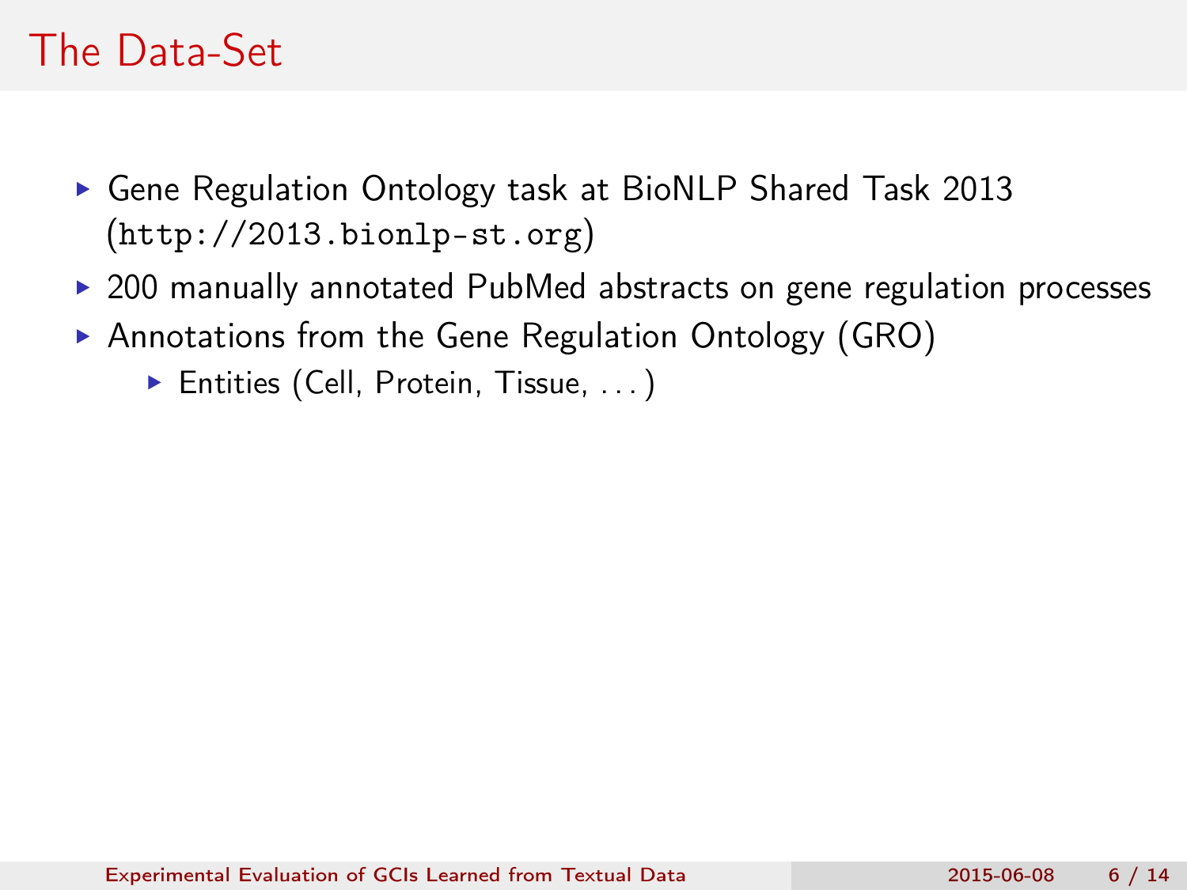# The Data-Set

- Gene Regulation Ontology task at BioNLP Shared Task 2013 (`http://2013.bionlp-st.org`)
- 200 manually annotated PubMed abstracts on gene regulation processes
- Annotations from the Gene Regulation Ontology (GRO)
  - Entities (Cell, Protein, Tissue, . . . )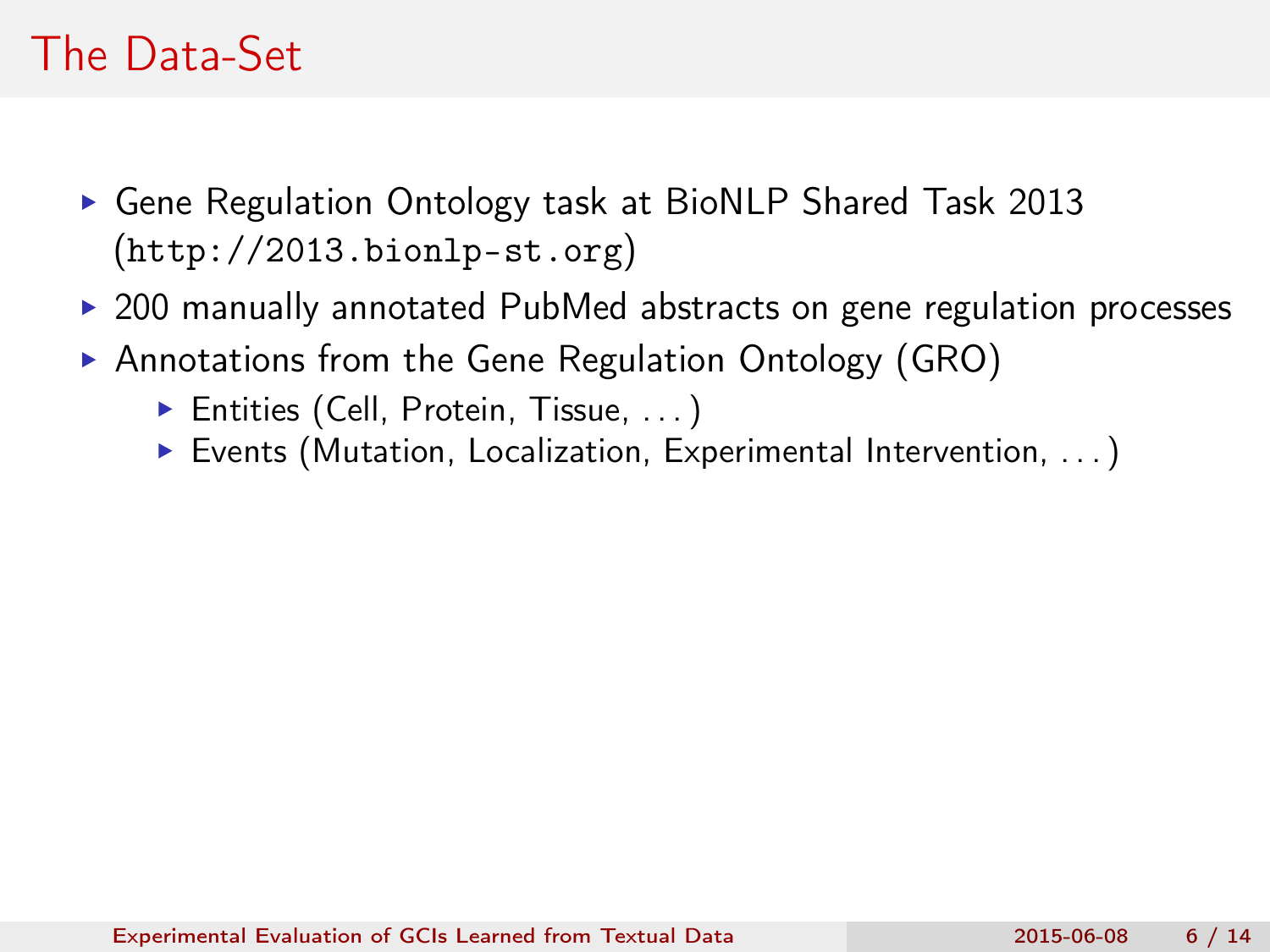# The Data-Set

- Gene Regulation Ontology task at BioNLP Shared Task 2013 (`http://2013.bionlp-st.org`)
- 200 manually annotated PubMed abstracts on gene regulation processes
- Annotations from the Gene Regulation Ontology (GRO)
  - Entities (Cell, Protein, Tissue, . . . )
  - Events (Mutation, Localization, Experimental Intervention, . . . )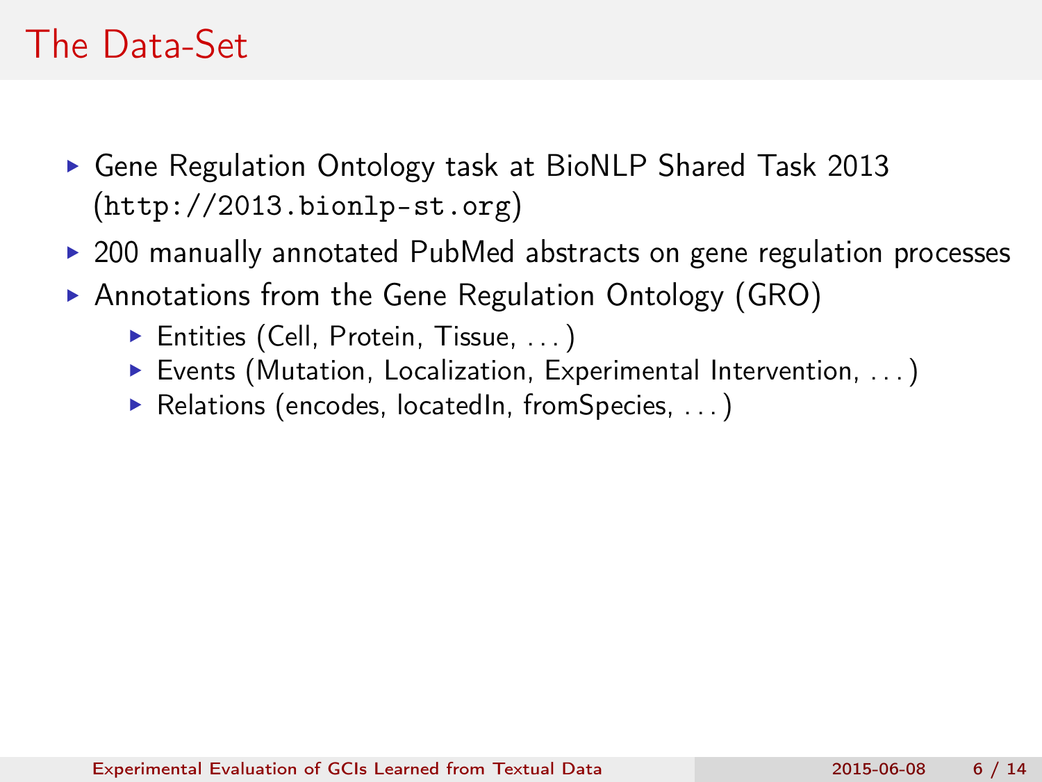# The Data-Set

- Gene Regulation Ontology task at BioNLP Shared Task 2013 (`http://2013.bionlp-st.org`)
- 200 manually annotated PubMed abstracts on gene regulation processes
- Annotations from the Gene Regulation Ontology (GRO)
  - Entities (Cell, Protein, Tissue, ...)
  - Events (Mutation, Localization, Experimental Intervention, ...)
  - Relations (encodes, locatedIn, fromSpecies, ...)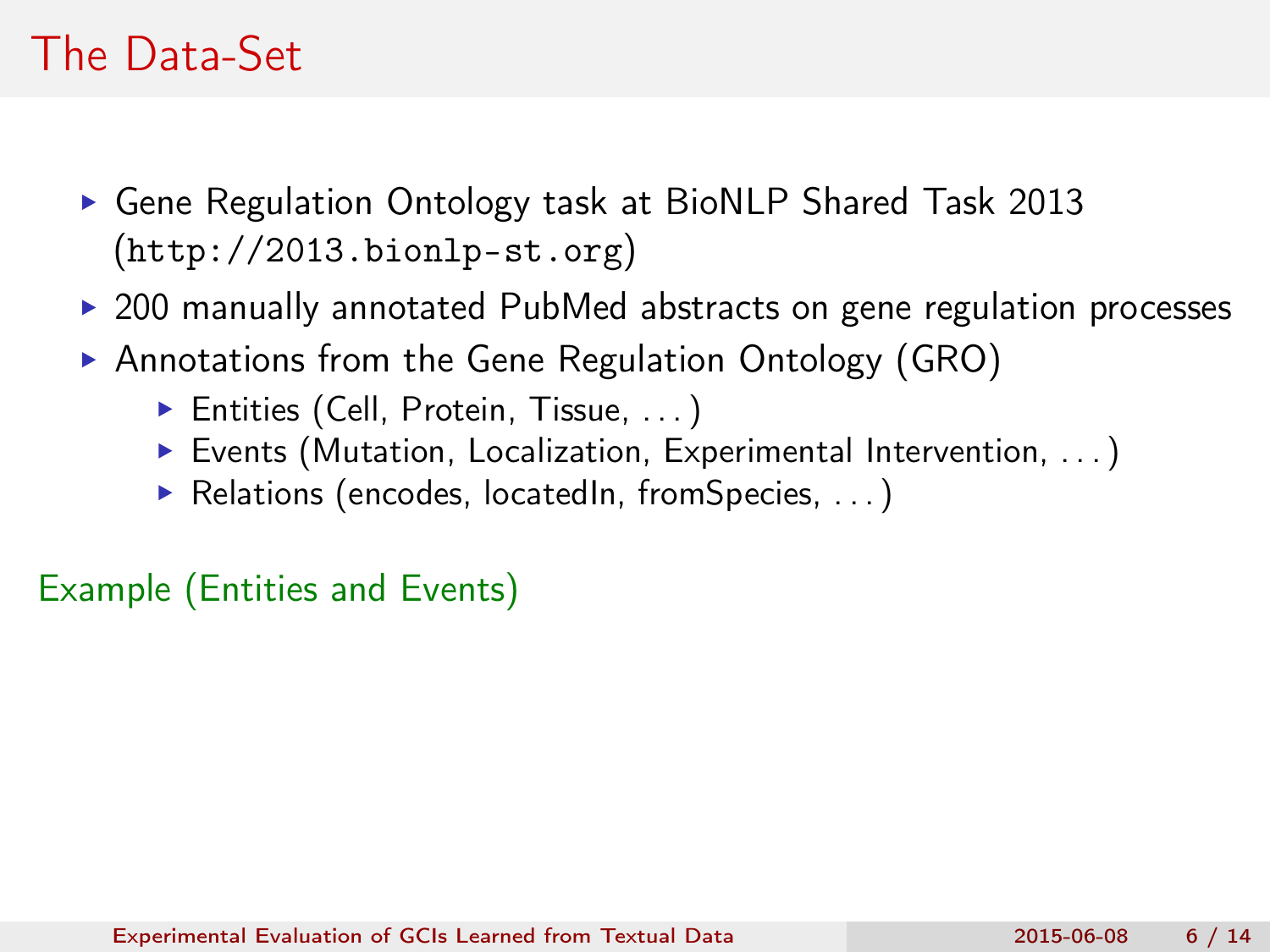# The Data-Set

- Gene Regulation Ontology task at BioNLP Shared Task 2013 (`http://2013.bionlp-st.org`)
- 200 manually annotated PubMed abstracts on gene regulation processes
- Annotations from the Gene Regulation Ontology (GRO)
  - Entities (Cell, Protein, Tissue, ...)
  - Events (Mutation, Localization, Experimental Intervention, ...)
  - Relations (encodes, locatedIn, fromSpecies, ...)

Example (Entities and Events)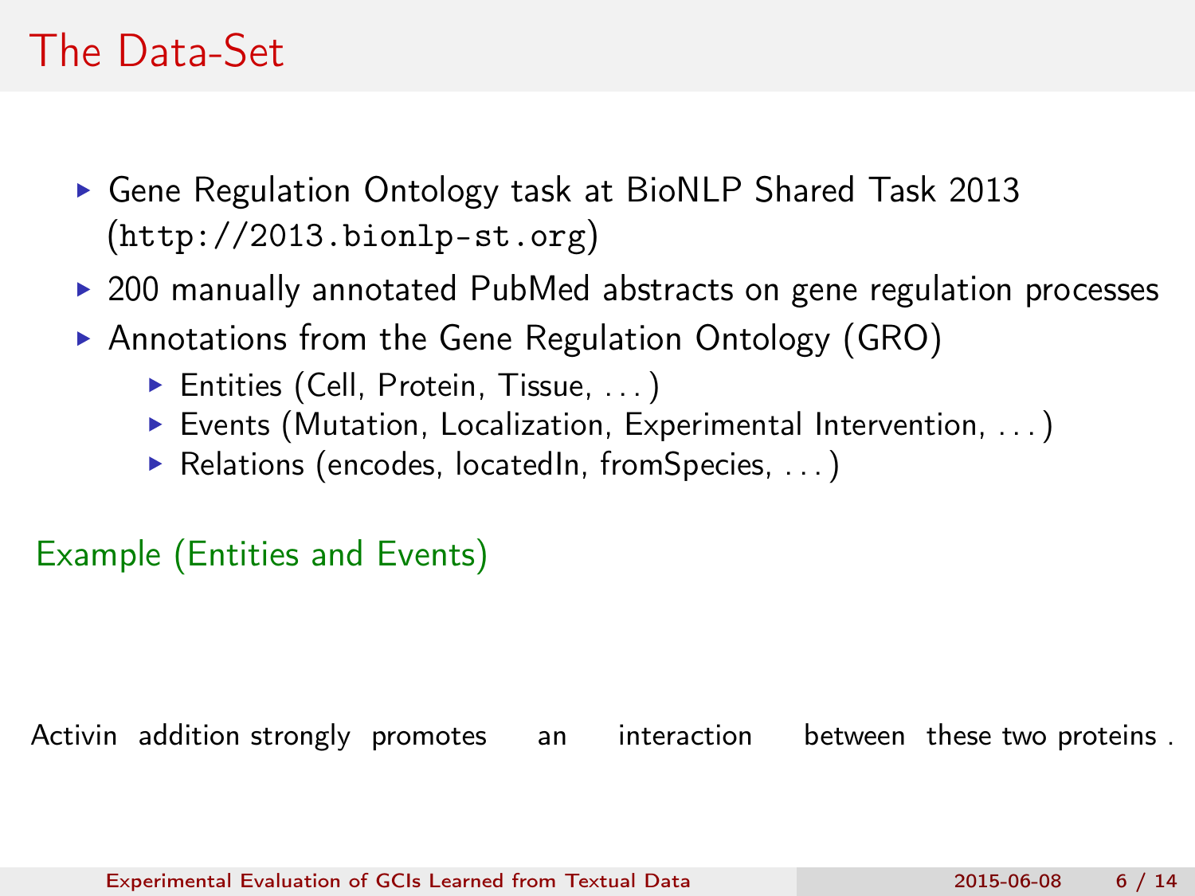# The Data-Set

- Gene Regulation Ontology task at BioNLP Shared Task 2013 (`http://2013.bionlp-st.org`)
- 200 manually annotated PubMed abstracts on gene regulation processes
- Annotations from the Gene Regulation Ontology (GRO)
  - Entities (Cell, Protein, Tissue, . . . )
  - Events (Mutation, Localization, Experimental Intervention, . . . )
  - Relations (encodes, locatedIn, fromSpecies, . . . )

**Example (Entities and Events)**

Activin addition strongly promotes an interaction between these two proteins .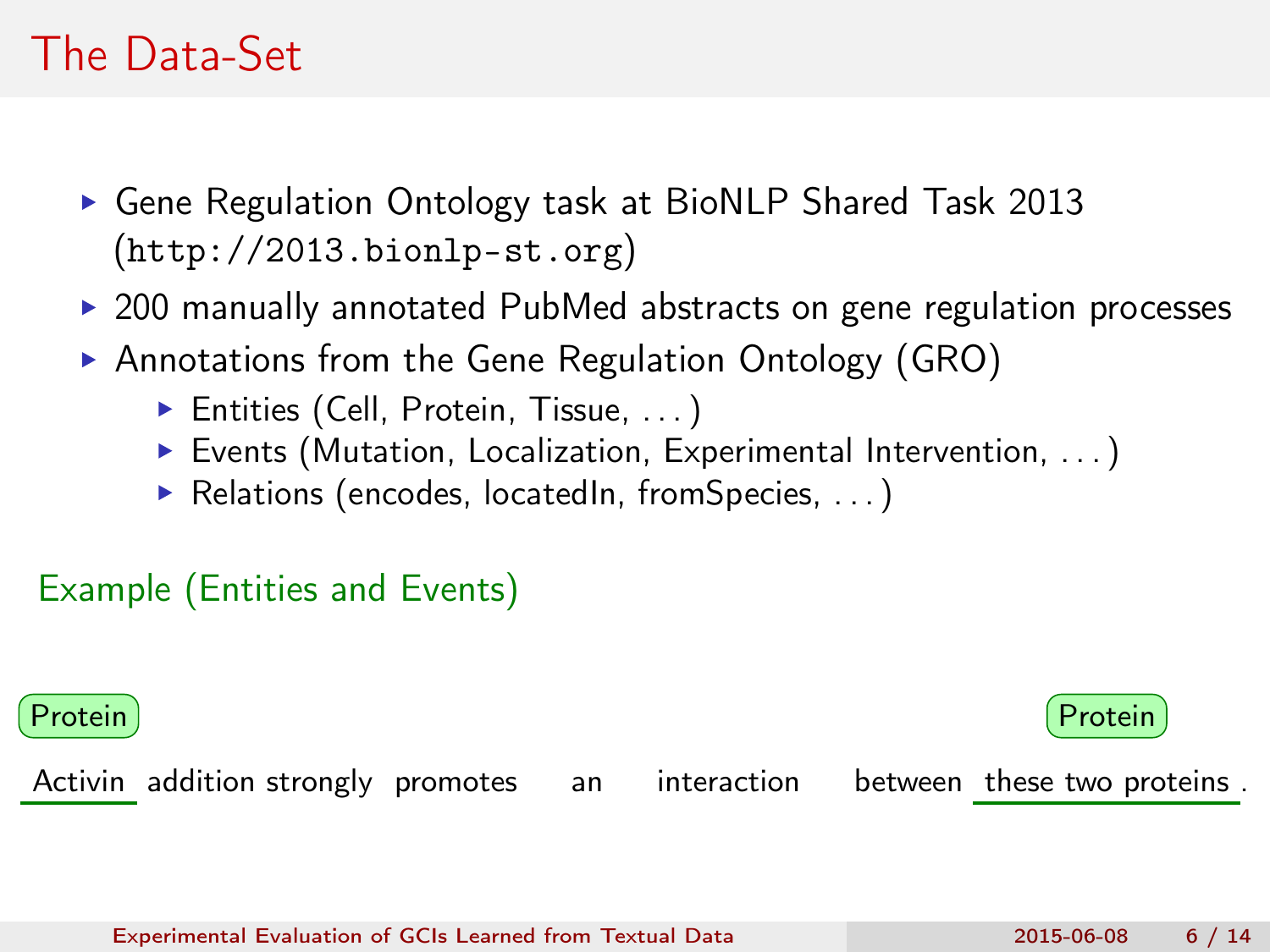# The Data-Set

- Gene Regulation Ontology task at BioNLP Shared Task 2013 (`http://2013.bionlp-st.org`)
- 200 manually annotated PubMed abstracts on gene regulation processes
- Annotations from the Gene Regulation Ontology (GRO)
  - Entities (Cell, Protein, Tissue, . . . )
  - Events (Mutation, Localization, Experimental Intervention, . . . )
  - Relations (encodes, locatedIn, fromSpecies, . . . )

## Example (Entities and Events)

Protein — Activin; Protein — these two proteins

Activin addition strongly promotes an interaction between these two proteins .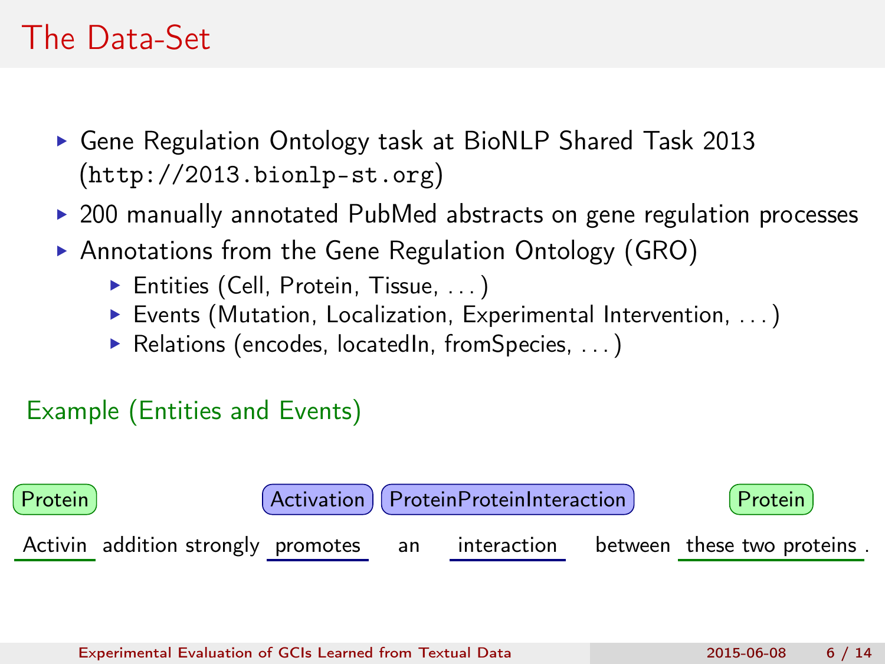# The Data-Set

- Gene Regulation Ontology task at BioNLP Shared Task 2013 (`http://2013.bionlp-st.org`)
- 200 manually annotated PubMed abstracts on gene regulation processes
- Annotations from the Gene Regulation Ontology (GRO)
  - Entities (Cell, Protein, Tissue, . . . )
  - Events (Mutation, Localization, Experimental Intervention, . . . )
  - Relations (encodes, locatedIn, fromSpecies, . . . )

## Example (Entities and Events)

Protein — Activation — ProteinProteinInteraction — Protein

Activin addition strongly promotes an interaction between these two proteins .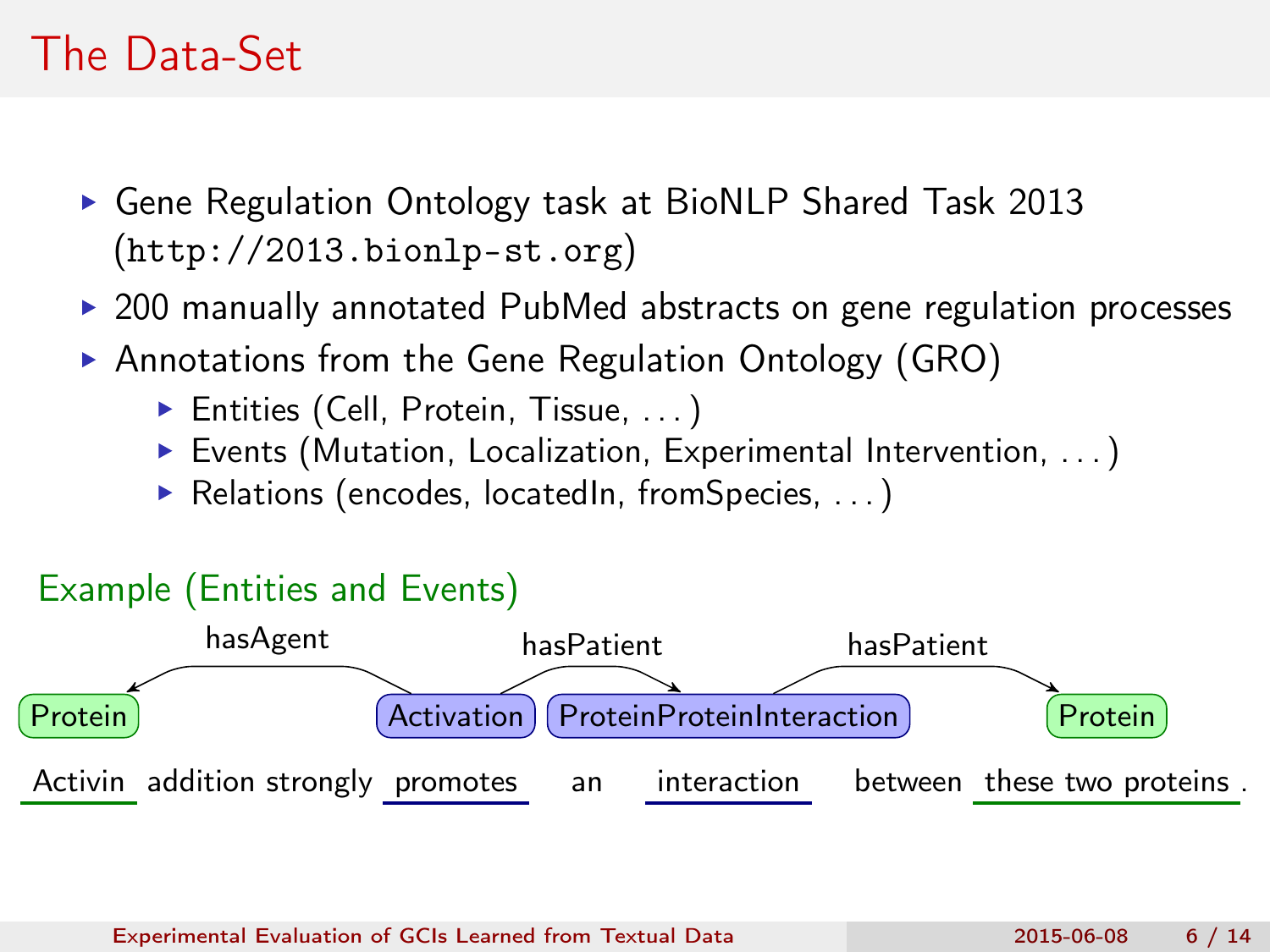# The Data-Set

- Gene Regulation Ontology task at BioNLP Shared Task 2013 (http://2013.bionlp-st.org)
- 200 manually annotated PubMed abstracts on gene regulation processes
- Annotations from the Gene Regulation Ontology (GRO)
  - Entities (Cell, Protein, Tissue, ...)
  - Events (Mutation, Localization, Experimental Intervention, ...)
  - Relations (encodes, locatedIn, fromSpecies, ...)

## Example (Entities and Events)

hasAgent hasPatient hasPatient

Protein Activation ProteinProteinInteraction Protein

Activin addition strongly promotes an interaction between these two proteins .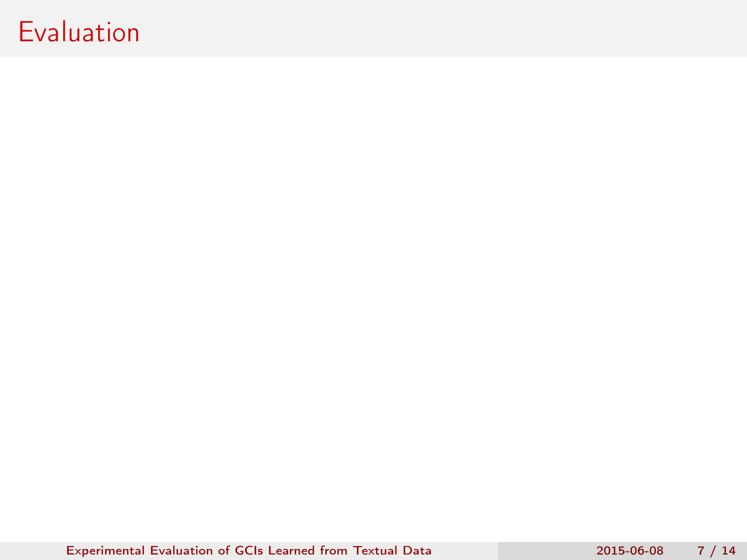# Evaluation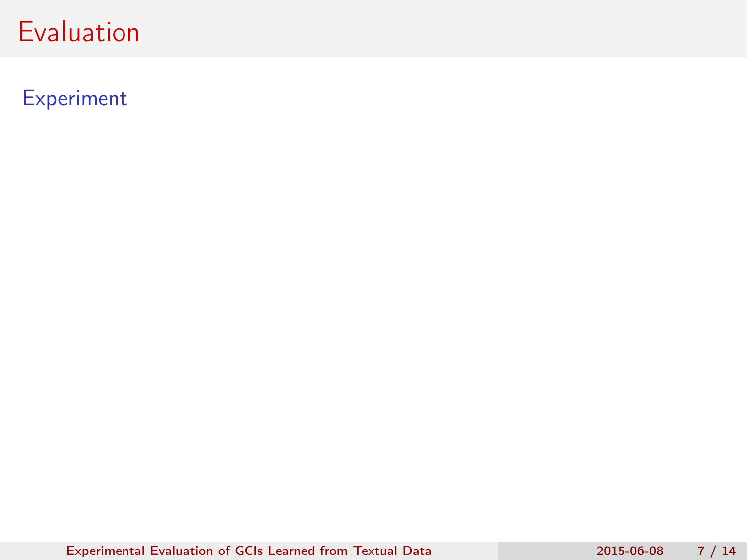# Evaluation

## Experiment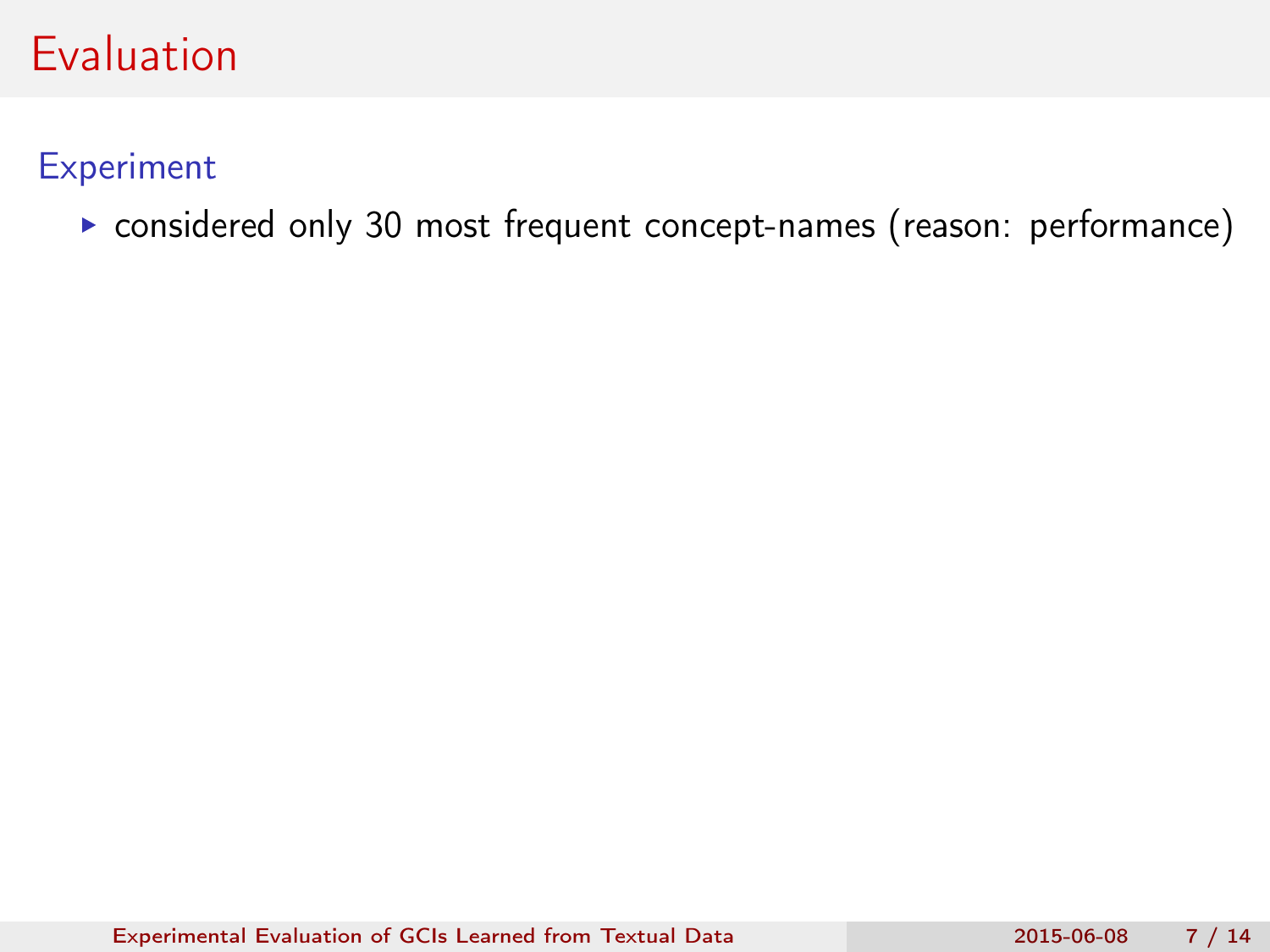# Evaluation

## Experiment

- considered only 30 most frequent concept-names (reason: performance)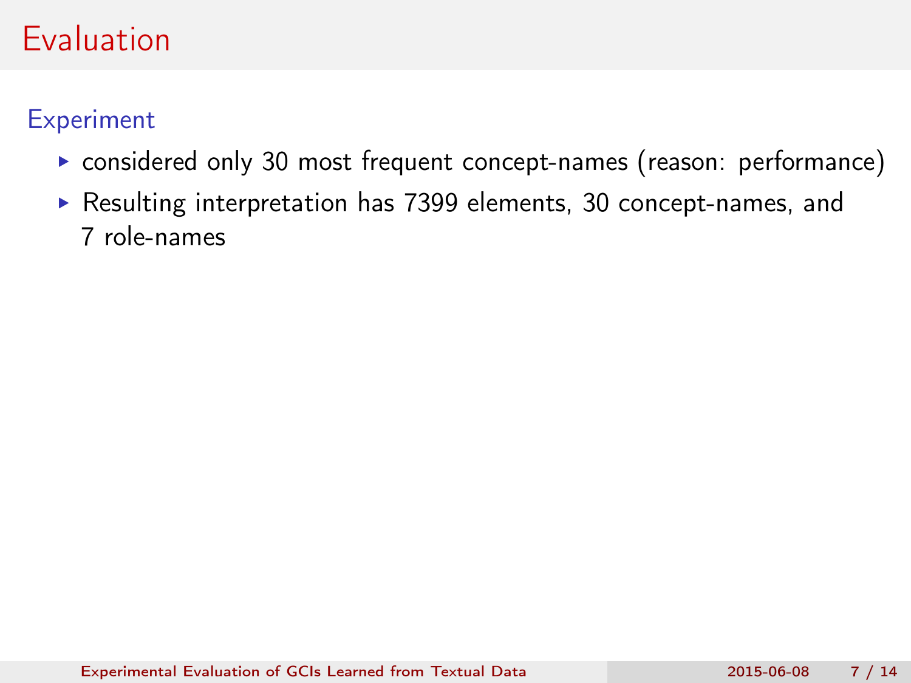# Evaluation

## Experiment

- considered only 30 most frequent concept-names (reason: performance)
- Resulting interpretation has 7399 elements, 30 concept-names, and 7 role-names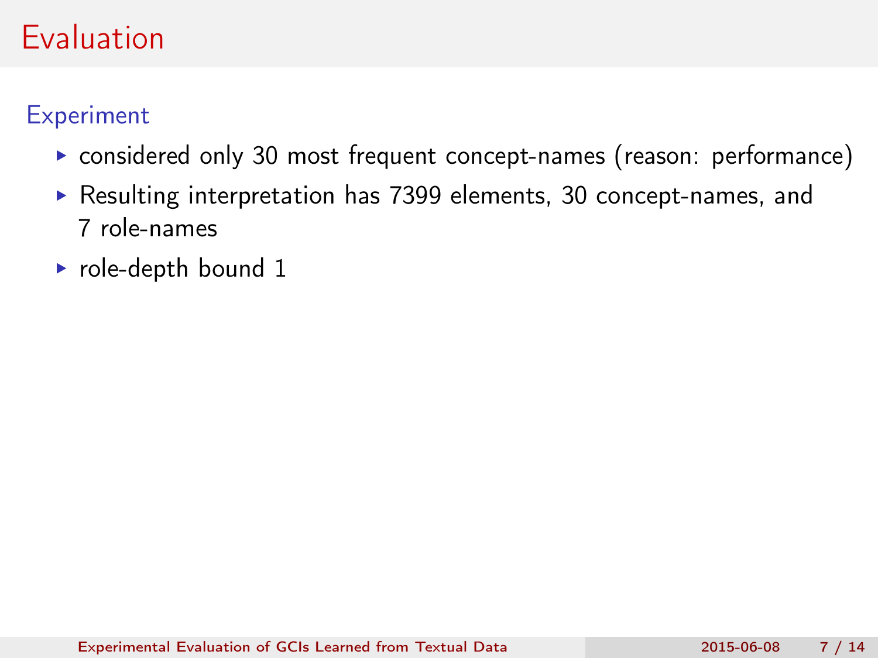# Evaluation

## Experiment

- considered only 30 most frequent concept-names (reason: performance)
- Resulting interpretation has 7399 elements, 30 concept-names, and 7 role-names
- role-depth bound 1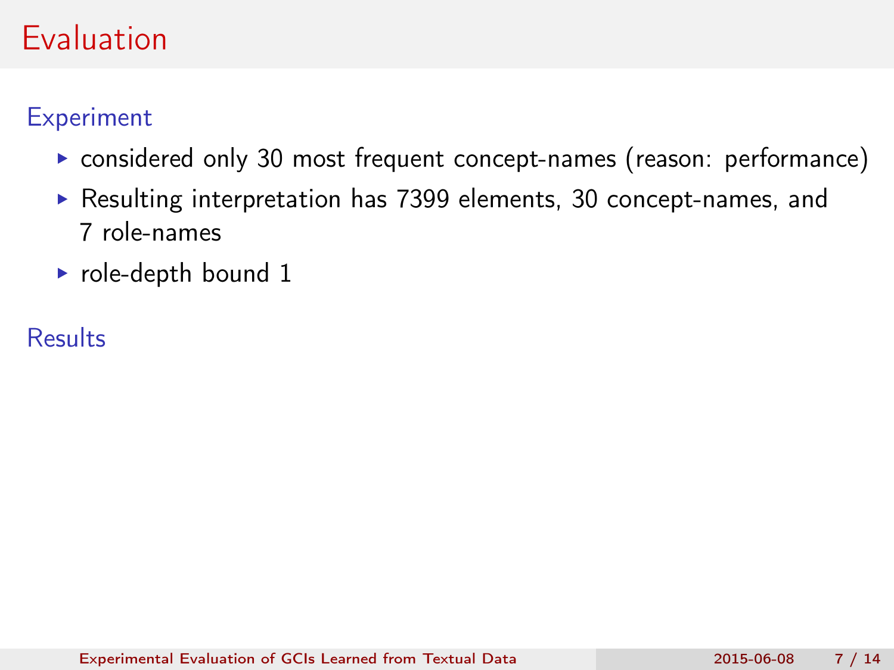# Evaluation

## Experiment

- considered only 30 most frequent concept-names (reason: performance)
- Resulting interpretation has 7399 elements, 30 concept-names, and 7 role-names
- role-depth bound 1

## Results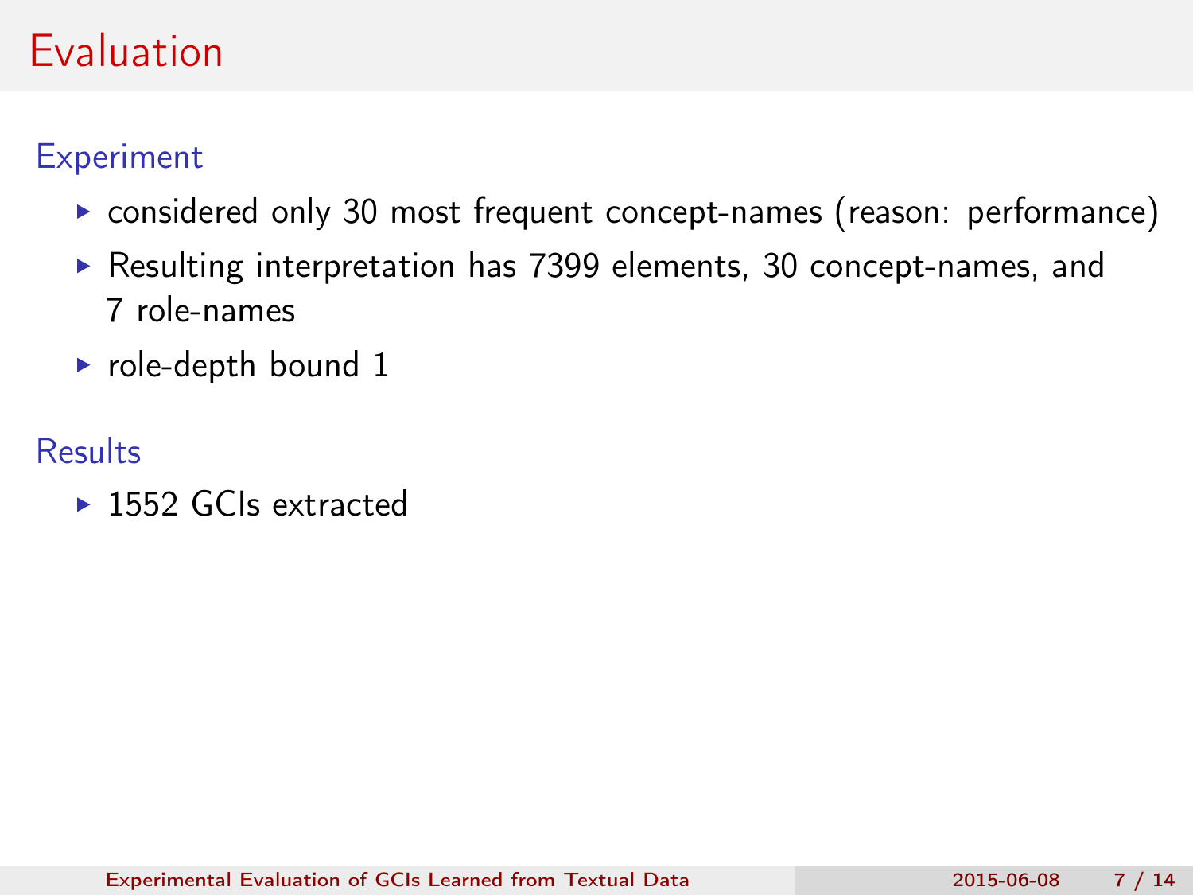# Evaluation

## Experiment

- considered only 30 most frequent concept-names (reason: performance)
- Resulting interpretation has 7399 elements, 30 concept-names, and 7 role-names
- role-depth bound 1

## Results

- 1552 GCIs extracted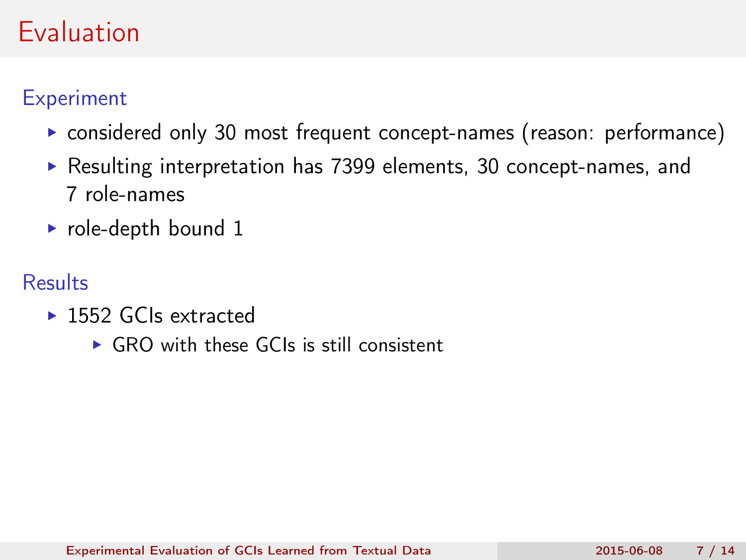# Evaluation

## Experiment

- considered only 30 most frequent concept-names (reason: performance)
- Resulting interpretation has 7399 elements, 30 concept-names, and 7 role-names
- role-depth bound 1

## Results

- 1552 GCIs extracted
  - GRO with these GCIs is still consistent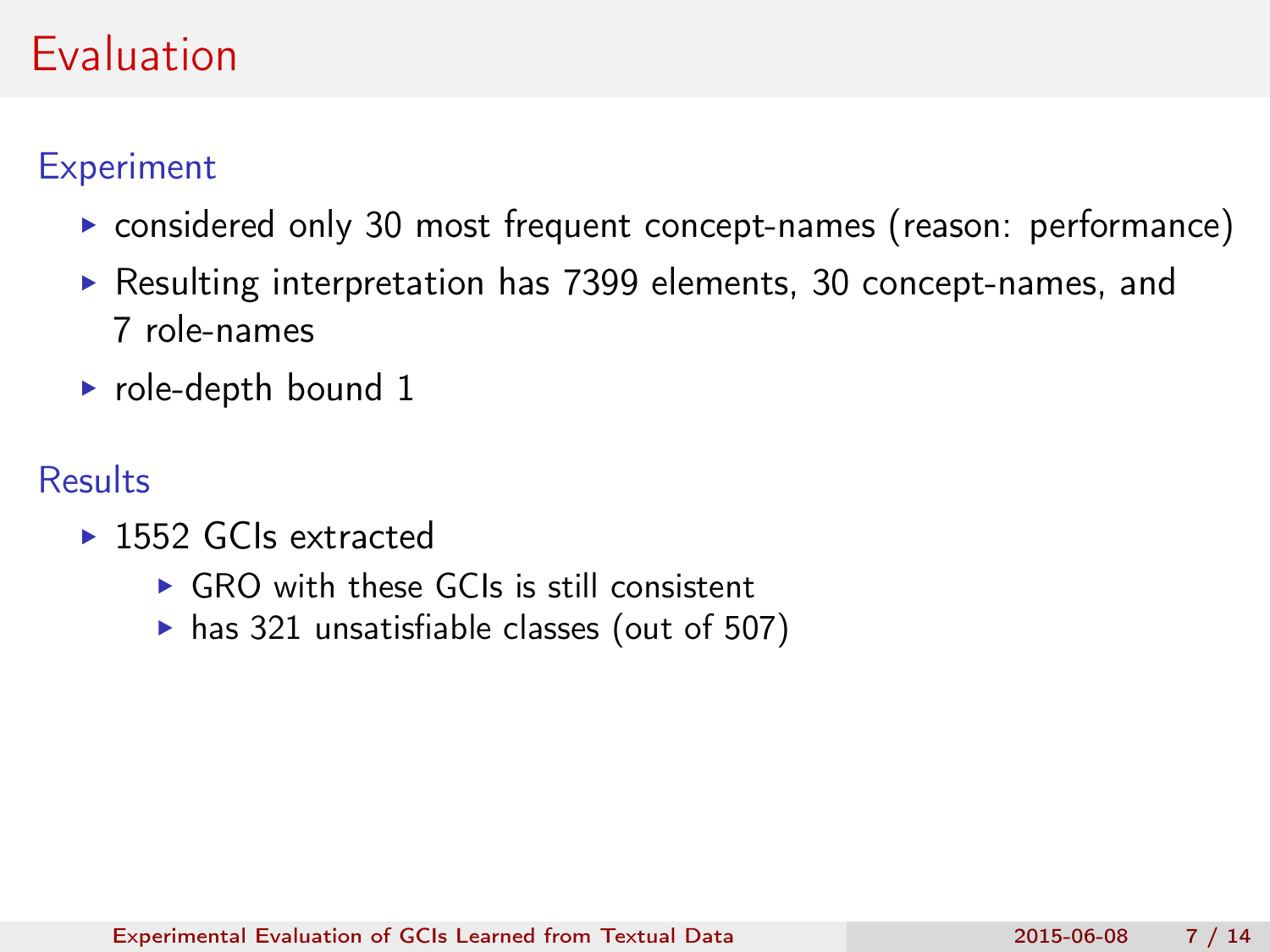# Evaluation

## Experiment

- considered only 30 most frequent concept-names (reason: performance)
- Resulting interpretation has 7399 elements, 30 concept-names, and 7 role-names
- role-depth bound 1

## Results

- 1552 GCIs extracted
  - GRO with these GCIs is still consistent
  - has 321 unsatisfiable classes (out of 507)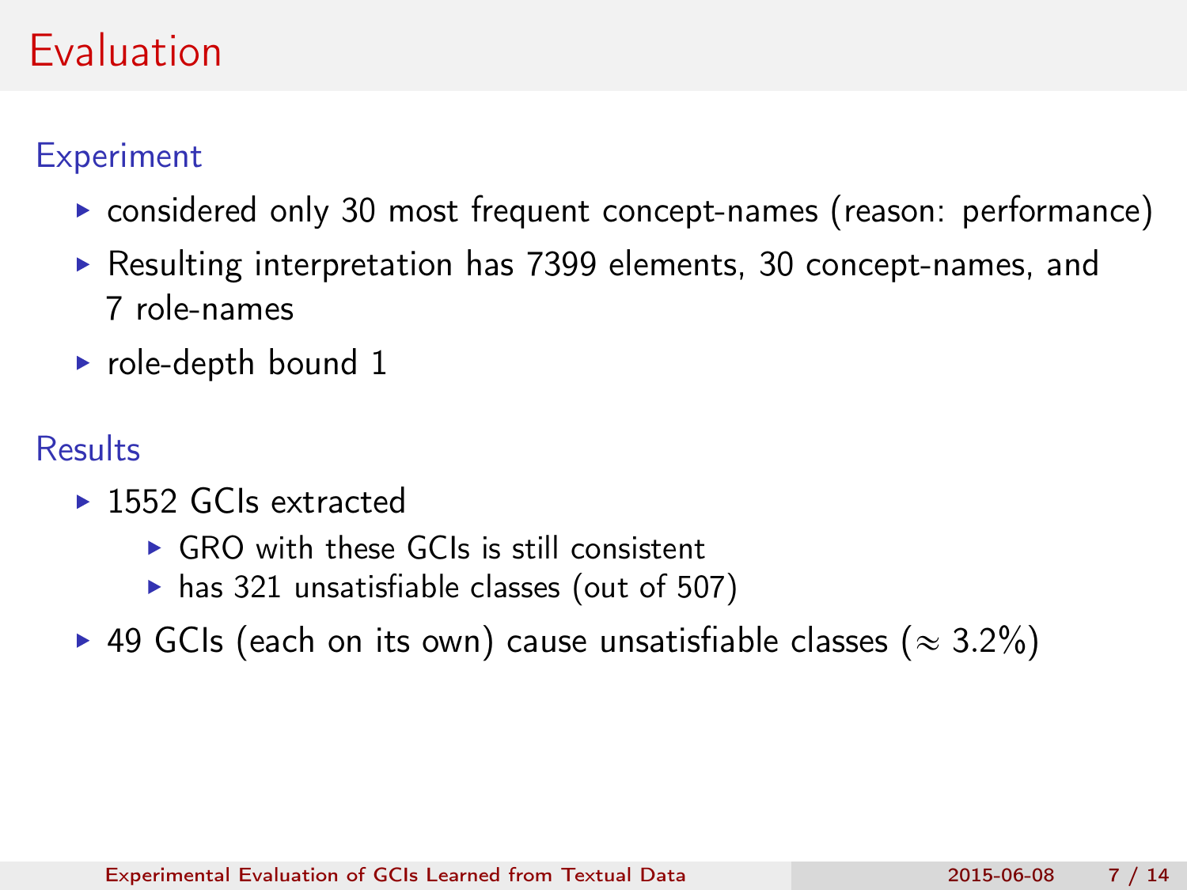# Evaluation

## Experiment

- considered only 30 most frequent concept-names (reason: performance)
- Resulting interpretation has 7399 elements, 30 concept-names, and 7 role-names
- role-depth bound 1

## Results

- 1552 GCIs extracted
  - GRO with these GCIs is still consistent
  - has 321 unsatisfiable classes (out of 507)
- 49 GCIs (each on its own) cause unsatisfiable classes ($\approx 3.2\%$)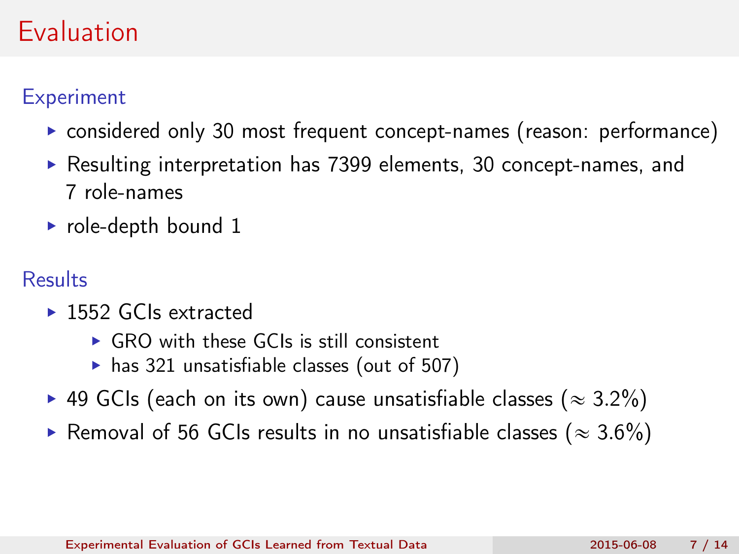# Evaluation

## Experiment

- considered only 30 most frequent concept-names (reason: performance)
- Resulting interpretation has 7399 elements, 30 concept-names, and 7 role-names
- role-depth bound 1

## Results

- 1552 GCIs extracted
  - GRO with these GCIs is still consistent
  - has 321 unsatisfiable classes (out of 507)
- 49 GCIs (each on its own) cause unsatisfiable classes ($\approx$ 3.2%)
- Removal of 56 GCIs results in no unsatisfiable classes ($\approx$ 3.6%)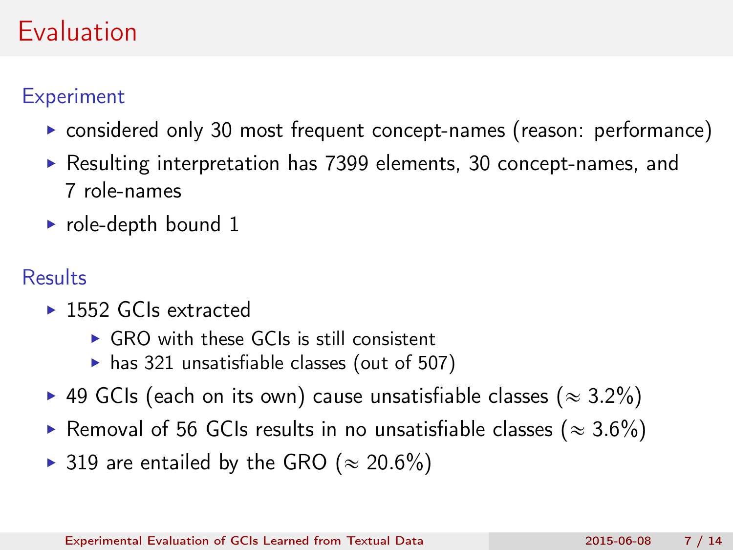# Evaluation

## Experiment

- considered only 30 most frequent concept-names (reason: performance)
- Resulting interpretation has 7399 elements, 30 concept-names, and 7 role-names
- role-depth bound 1

## Results

- 1552 GCIs extracted
  - GRO with these GCIs is still consistent
  - has 321 unsatisfiable classes (out of 507)
- 49 GCIs (each on its own) cause unsatisfiable classes ($\approx$ 3.2%)
- Removal of 56 GCIs results in no unsatisfiable classes ($\approx$ 3.6%)
- 319 are entailed by the GRO ($\approx$ 20.6%)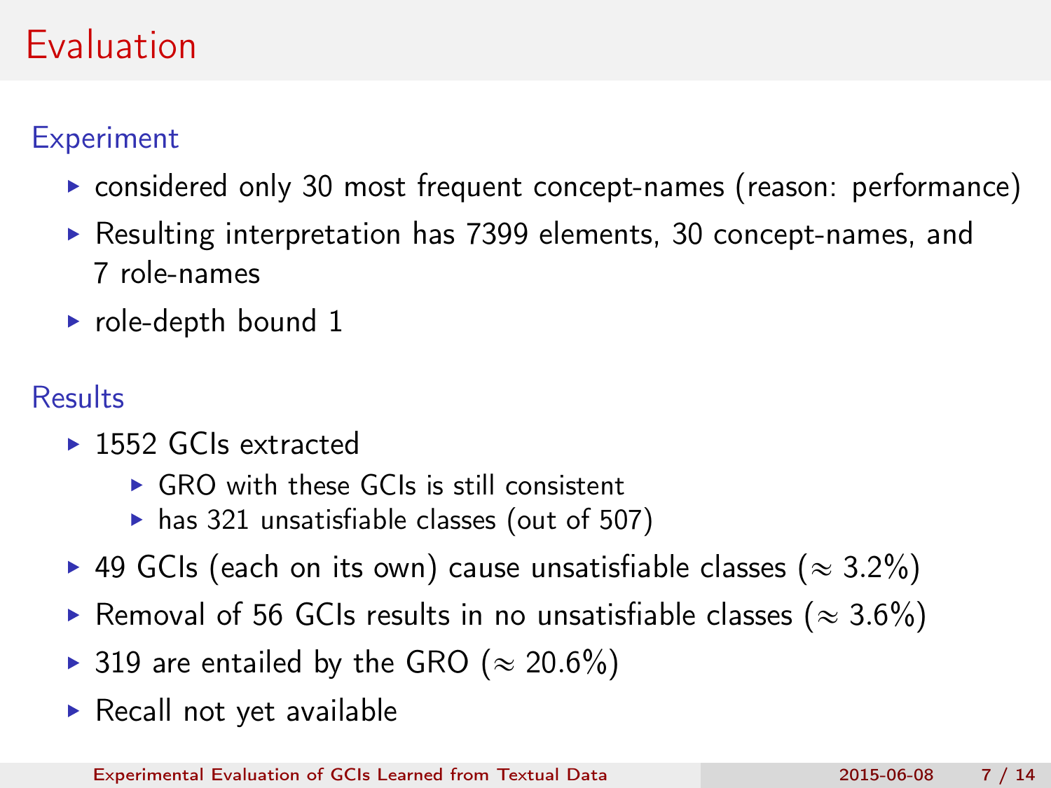# Evaluation

## Experiment

- considered only 30 most frequent concept-names (reason: performance)
- Resulting interpretation has 7399 elements, 30 concept-names, and 7 role-names
- role-depth bound 1

## Results

- 1552 GCIs extracted
  - GRO with these GCIs is still consistent
  - has 321 unsatisfiable classes (out of 507)
- 49 GCIs (each on its own) cause unsatisfiable classes ($\approx 3.2\%$)
- Removal of 56 GCIs results in no unsatisfiable classes ($\approx 3.6\%$)
- 319 are entailed by the GRO ($\approx 20.6\%$)
- Recall not yet available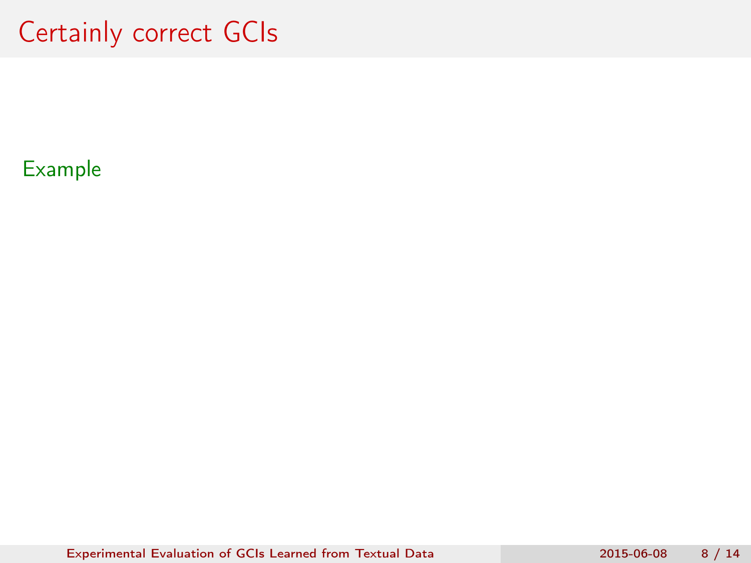# Certainly correct GCIs

Example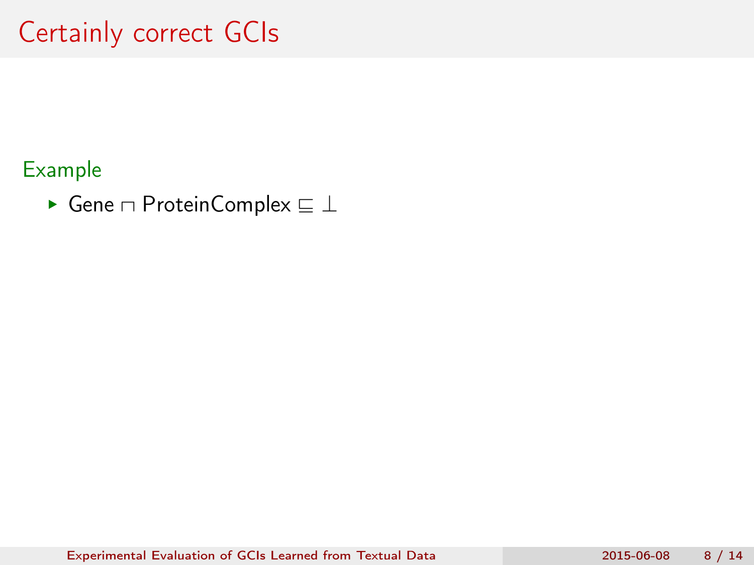# Certainly correct GCIs

### Example

- $\mathsf{Gene} \sqcap \mathsf{ProteinComplex} \sqsubseteq \bot$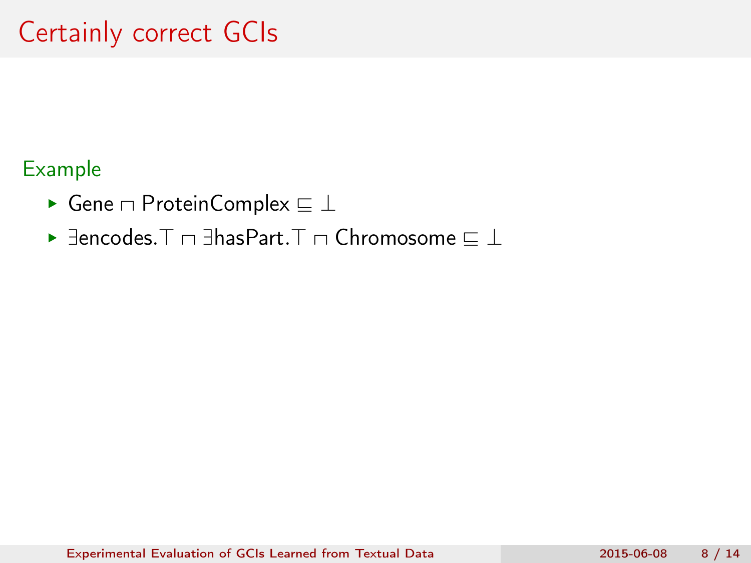# Certainly correct GCIs

**Example**

- $\mathsf{Gene} \sqcap \mathsf{ProteinComplex} \sqsubseteq \bot$
- $\exists \mathsf{encodes}.\top \sqcap \exists \mathsf{hasPart}.\top \sqcap \mathsf{Chromosome} \sqsubseteq \bot$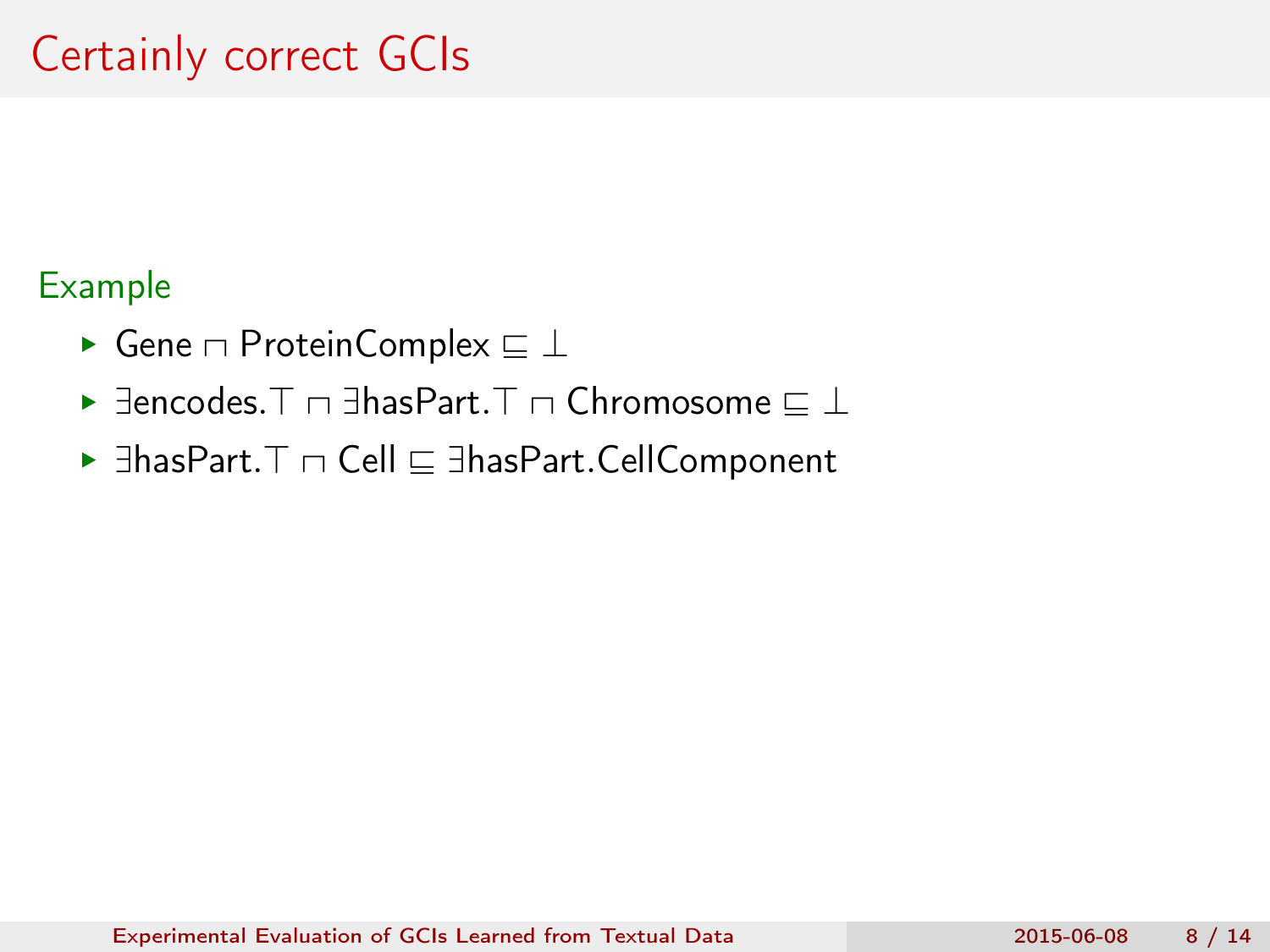# Certainly correct GCIs

Example

- $\mathsf{Gene} \sqcap \mathsf{ProteinComplex} \sqsubseteq \bot$
- $\exists \mathsf{encodes}.\top \sqcap \exists \mathsf{hasPart}.\top \sqcap \mathsf{Chromosome} \sqsubseteq \bot$
- $\exists \mathsf{hasPart}.\top \sqcap \mathsf{Cell} \sqsubseteq \exists \mathsf{hasPart}.\mathsf{CellComponent}$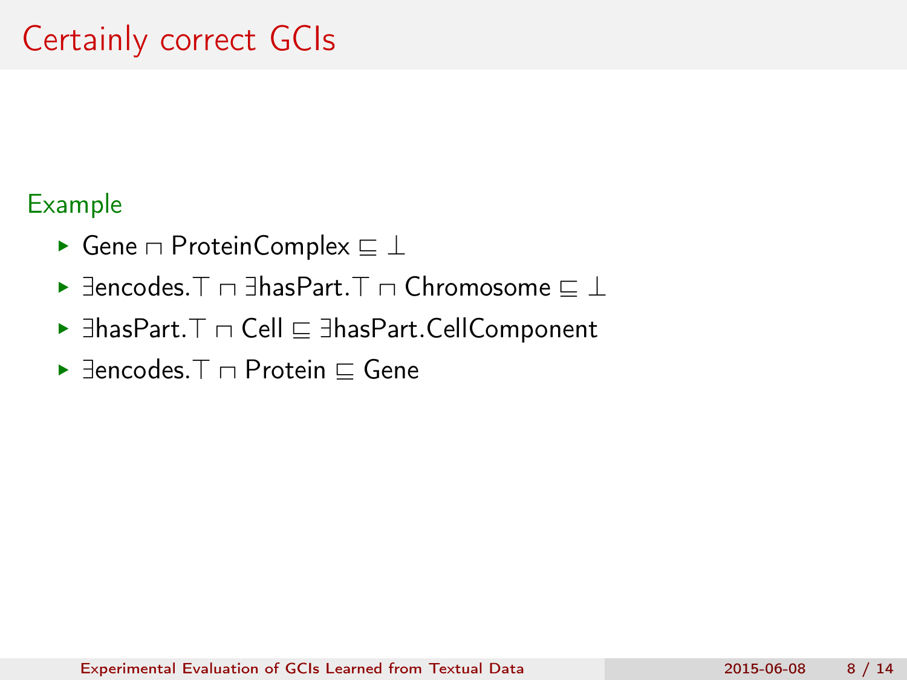# Certainly correct GCIs

**Example**

- $\mathsf{Gene} \sqcap \mathsf{ProteinComplex} \sqsubseteq \bot$
- $\exists \mathsf{encodes}.\top \sqcap \exists \mathsf{hasPart}.\top \sqcap \mathsf{Chromosome} \sqsubseteq \bot$
- $\exists \mathsf{hasPart}.\top \sqcap \mathsf{Cell} \sqsubseteq \exists \mathsf{hasPart}.\mathsf{CellComponent}$
- $\exists \mathsf{encodes}.\top \sqcap \mathsf{Protein} \sqsubseteq \mathsf{Gene}$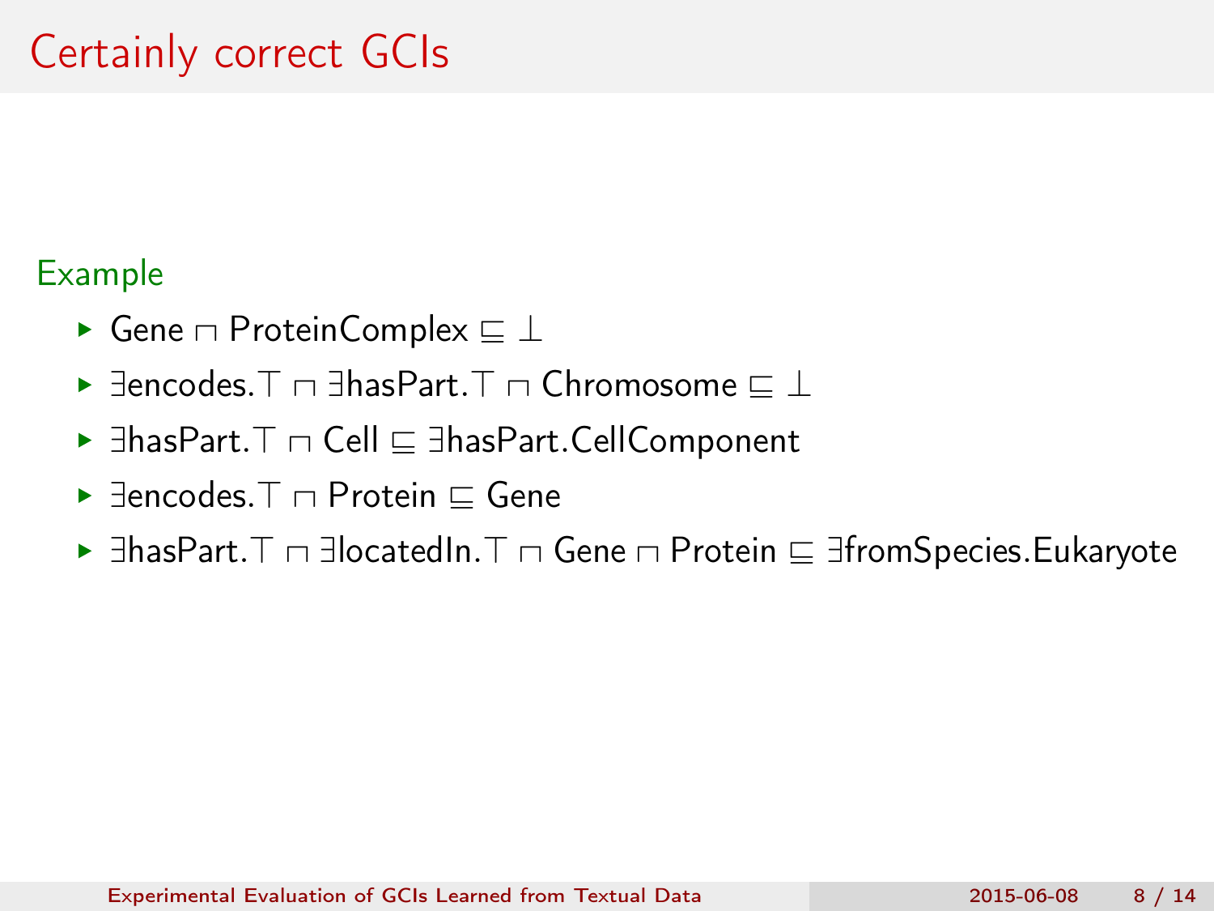# Certainly correct GCIs

**Example**

- $\text{Gene} \sqcap \text{ProteinComplex} \sqsubseteq \bot$
- $\exists\text{encodes}.\top \sqcap \exists\text{hasPart}.\top \sqcap \text{Chromosome} \sqsubseteq \bot$
- $\exists\text{hasPart}.\top \sqcap \text{Cell} \sqsubseteq \exists\text{hasPart}.\text{CellComponent}$
- $\exists\text{encodes}.\top \sqcap \text{Protein} \sqsubseteq \text{Gene}$
- $\exists\text{hasPart}.\top \sqcap \exists\text{locatedIn}.\top \sqcap \text{Gene} \sqcap \text{Protein} \sqsubseteq \exists\text{fromSpecies}.\text{Eukaryote}$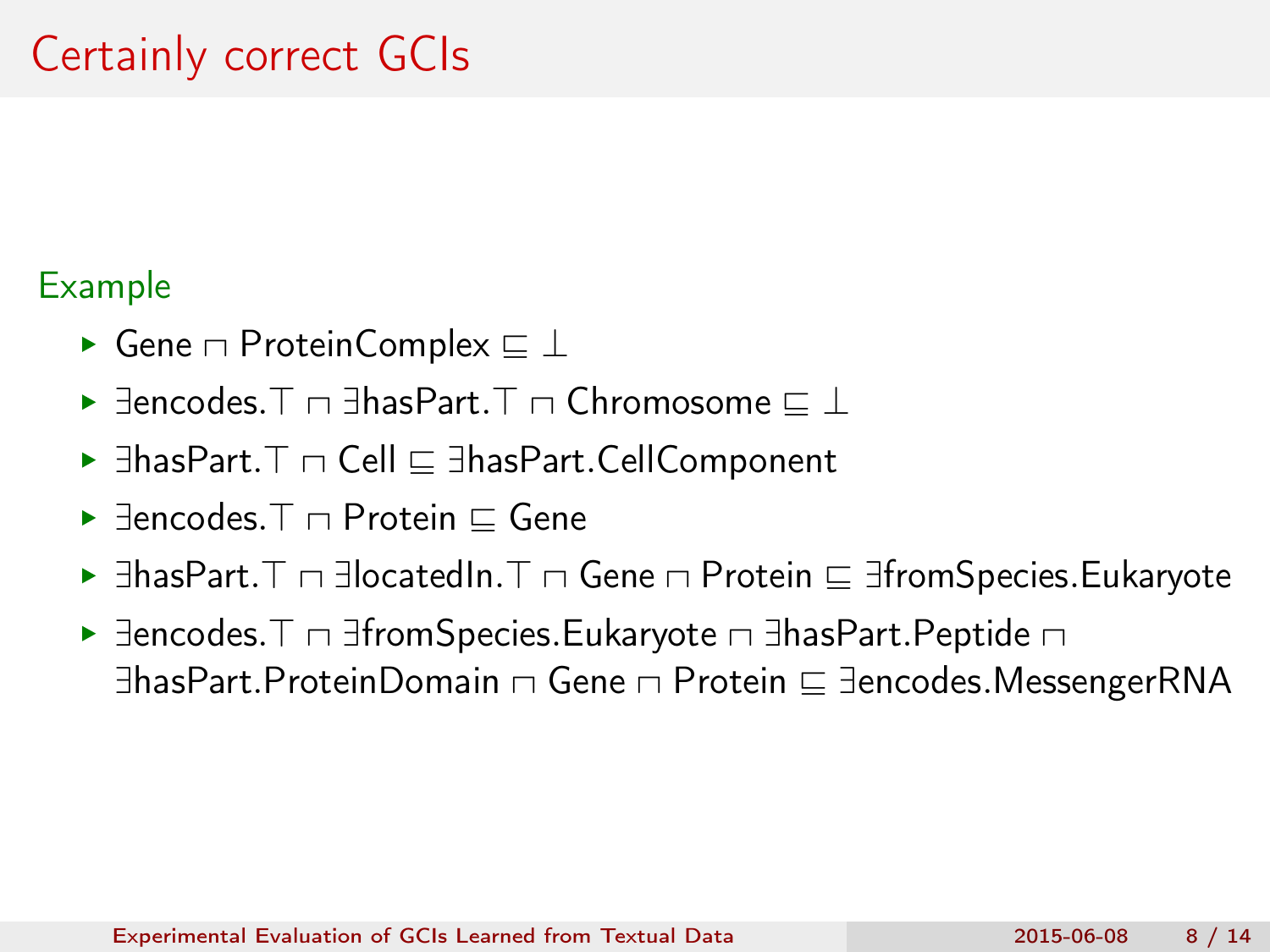# Certainly correct GCIs

Example

- $\text{Gene} \sqcap \text{ProteinComplex} \sqsubseteq \bot$
- $\exists \text{encodes}.\top \sqcap \exists \text{hasPart}.\top \sqcap \text{Chromosome} \sqsubseteq \bot$
- $\exists \text{hasPart}.\top \sqcap \text{Cell} \sqsubseteq \exists \text{hasPart}.\text{CellComponent}$
- $\exists \text{encodes}.\top \sqcap \text{Protein} \sqsubseteq \text{Gene}$
- $\exists \text{hasPart}.\top \sqcap \exists \text{locatedIn}.\top \sqcap \text{Gene} \sqcap \text{Protein} \sqsubseteq \exists \text{fromSpecies}.\text{Eukaryote}$
- $\exists \text{encodes}.\top \sqcap \exists \text{fromSpecies}.\text{Eukaryote} \sqcap \exists \text{hasPart}.\text{Peptide} \sqcap \exists \text{hasPart}.\text{ProteinDomain} \sqcap \text{Gene} \sqcap \text{Protein} \sqsubseteq \exists \text{encodes}.\text{MessengerRNA}$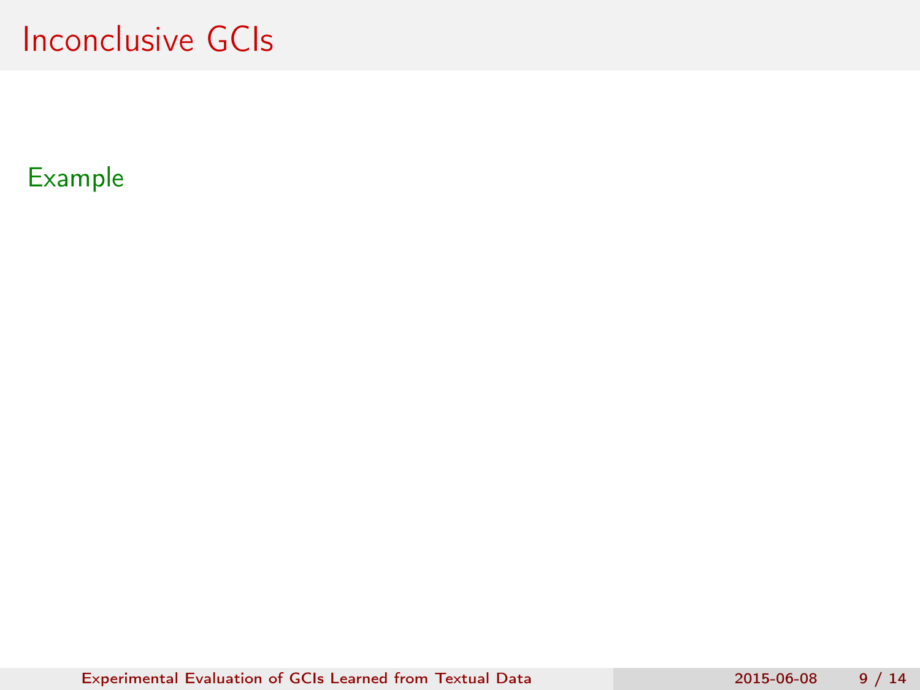# Inconclusive GCIs

Example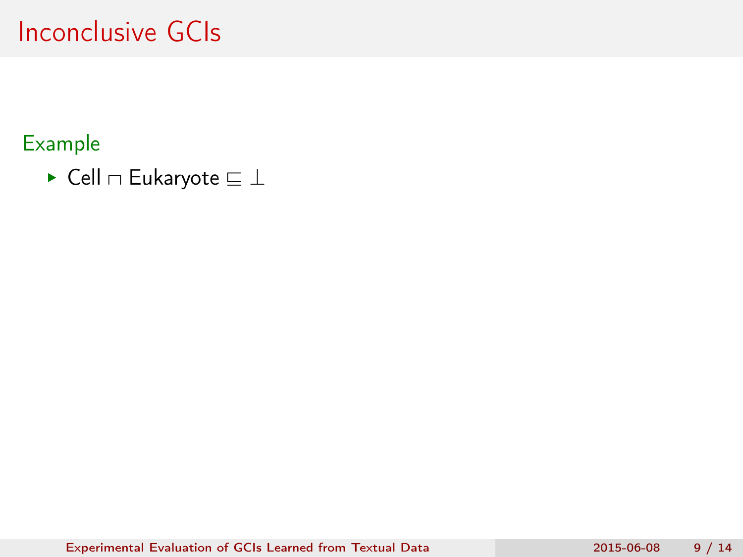# Inconclusive GCIs

**Example**

- $\text{Cell} \sqcap \text{Eukaryote} \sqsubseteq \bot$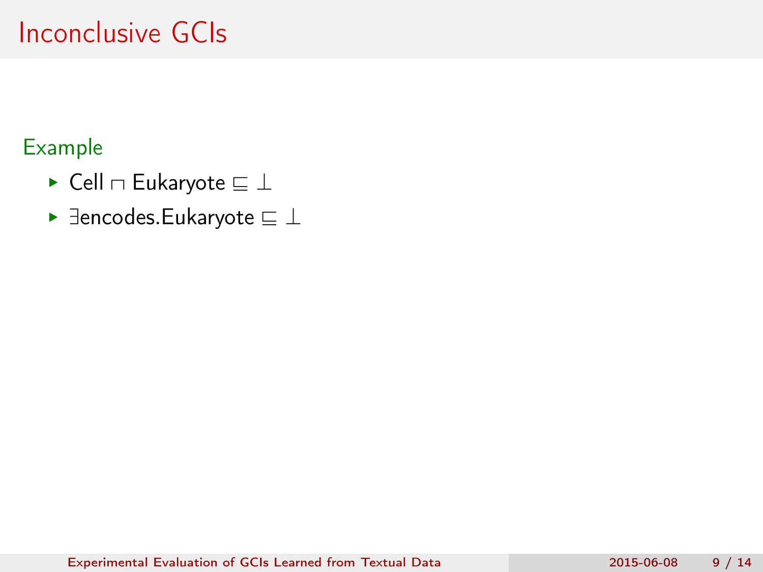# Inconclusive GCIs

**Example**

- $\text{Cell} \sqcap \text{Eukaryote} \sqsubseteq \bot$
- $\exists\text{encodes.Eukaryote} \sqsubseteq \bot$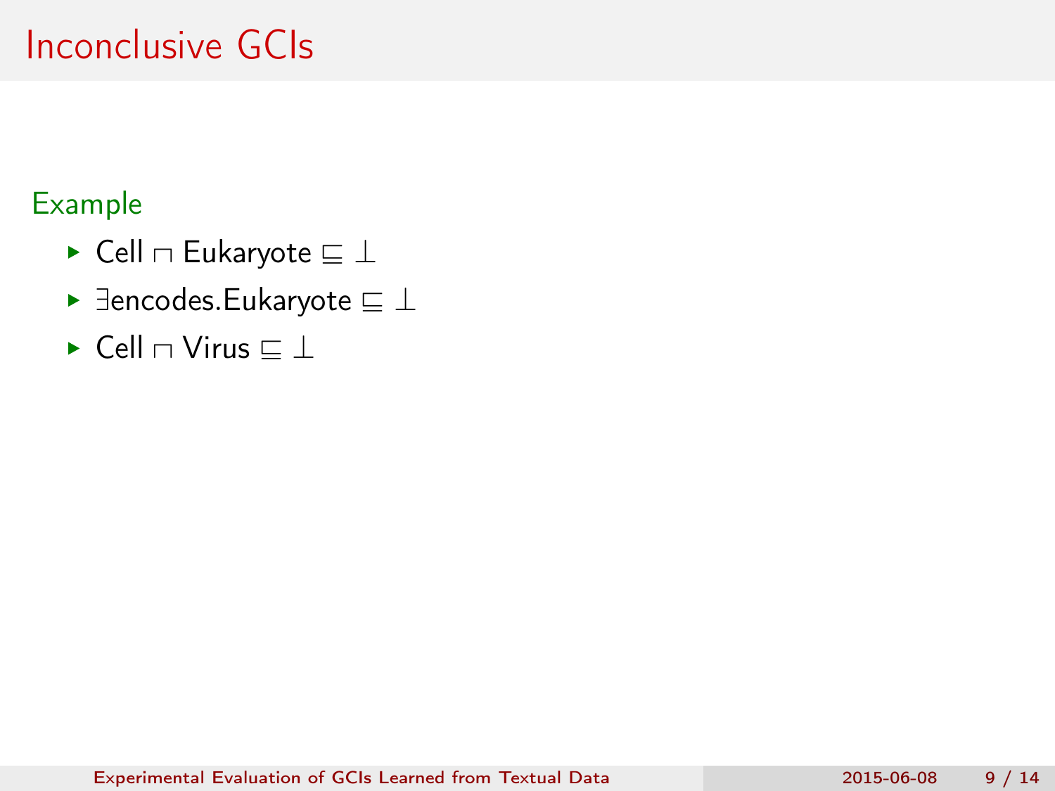# Inconclusive GCIs

**Example**

- $\mathsf{Cell} \sqcap \mathsf{Eukaryote} \sqsubseteq \bot$
- $\exists \mathsf{encodes}.\mathsf{Eukaryote} \sqsubseteq \bot$
- $\mathsf{Cell} \sqcap \mathsf{Virus} \sqsubseteq \bot$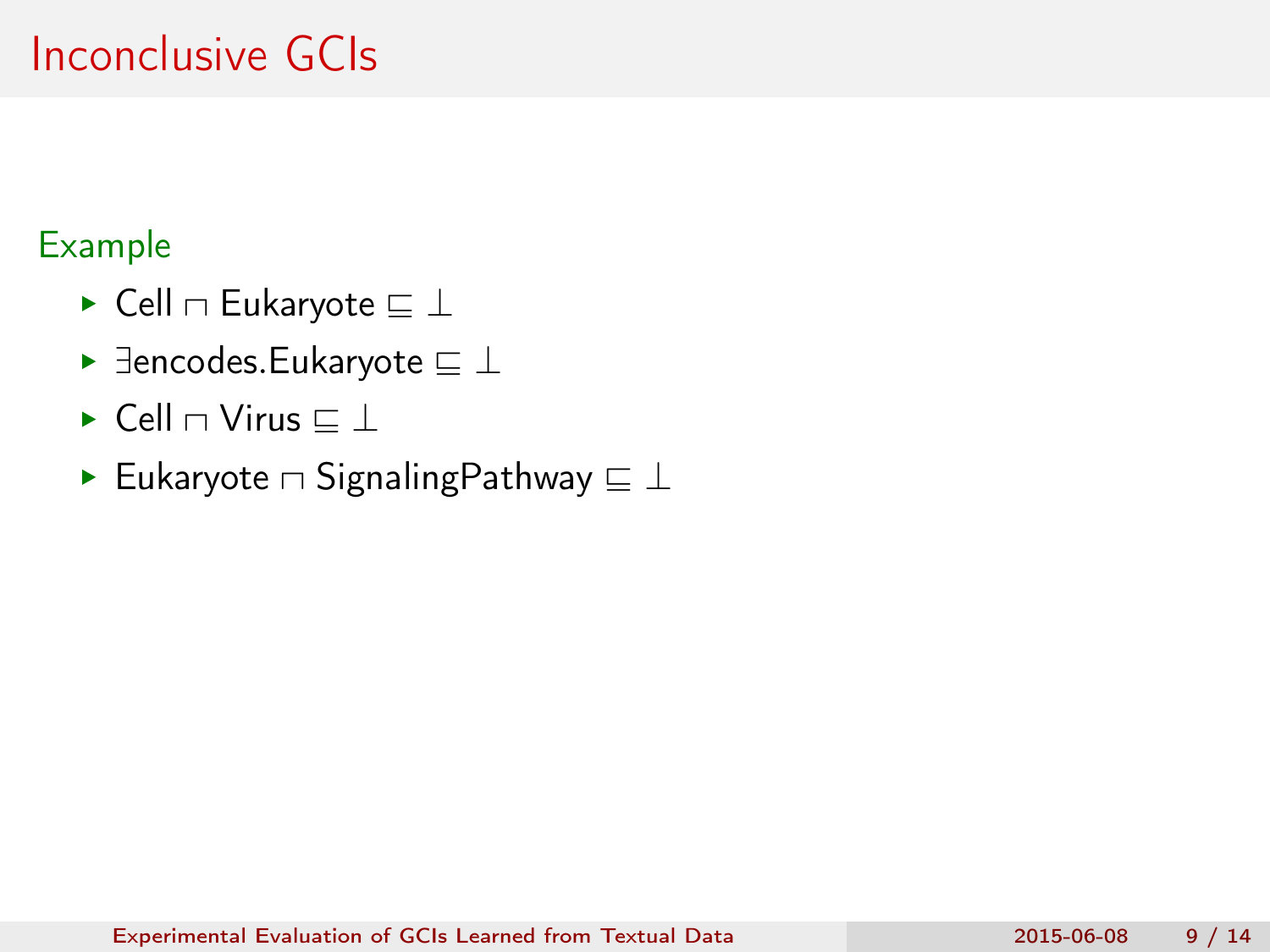# Inconclusive GCIs

Example

- $\mathsf{Cell} \sqcap \mathsf{Eukaryote} \sqsubseteq \bot$
- $\exists \mathsf{encodes}.\mathsf{Eukaryote} \sqsubseteq \bot$
- $\mathsf{Cell} \sqcap \mathsf{Virus} \sqsubseteq \bot$
- $\mathsf{Eukaryote} \sqcap \mathsf{SignalingPathway} \sqsubseteq \bot$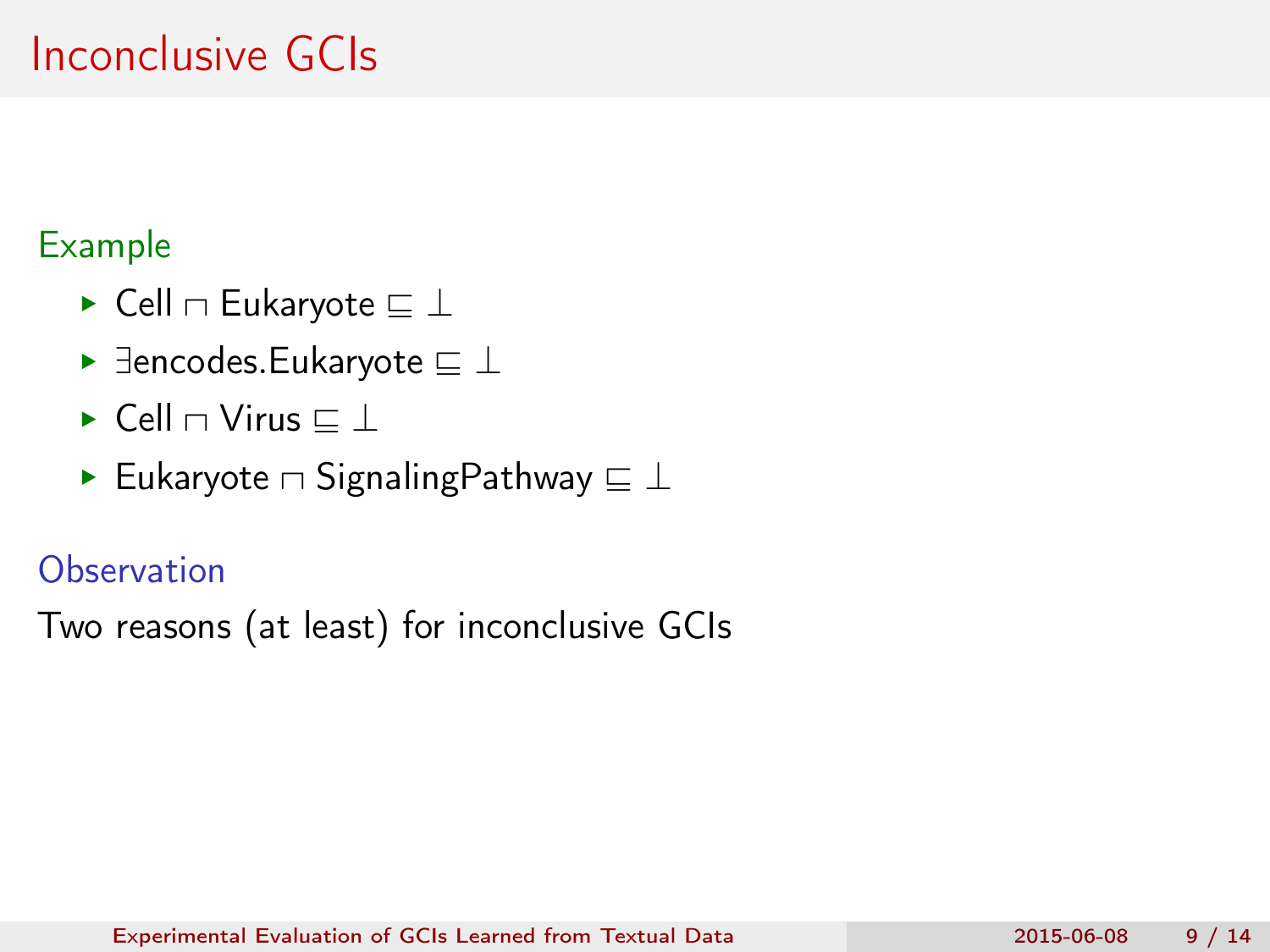# Inconclusive GCIs

**Example**

- $\text{Cell} \sqcap \text{Eukaryote} \sqsubseteq \bot$
- $\exists \text{encodes}.\text{Eukaryote} \sqsubseteq \bot$
- $\text{Cell} \sqcap \text{Virus} \sqsubseteq \bot$
- $\text{Eukaryote} \sqcap \text{SignalingPathway} \sqsubseteq \bot$

**Observation**

Two reasons (at least) for inconclusive GCIs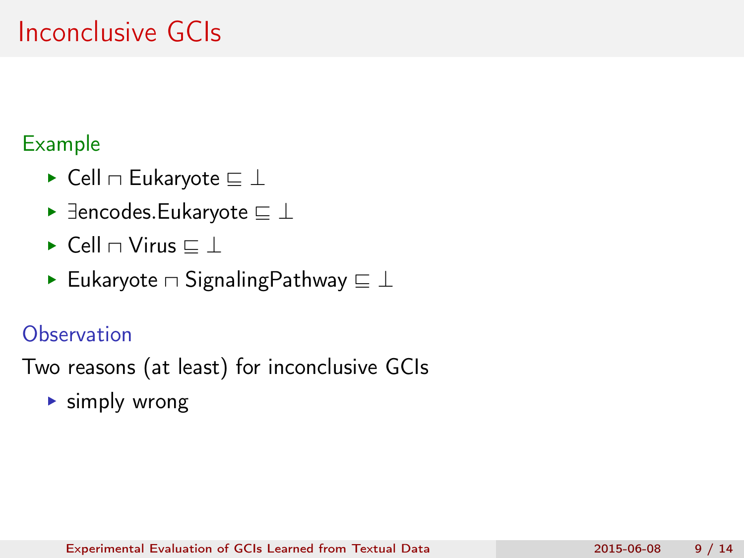# Inconclusive GCIs

Example

- $\mathsf{Cell} \sqcap \mathsf{Eukaryote} \sqsubseteq \bot$
- $\exists \mathsf{encodes}.\mathsf{Eukaryote} \sqsubseteq \bot$
- $\mathsf{Cell} \sqcap \mathsf{Virus} \sqsubseteq \bot$
- $\mathsf{Eukaryote} \sqcap \mathsf{SignalingPathway} \sqsubseteq \bot$

Observation

Two reasons (at least) for inconclusive GCIs

- simply wrong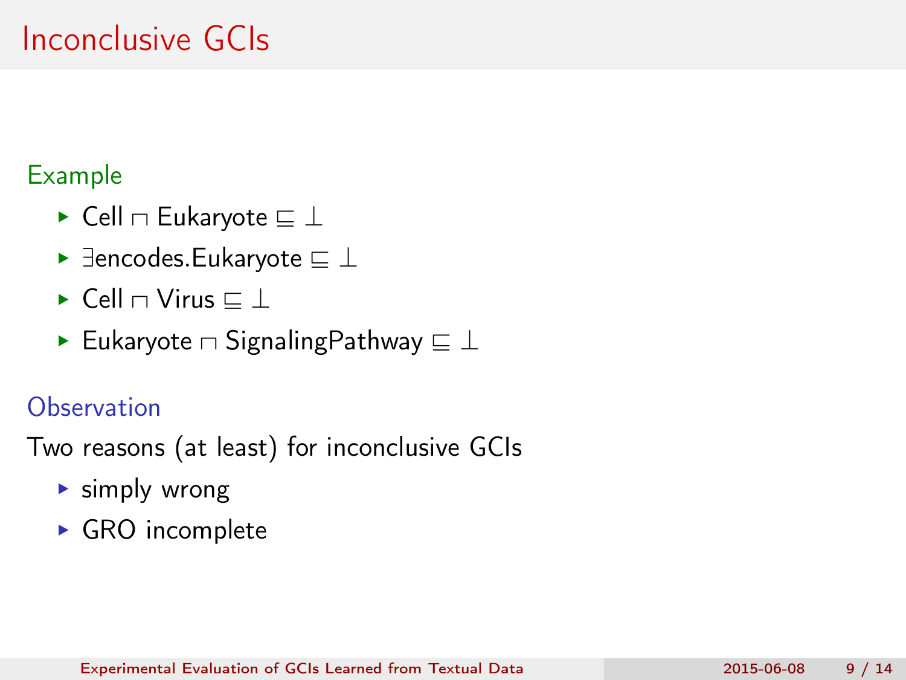# Inconclusive GCIs

**Example**

- $\text{Cell} \sqcap \text{Eukaryote} \sqsubseteq \bot$
- $\exists \text{encodes}.\text{Eukaryote} \sqsubseteq \bot$
- $\text{Cell} \sqcap \text{Virus} \sqsubseteq \bot$
- $\text{Eukaryote} \sqcap \text{SignalingPathway} \sqsubseteq \bot$

**Observation**

Two reasons (at least) for inconclusive GCIs

- simply wrong
- GRO incomplete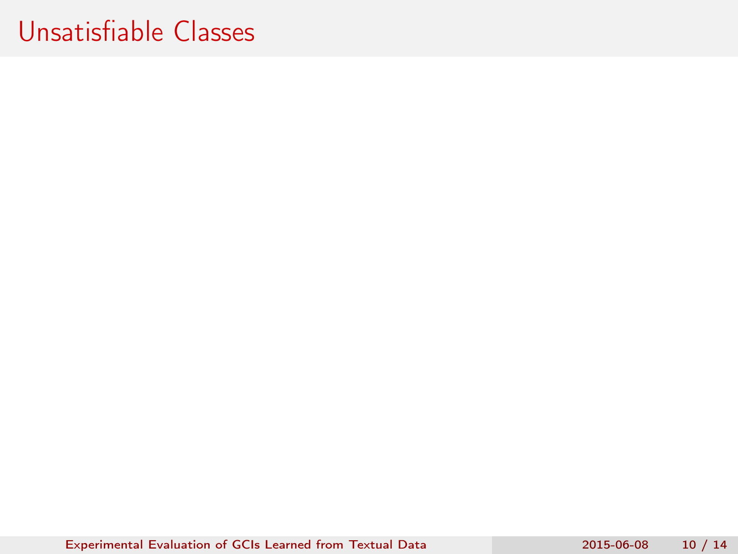# Unsatisfiable Classes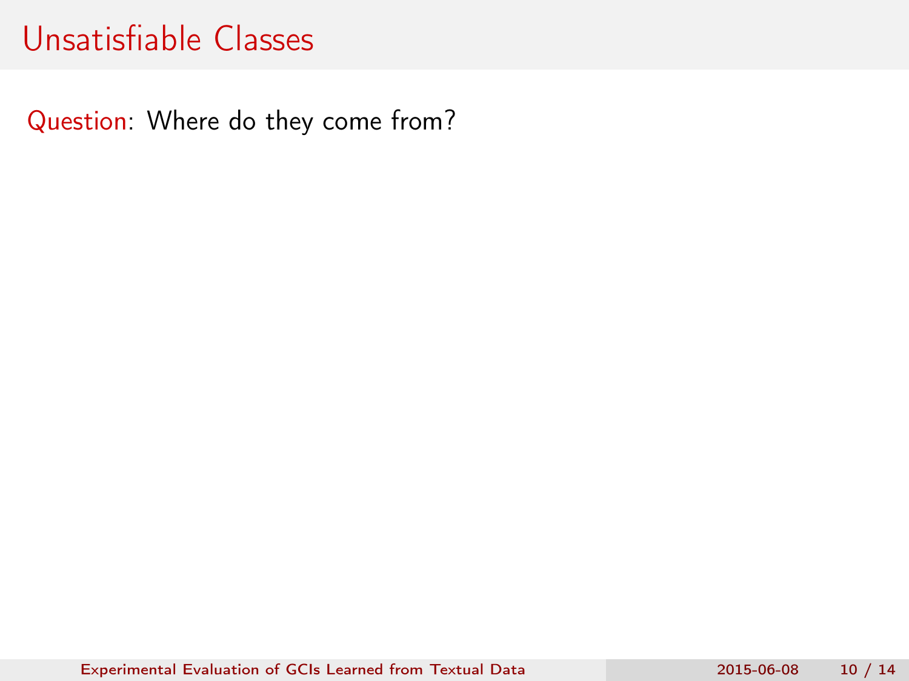# Unsatisfiable Classes

Question: Where do they come from?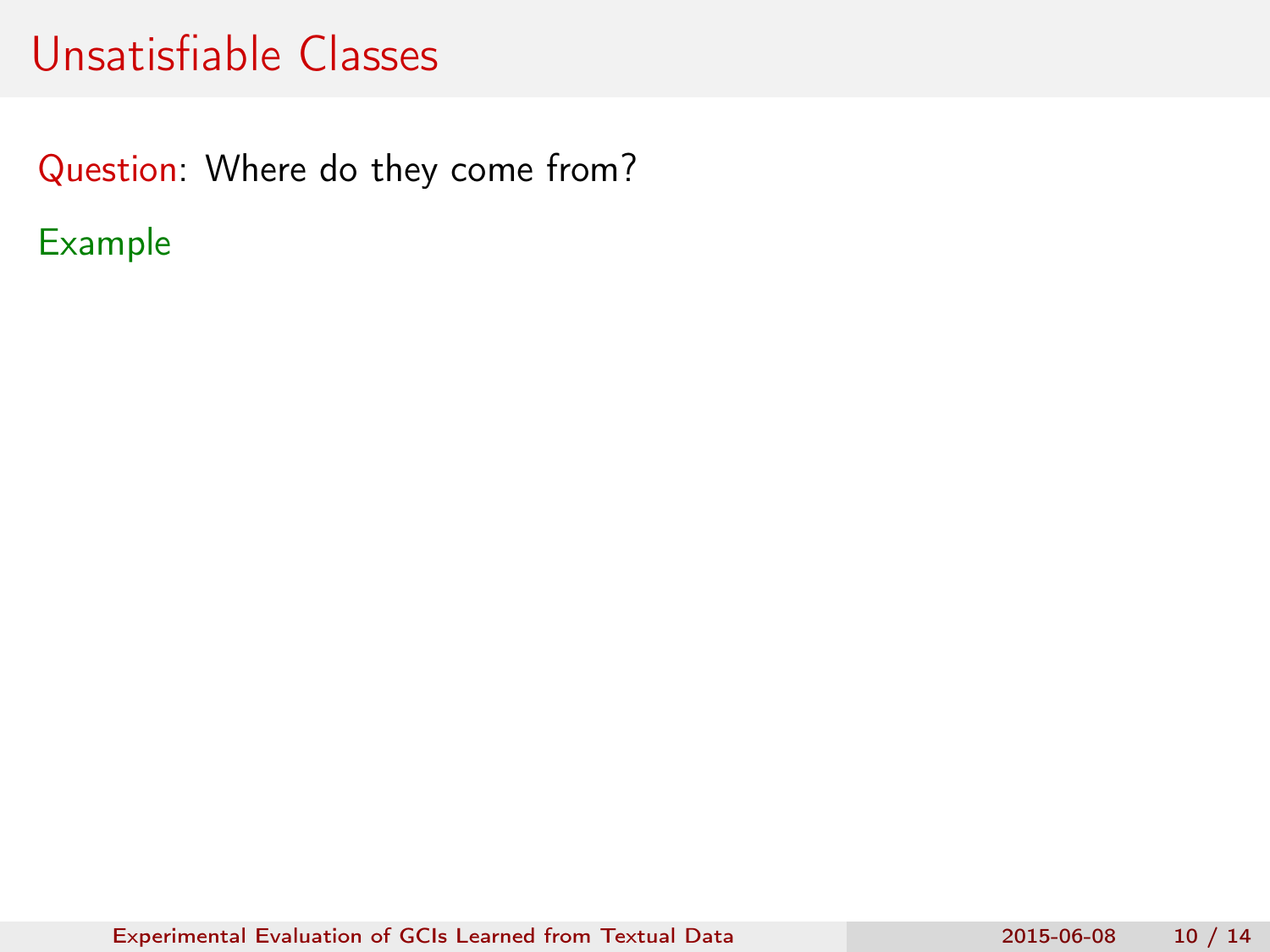# Unsatisfiable Classes

Question: Where do they come from?

Example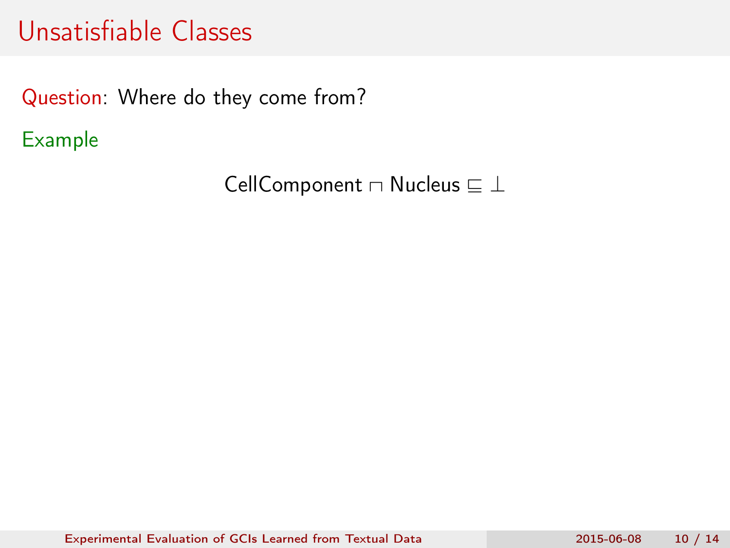# Unsatisfiable Classes

Question: Where do they come from?

Example

$$\text{CellComponent} \sqcap \text{Nucleus} \sqsubseteq \bot$$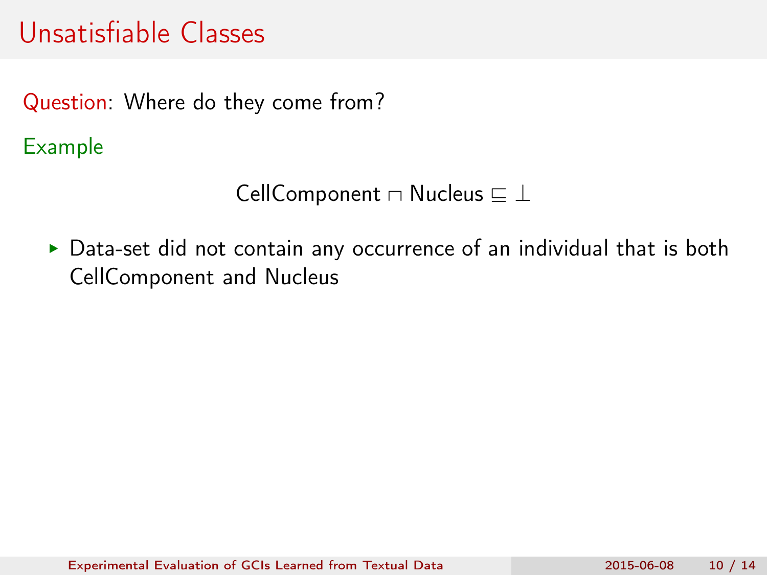# Unsatisfiable Classes

Question: Where do they come from?

Example

$$\text{CellComponent} \sqcap \text{Nucleus} \sqsubseteq \bot$$

- Data-set did not contain any occurrence of an individual that is both CellComponent and Nucleus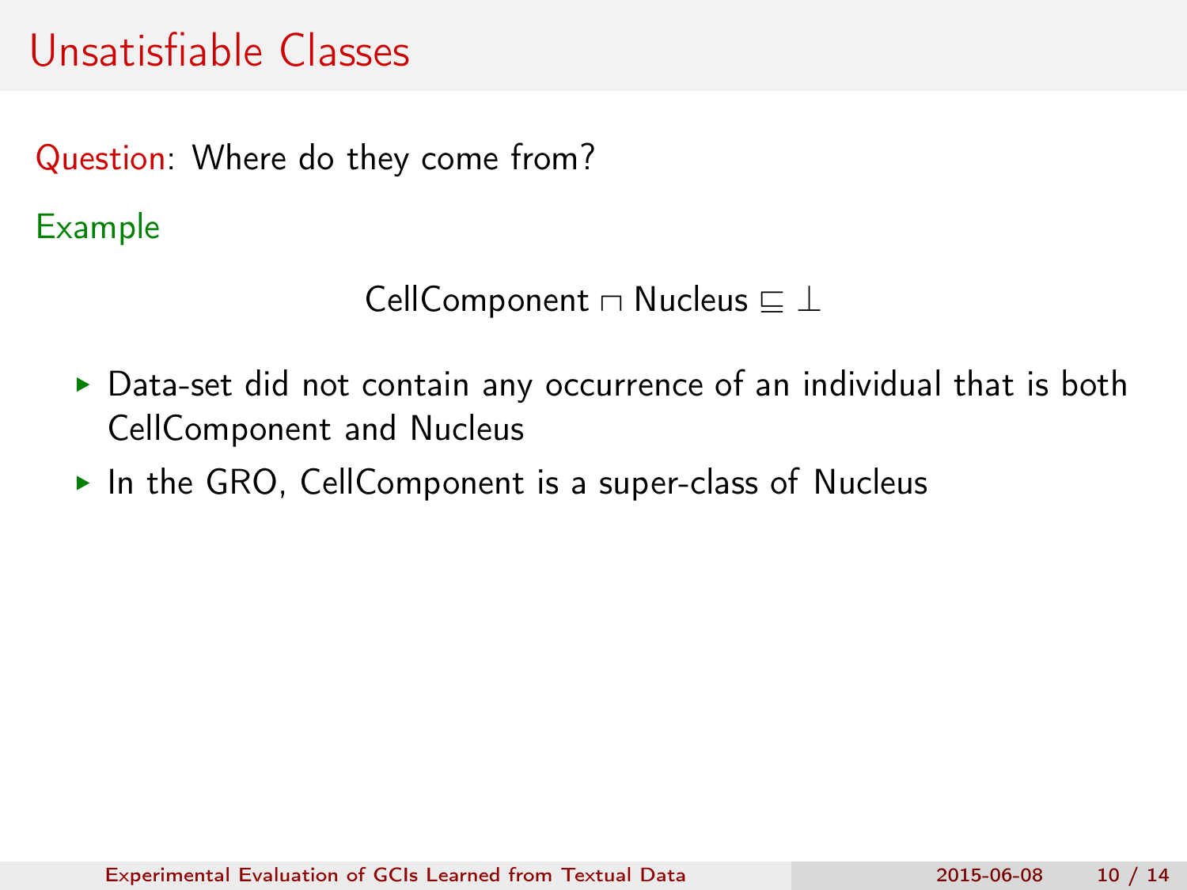# Unsatisfiable Classes

Question: Where do they come from?

Example

$$\text{CellComponent} \sqcap \text{Nucleus} \sqsubseteq \bot$$

- Data-set did not contain any occurrence of an individual that is both CellComponent and Nucleus
- In the GRO, CellComponent is a super-class of Nucleus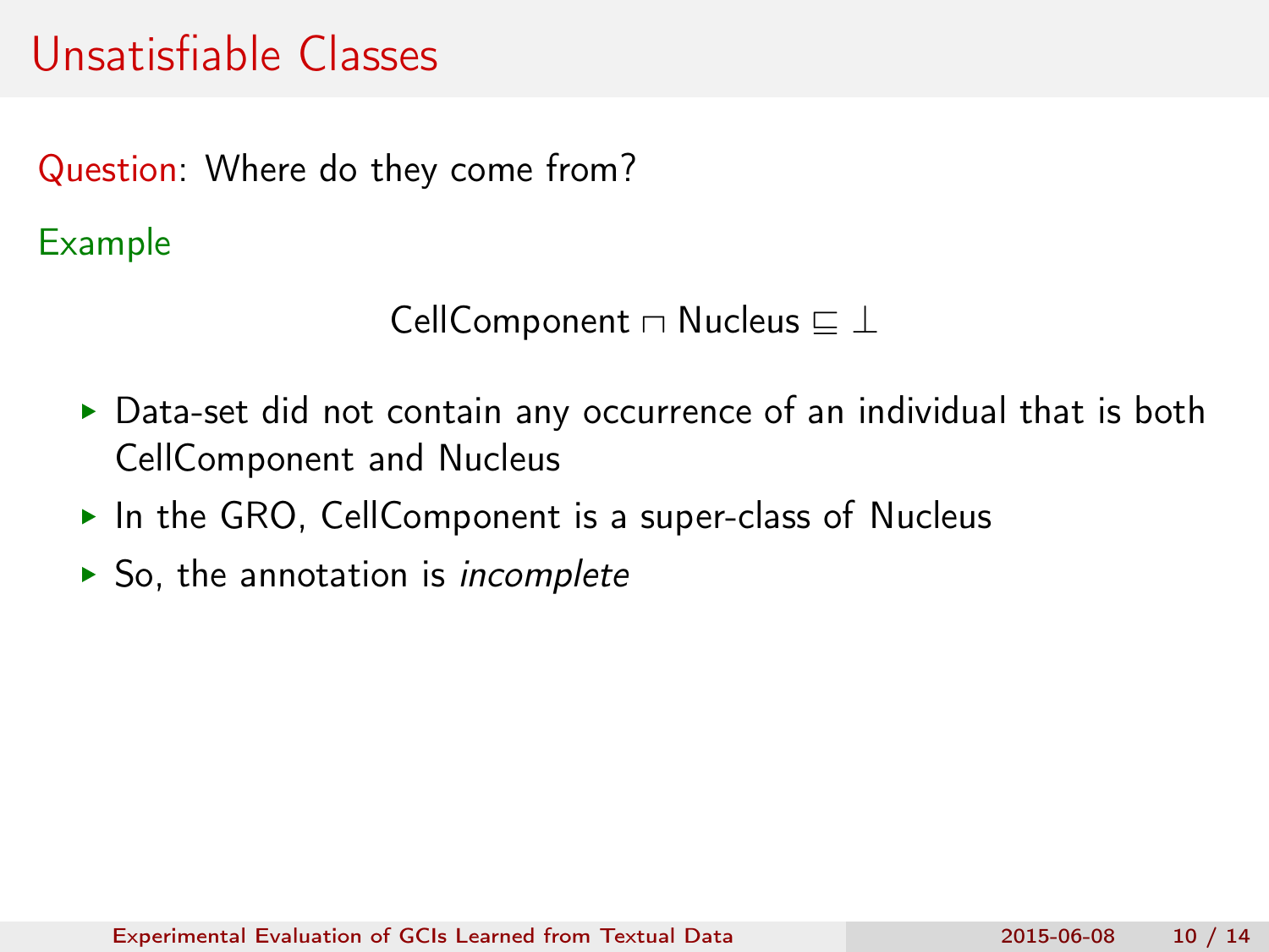# Unsatisfiable Classes

Question: Where do they come from?

Example

$$\text{CellComponent} \sqcap \text{Nucleus} \sqsubseteq \bot$$

- Data-set did not contain any occurrence of an individual that is both CellComponent and Nucleus
- In the GRO, CellComponent is a super-class of Nucleus
- So, the annotation is *incomplete*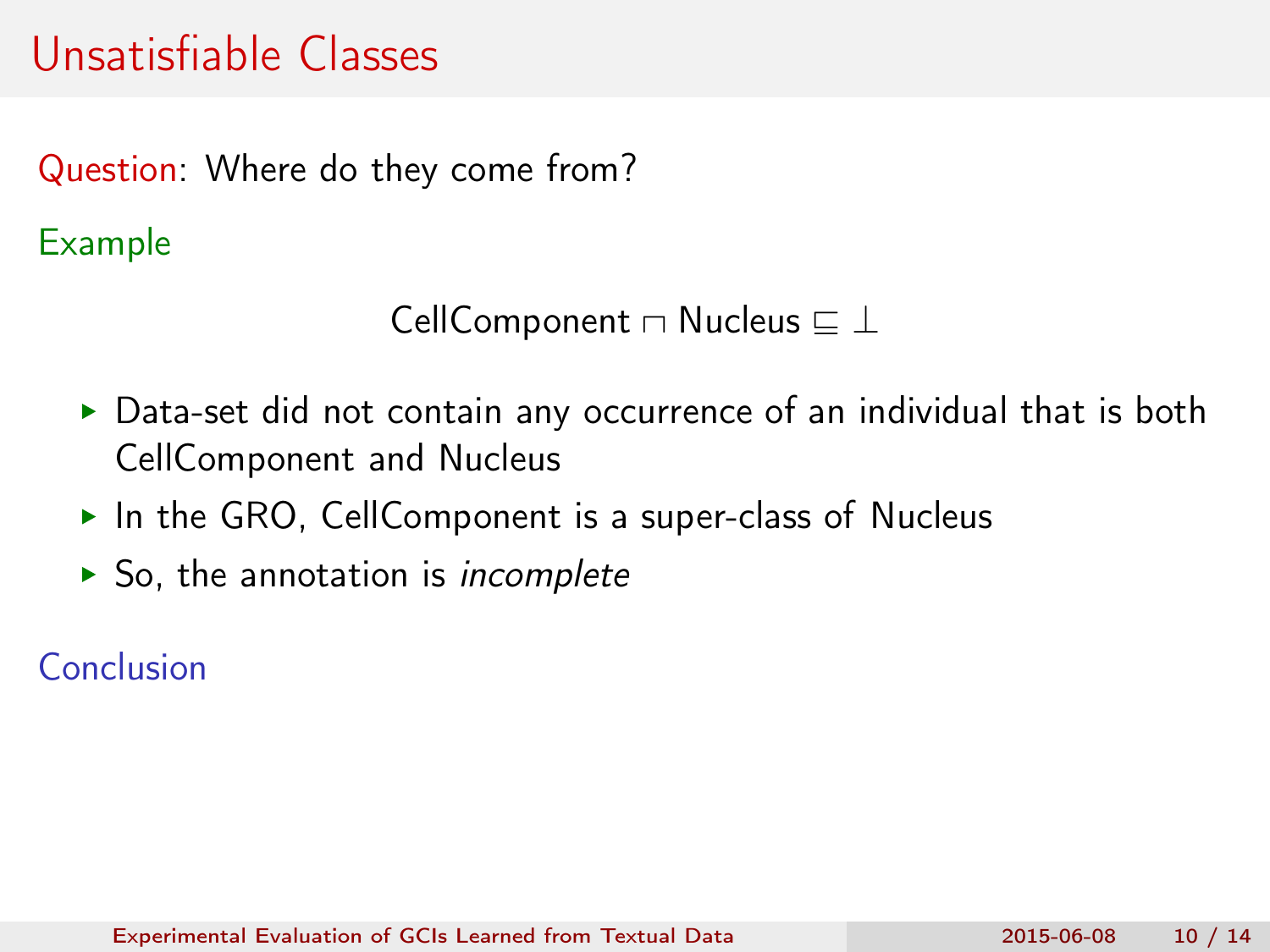# Unsatisfiable Classes

Question: Where do they come from?

Example

$$\text{CellComponent} \sqcap \text{Nucleus} \sqsubseteq \bot$$

- Data-set did not contain any occurrence of an individual that is both CellComponent and Nucleus
- In the GRO, CellComponent is a super-class of Nucleus
- So, the annotation is *incomplete*

Conclusion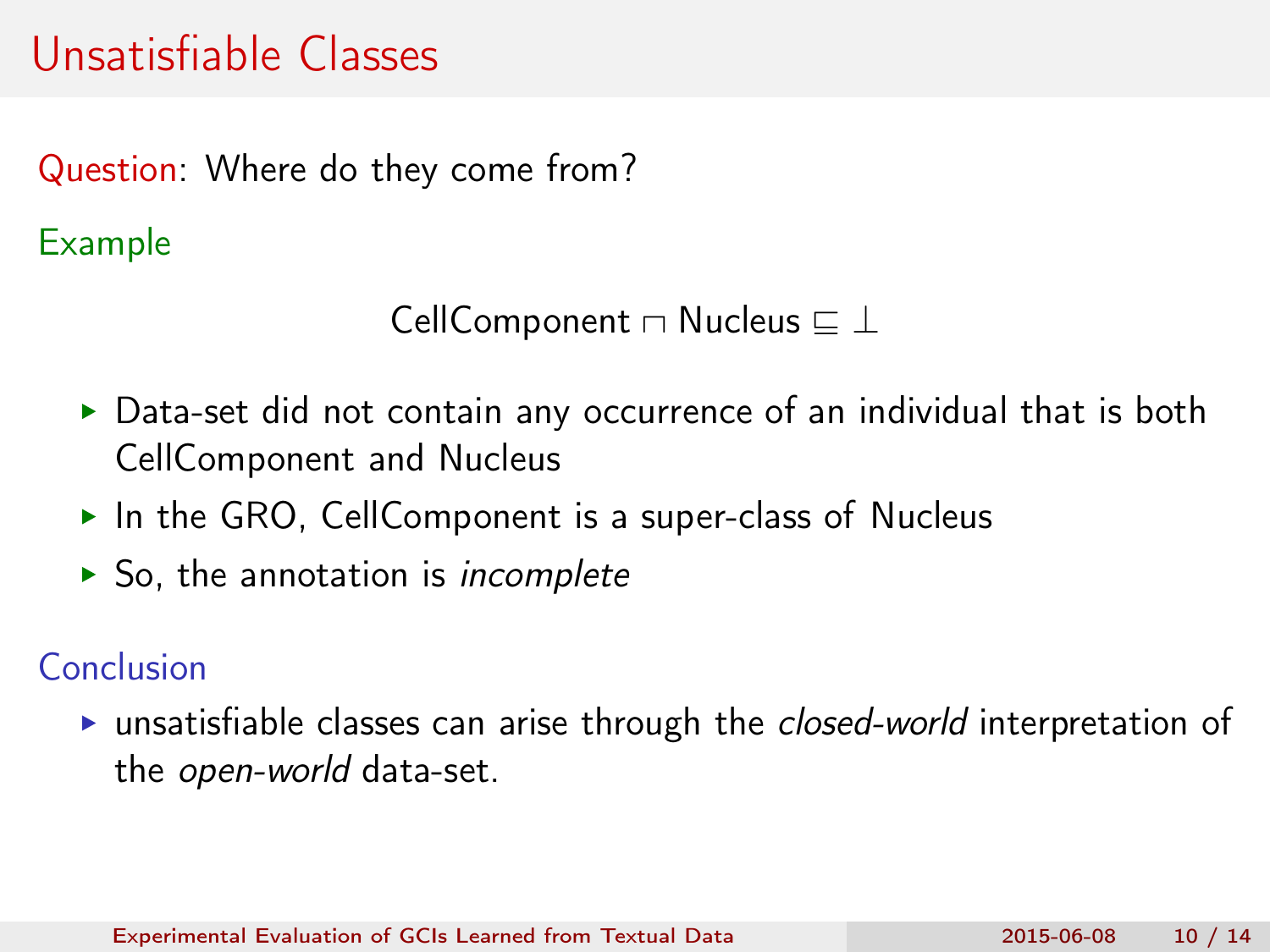# Unsatisfiable Classes

Question: Where do they come from?

Example

$$\text{CellComponent} \sqcap \text{Nucleus} \sqsubseteq \bot$$

- Data-set did not contain any occurrence of an individual that is both CellComponent and Nucleus
- In the GRO, CellComponent is a super-class of Nucleus
- So, the annotation is *incomplete*

Conclusion

- unsatisfiable classes can arise through the *closed-world* interpretation of the *open-world* data-set.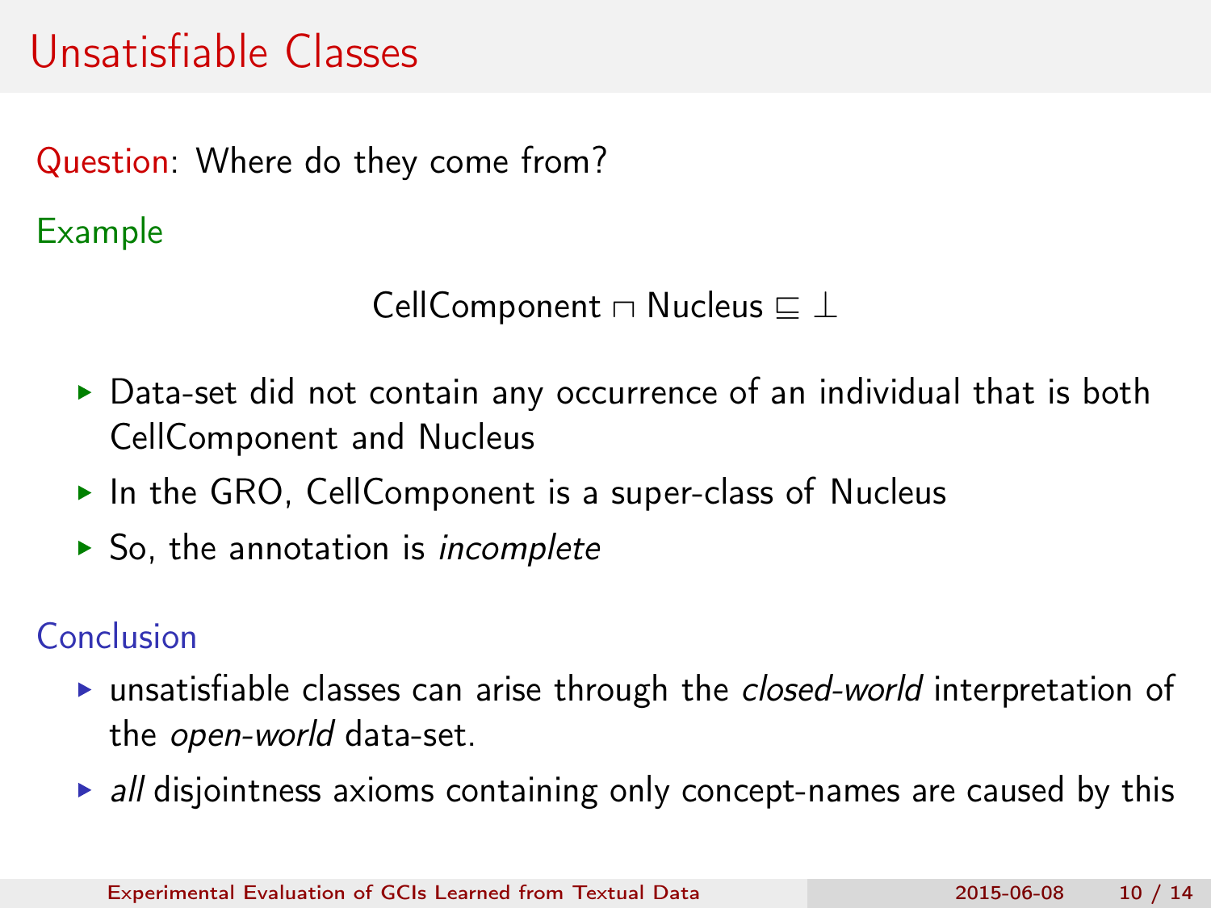# Unsatisfiable Classes

Question: Where do they come from?

Example

$$\text{CellComponent} \sqcap \text{Nucleus} \sqsubseteq \bot$$

- Data-set did not contain any occurrence of an individual that is both CellComponent and Nucleus
- In the GRO, CellComponent is a super-class of Nucleus
- So, the annotation is *incomplete*

Conclusion

- unsatisfiable classes can arise through the *closed-world* interpretation of the *open-world* data-set.
- *all* disjointness axioms containing only concept-names are caused by this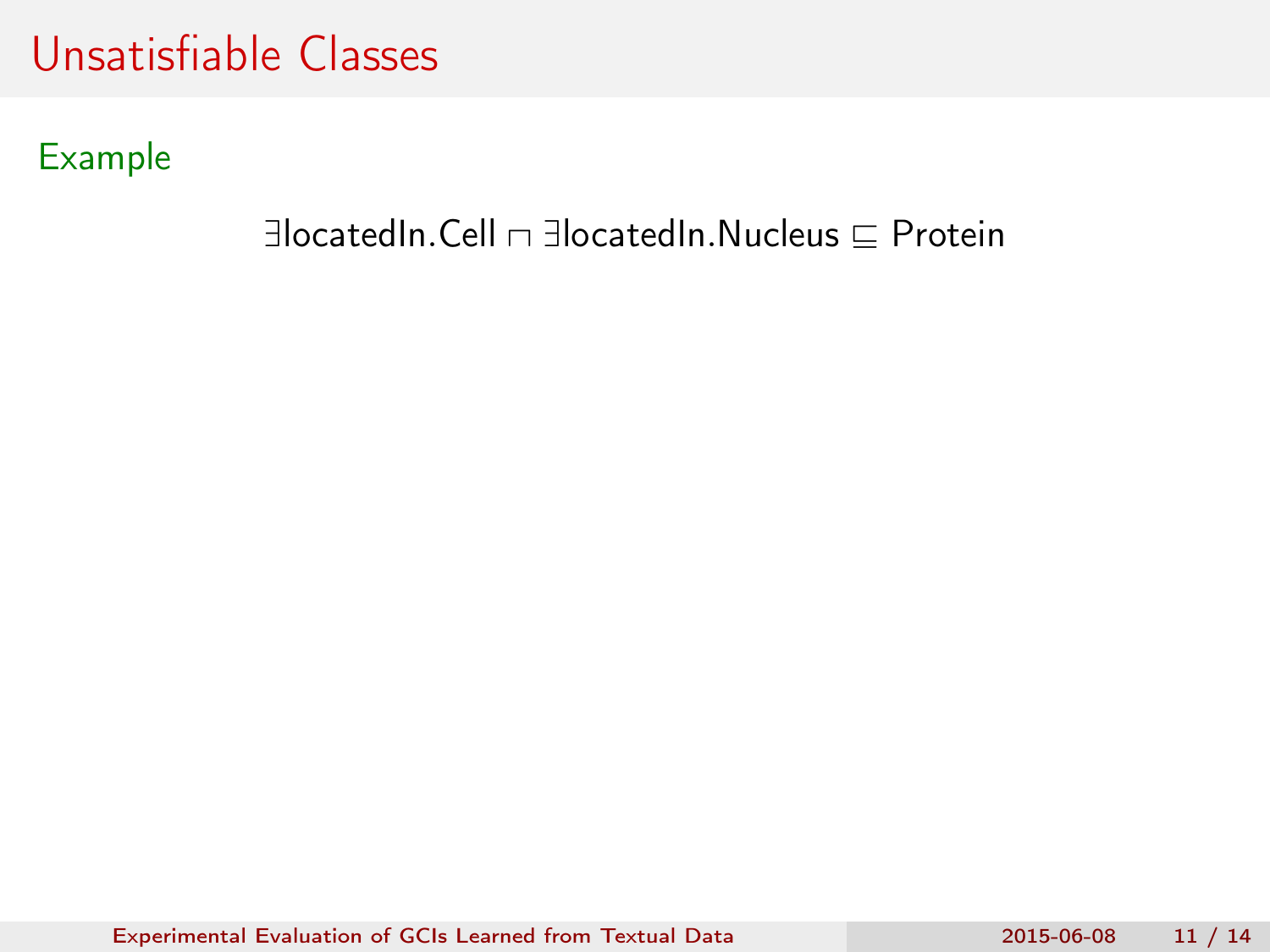# Unsatisfiable Classes

**Example**

$$\exists \text{locatedIn.Cell} \sqcap \exists \text{locatedIn.Nucleus} \sqsubseteq \text{Protein}$$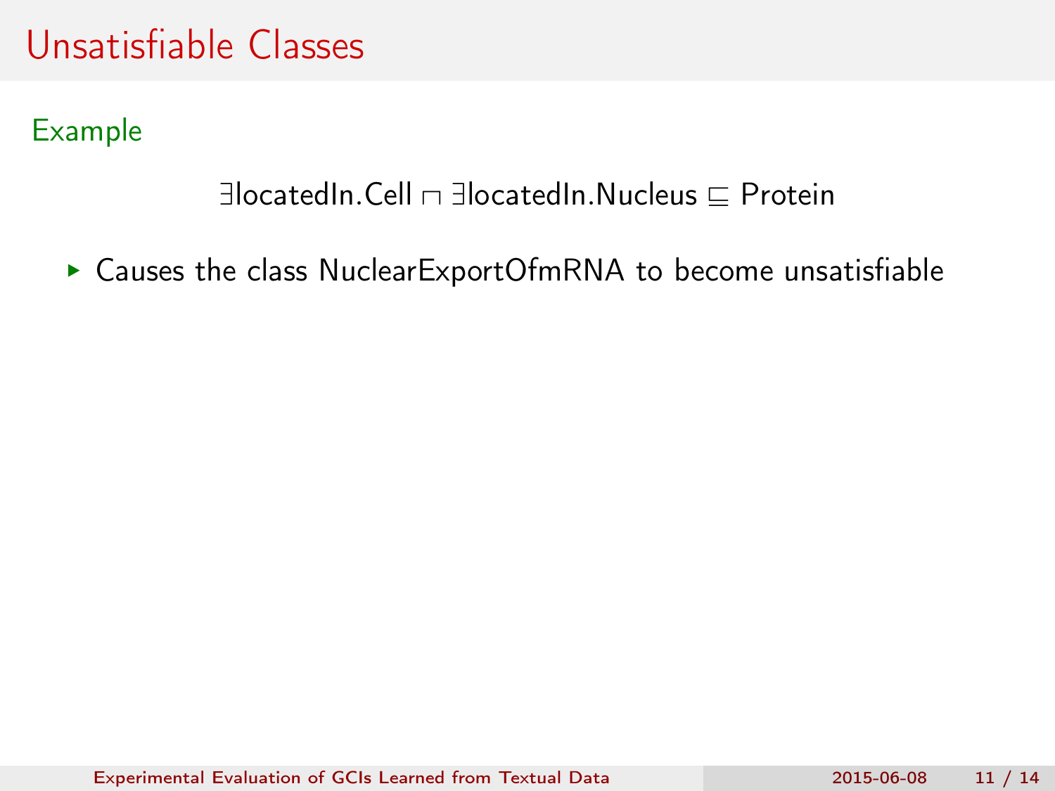# Unsatisfiable Classes

## Example

$$\exists \text{locatedIn.Cell} \sqcap \exists \text{locatedIn.Nucleus} \sqsubseteq \text{Protein}$$

- Causes the class NuclearExportOfmRNA to become unsatisfiable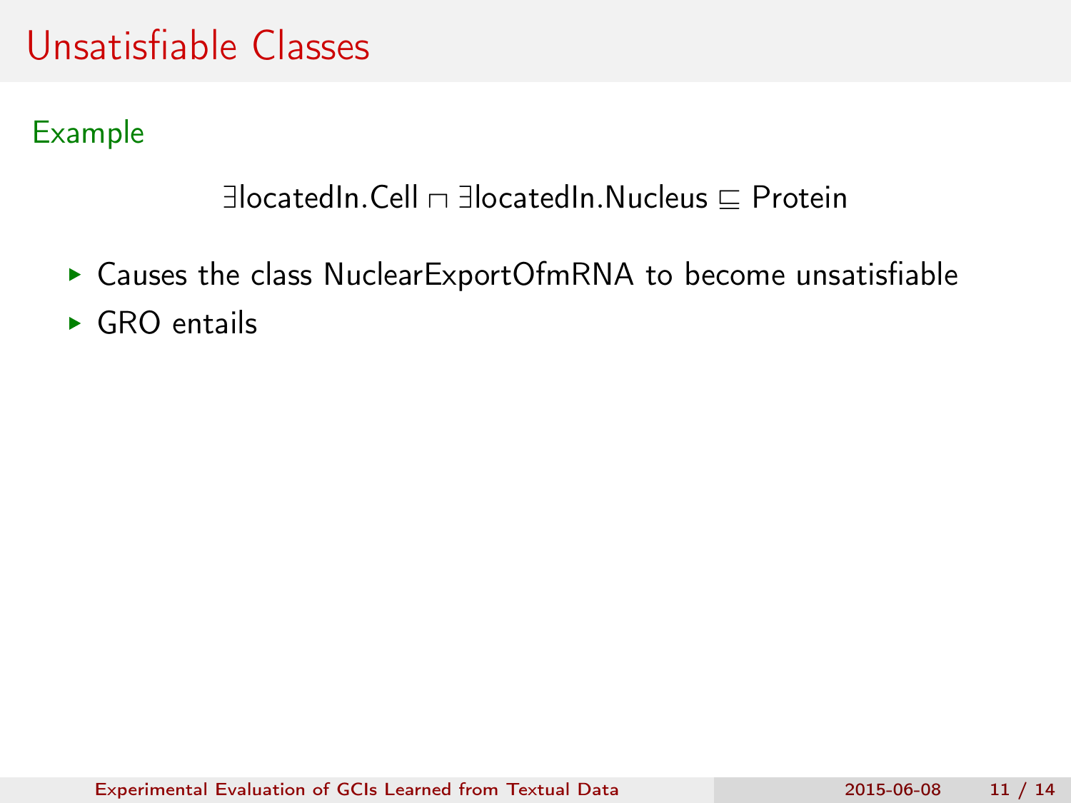# Unsatisfiable Classes

**Example**

$$\exists \text{locatedIn.Cell} \sqcap \exists \text{locatedIn.Nucleus} \sqsubseteq \text{Protein}$$

- Causes the class NuclearExportOfmRNA to become unsatisfiable
- GRO entails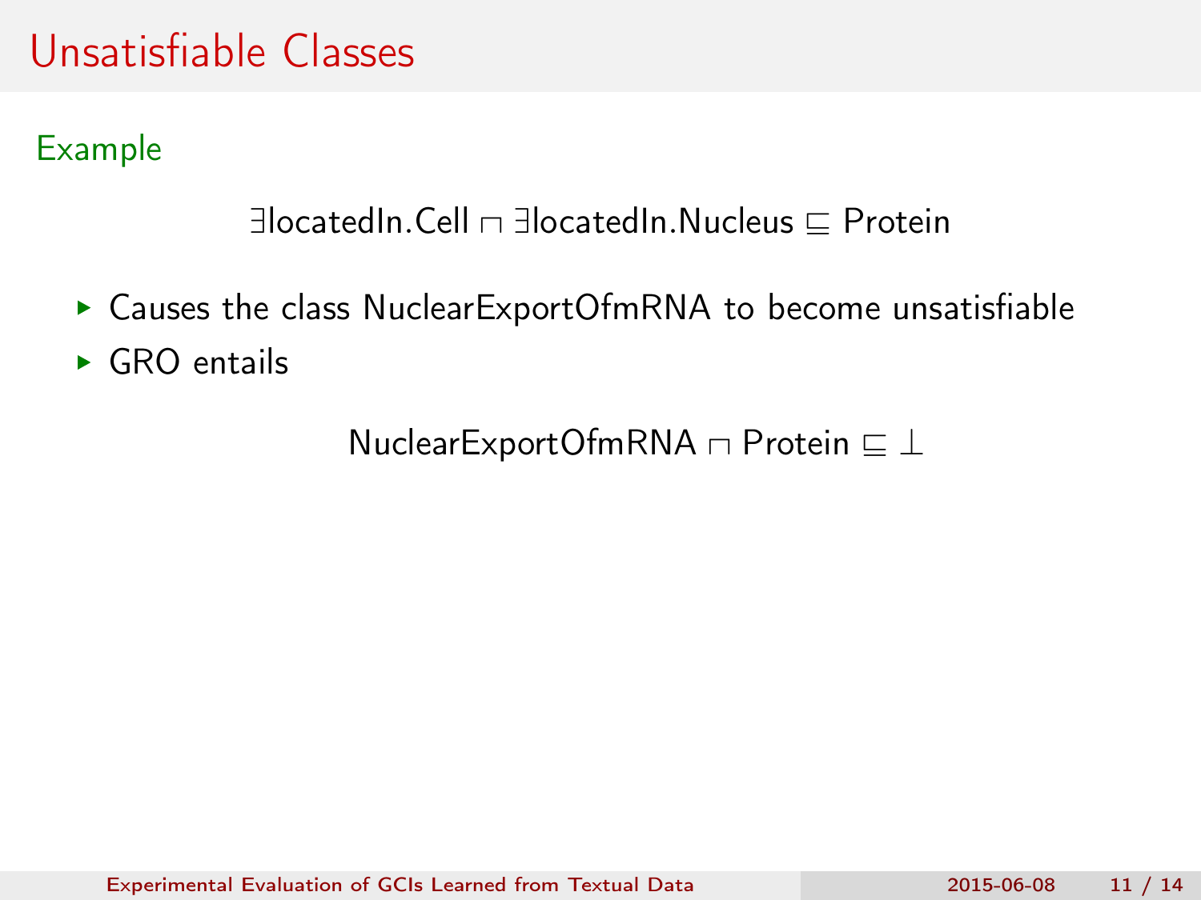# Unsatisfiable Classes

Example

$$\exists \text{locatedIn.Cell} \sqcap \exists \text{locatedIn.Nucleus} \sqsubseteq \text{Protein}$$

- Causes the class NuclearExportOfmRNA to become unsatisfiable
- GRO entails

$$\text{NuclearExportOfmRNA} \sqcap \text{Protein} \sqsubseteq \bot$$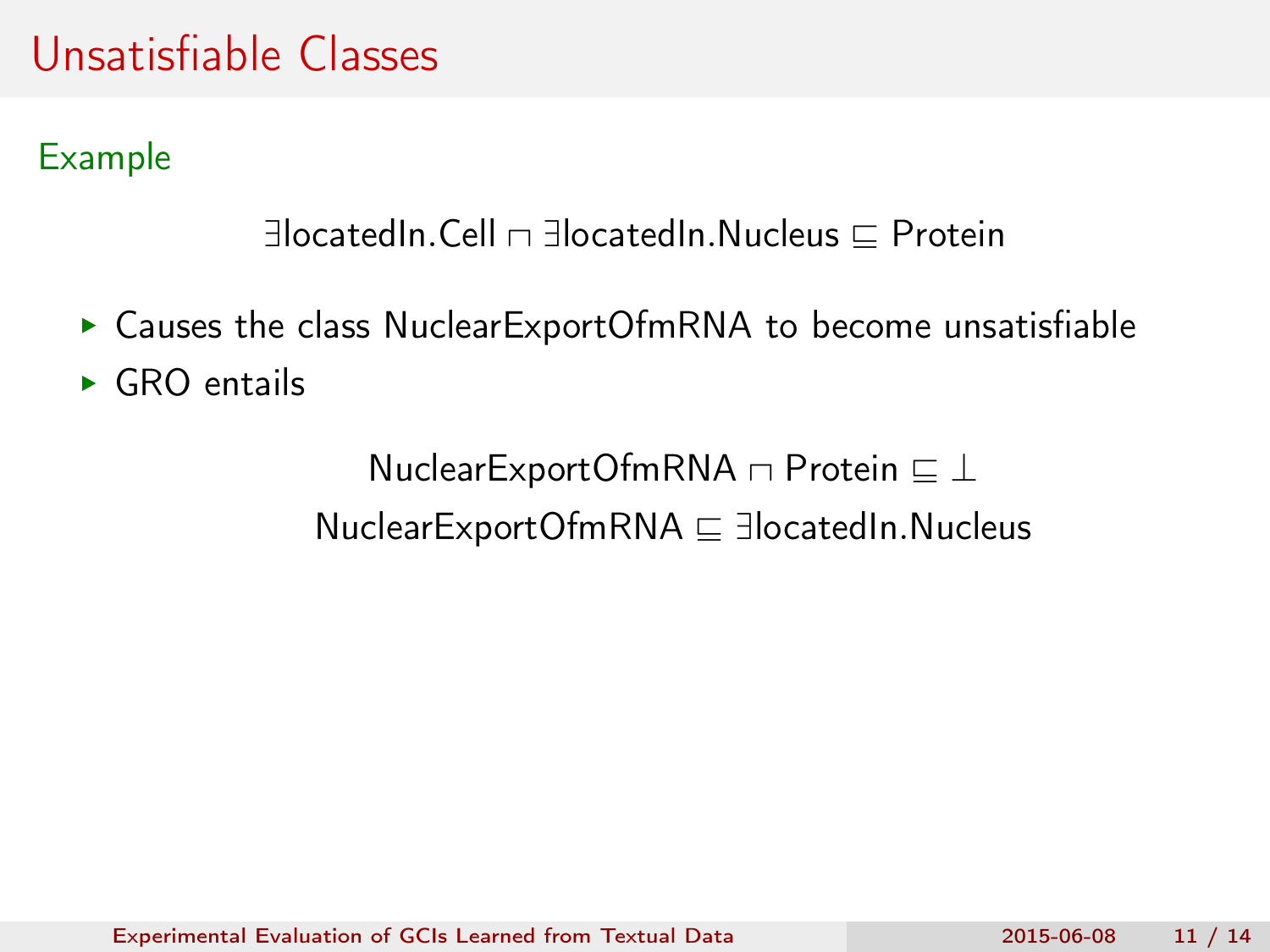# Unsatisfiable Classes

Example

$$\exists \text{locatedIn}.\text{Cell} \sqcap \exists \text{locatedIn}.\text{Nucleus} \sqsubseteq \text{Protein}$$

- Causes the class NuclearExportOfmRNA to become unsatisfiable
- GRO entails

$$\text{NuclearExportOfmRNA} \sqcap \text{Protein} \sqsubseteq \bot$$

$$\text{NuclearExportOfmRNA} \sqsubseteq \exists \text{locatedIn}.\text{Nucleus}$$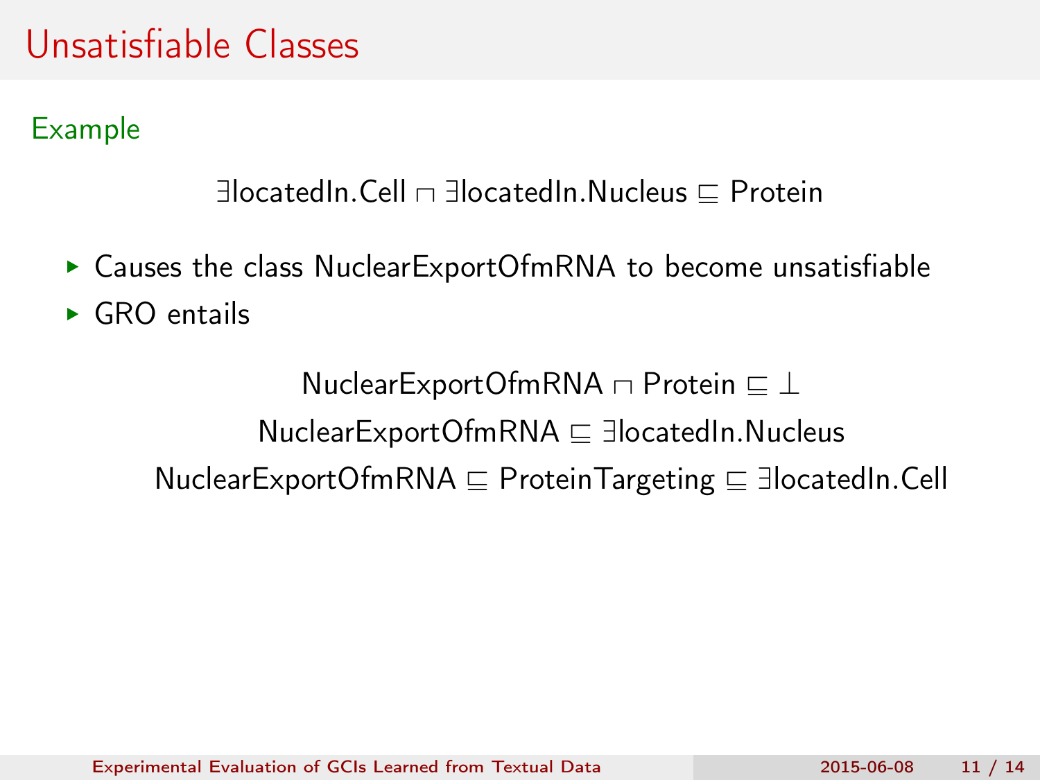# Unsatisfiable Classes

**Example**

$$\exists \text{locatedIn.Cell} \sqcap \exists \text{locatedIn.Nucleus} \sqsubseteq \text{Protein}$$

- Causes the class NuclearExportOfmRNA to become unsatisfiable
- GRO entails

$$\text{NuclearExportOfmRNA} \sqcap \text{Protein} \sqsubseteq \bot$$

$$\text{NuclearExportOfmRNA} \sqsubseteq \exists \text{locatedIn.Nucleus}$$

$$\text{NuclearExportOfmRNA} \sqsubseteq \text{ProteinTargeting} \sqsubseteq \exists \text{locatedIn.Cell}$$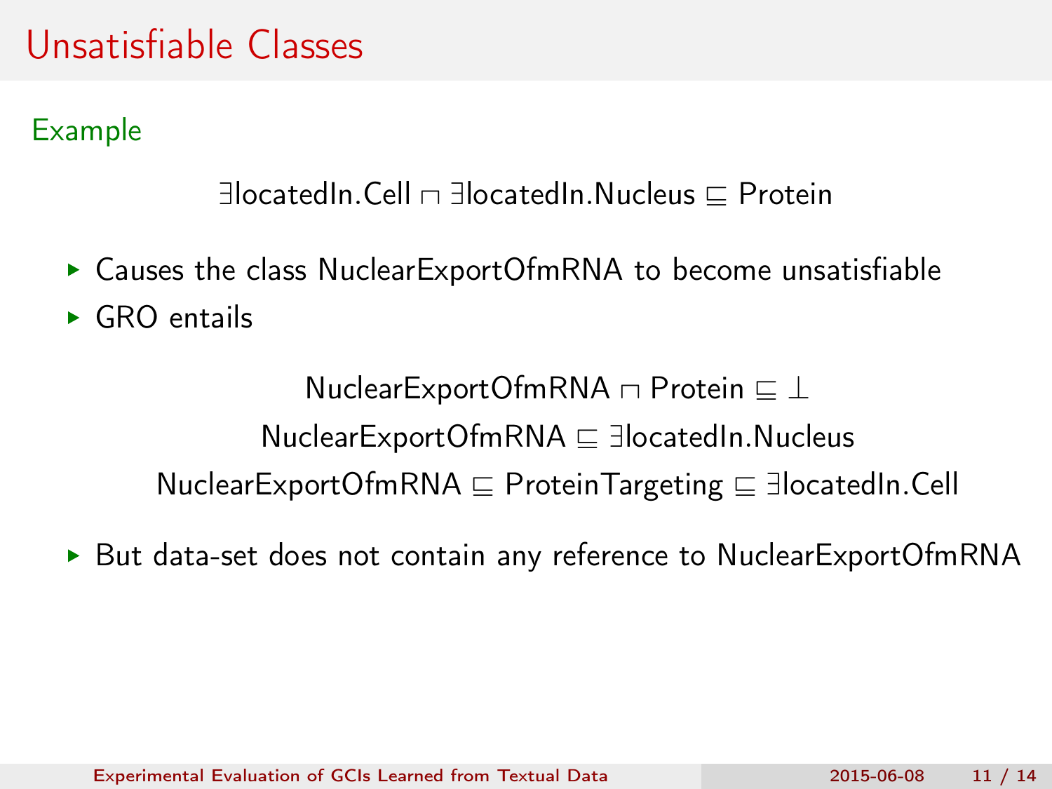# Unsatisfiable Classes

Example

$$\exists \text{locatedIn.Cell} \sqcap \exists \text{locatedIn.Nucleus} \sqsubseteq \text{Protein}$$

- Causes the class NuclearExportOfmRNA to become unsatisfiable
- GRO entails

$$\text{NuclearExportOfmRNA} \sqcap \text{Protein} \sqsubseteq \bot$$

$$\text{NuclearExportOfmRNA} \sqsubseteq \exists \text{locatedIn.Nucleus}$$

$$\text{NuclearExportOfmRNA} \sqsubseteq \text{ProteinTargeting} \sqsubseteq \exists \text{locatedIn.Cell}$$

- But data-set does not contain any reference to NuclearExportOfmRNA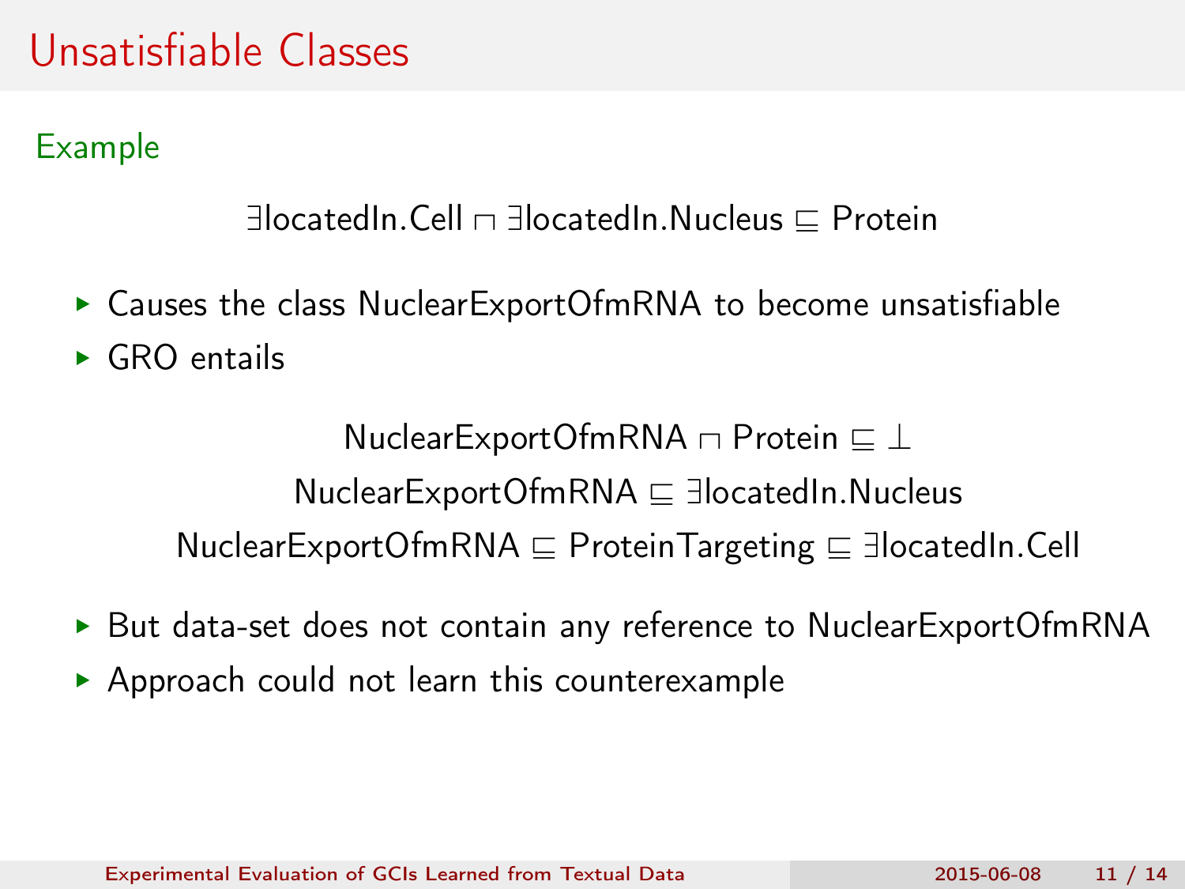# Unsatisfiable Classes

## Example

$$\exists \text{locatedIn.Cell} \sqcap \exists \text{locatedIn.Nucleus} \sqsubseteq \text{Protein}$$

- Causes the class NuclearExportOfmRNA to become unsatisfiable
- GRO entails

$$\text{NuclearExportOfmRNA} \sqcap \text{Protein} \sqsubseteq \bot$$

$$\text{NuclearExportOfmRNA} \sqsubseteq \exists \text{locatedIn.Nucleus}$$

$$\text{NuclearExportOfmRNA} \sqsubseteq \text{ProteinTargeting} \sqsubseteq \exists \text{locatedIn.Cell}$$

- But data-set does not contain any reference to NuclearExportOfmRNA
- Approach could not learn this counterexample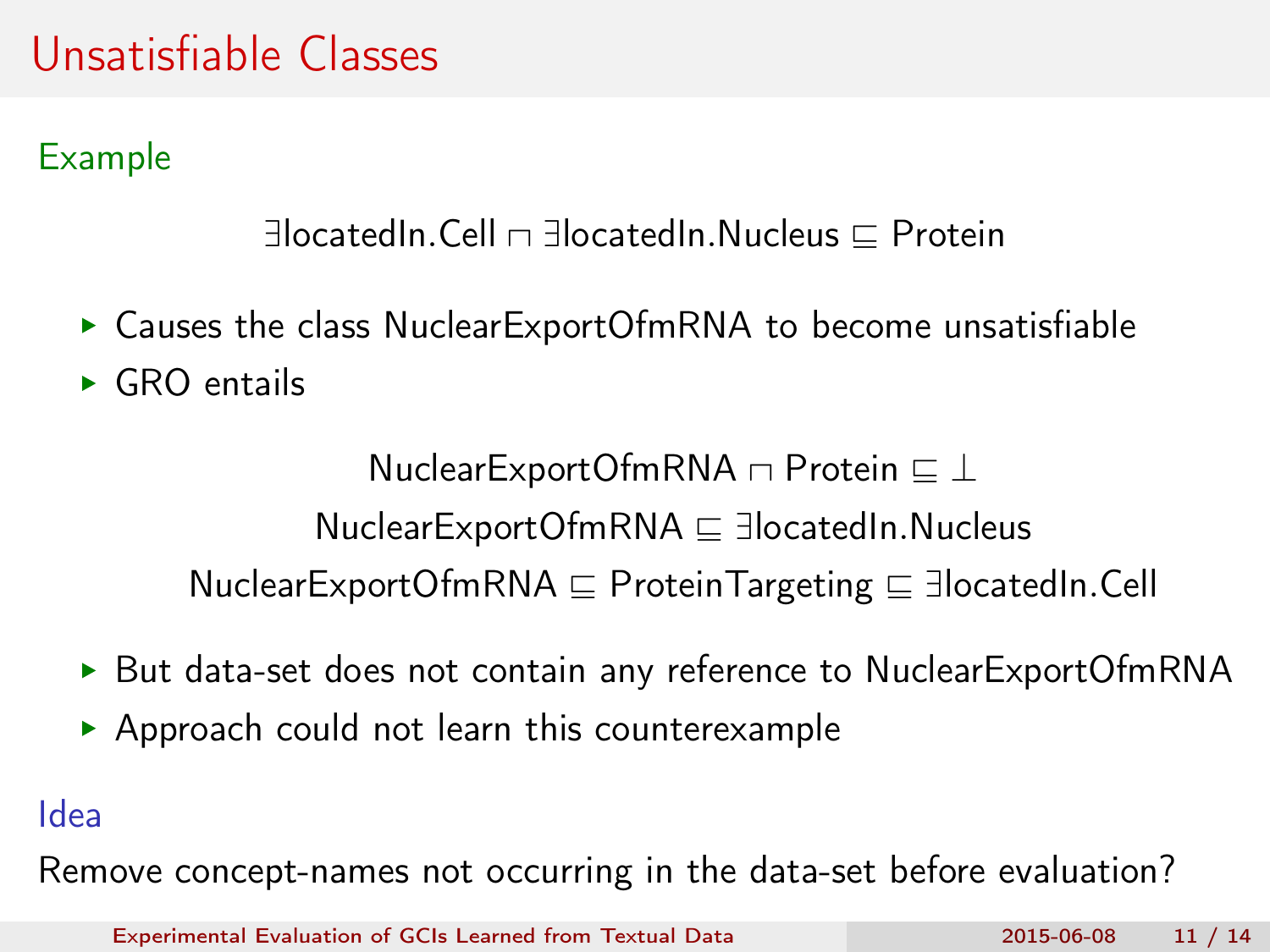# Unsatisfiable Classes

**Example**

$$\exists \text{locatedIn.Cell} \sqcap \exists \text{locatedIn.Nucleus} \sqsubseteq \text{Protein}$$

- Causes the class NuclearExportOfmRNA to become unsatisfiable
- GRO entails

$$\text{NuclearExportOfmRNA} \sqcap \text{Protein} \sqsubseteq \bot$$

$$\text{NuclearExportOfmRNA} \sqsubseteq \exists \text{locatedIn.Nucleus}$$

$$\text{NuclearExportOfmRNA} \sqsubseteq \text{ProteinTargeting} \sqsubseteq \exists \text{locatedIn.Cell}$$

- But data-set does not contain any reference to NuclearExportOfmRNA
- Approach could not learn this counterexample

**Idea**

Remove concept-names not occurring in the data-set before evaluation?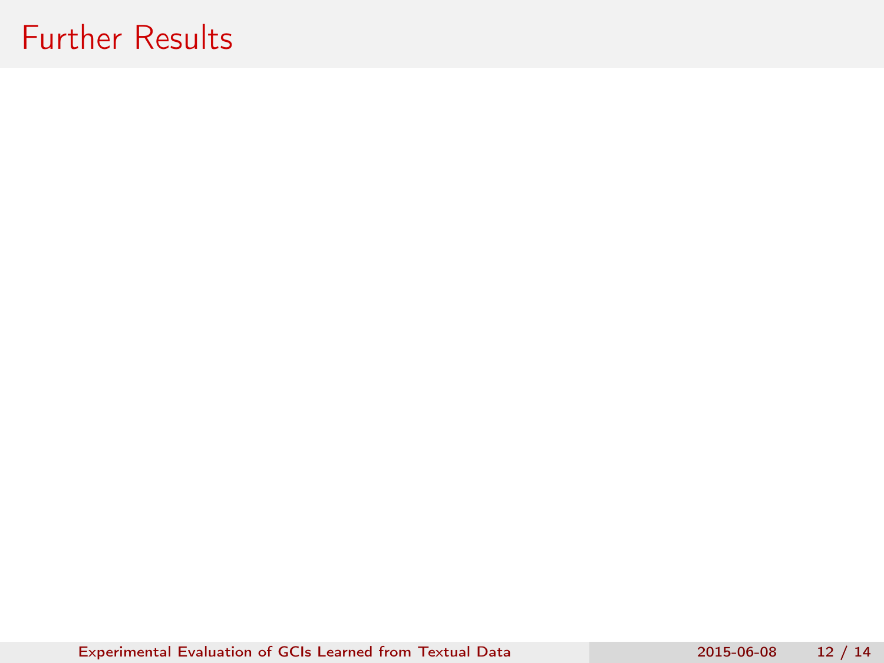# Further Results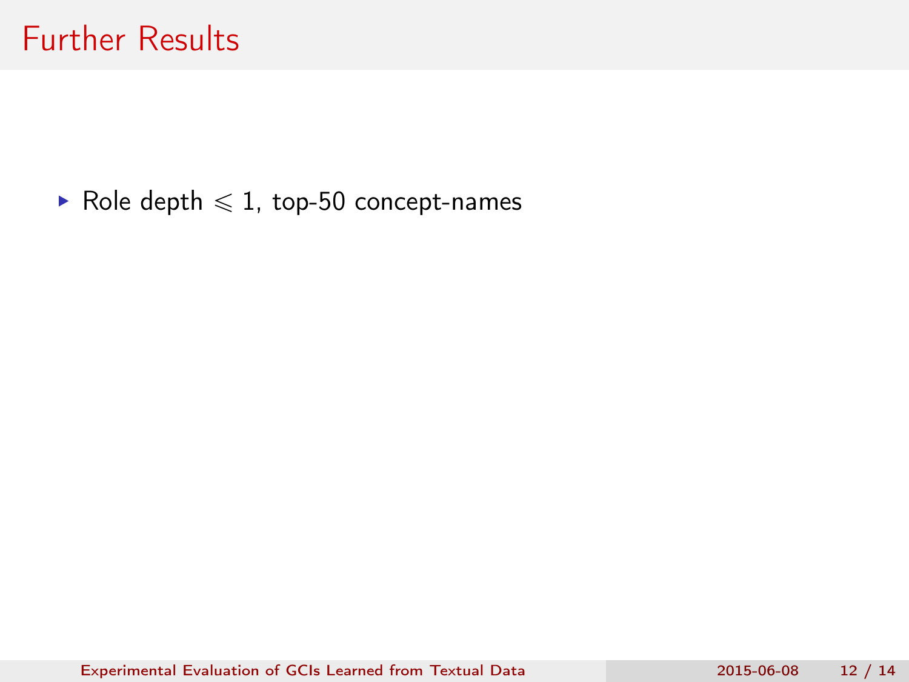# Further Results

- Role depth $\leqslant 1$, top-50 concept-names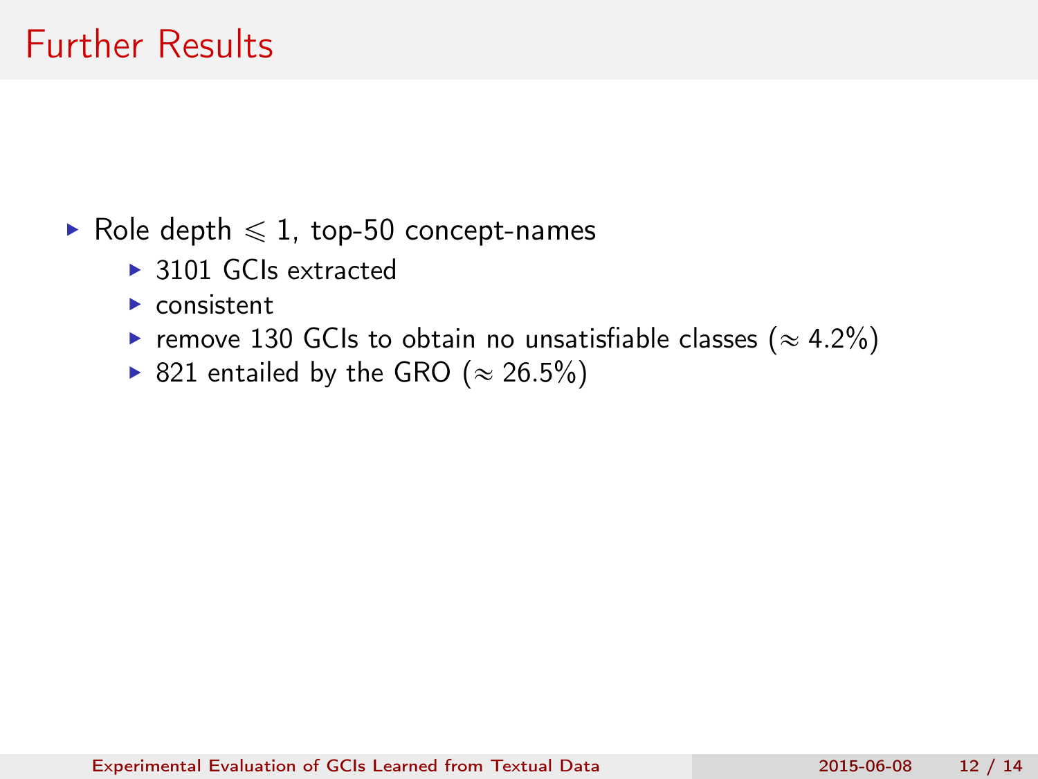# Further Results

- Role depth $\leqslant 1$, top-50 concept-names
  - 3101 GCIs extracted
  - consistent
  - remove 130 GCIs to obtain no unsatisfiable classes ($\approx 4.2\%$)
  - 821 entailed by the GRO ($\approx 26.5\%$)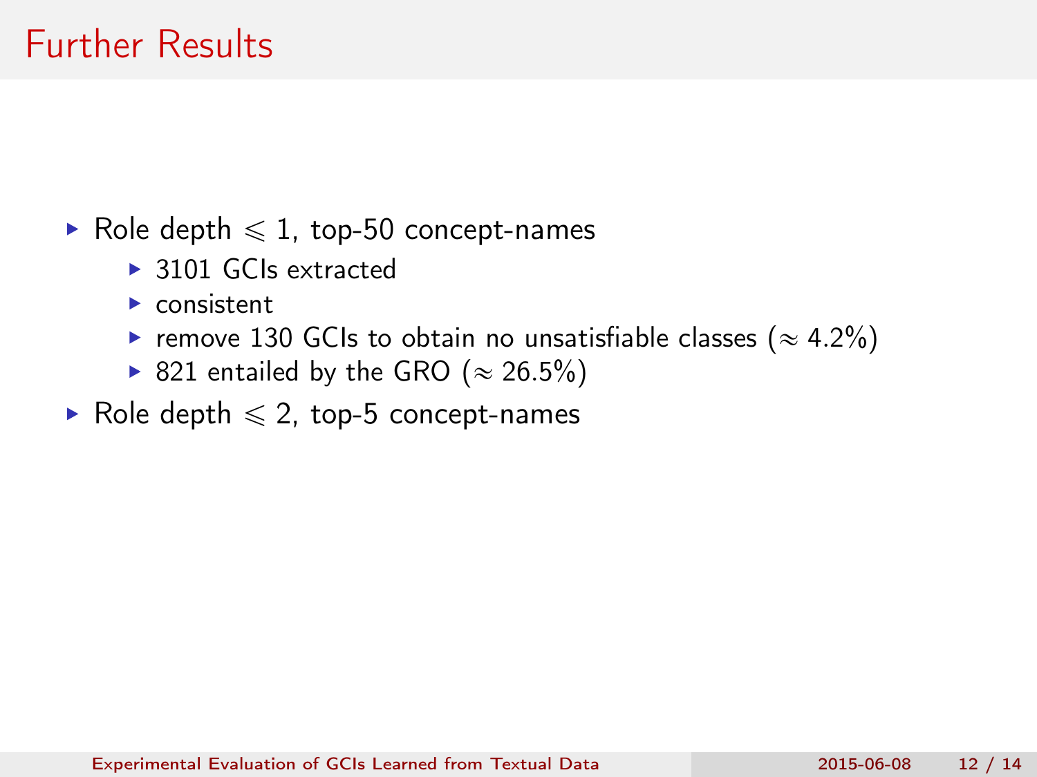# Further Results

- Role depth $\leqslant 1$, top-50 concept-names
  - 3101 GCIs extracted
  - consistent
  - remove 130 GCIs to obtain no unsatisfiable classes ($\approx 4.2\%$)
  - 821 entailed by the GRO ($\approx 26.5\%$)
- Role depth $\leqslant 2$, top-5 concept-names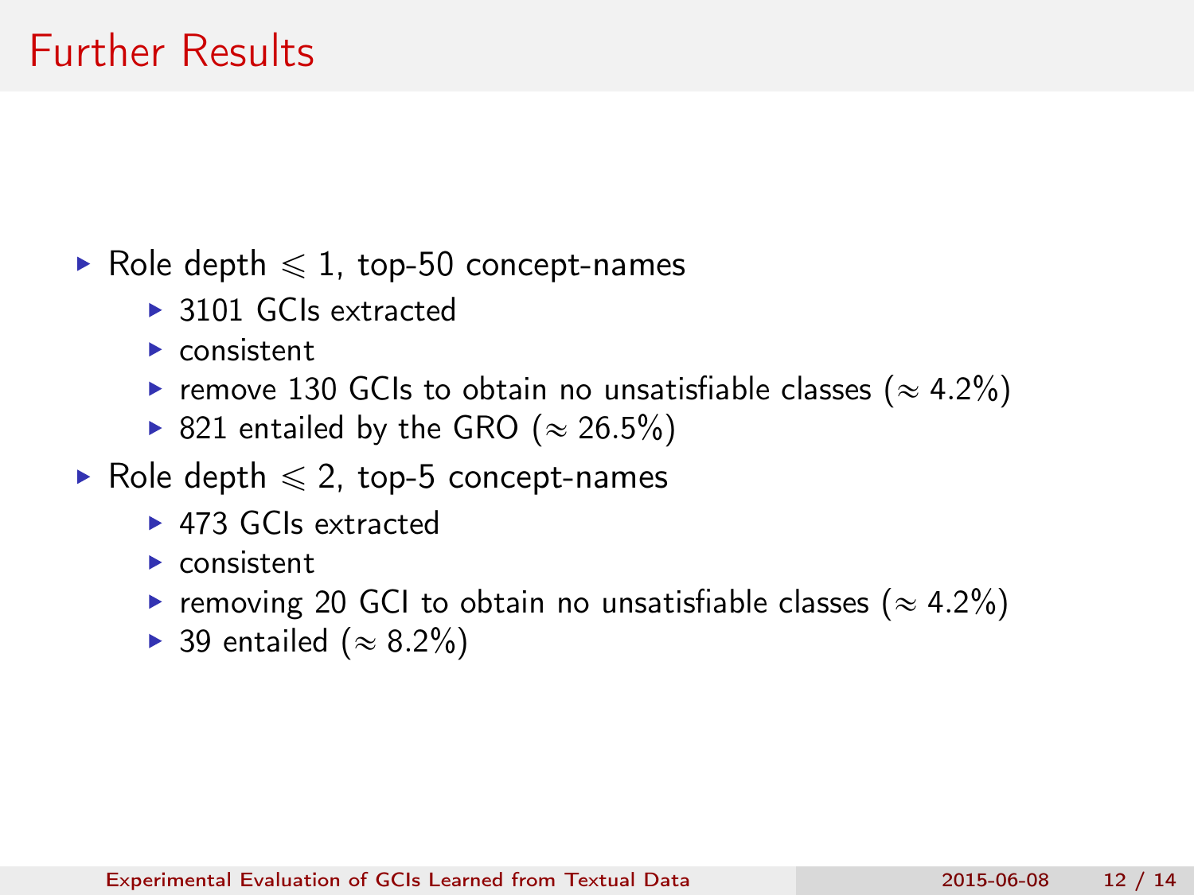# Further Results

- Role depth $\leqslant 1$, top-50 concept-names
  - 3101 GCIs extracted
  - consistent
  - remove 130 GCIs to obtain no unsatisfiable classes ($\approx 4.2\%$)
  - 821 entailed by the GRO ($\approx 26.5\%$)
- Role depth $\leqslant 2$, top-5 concept-names
  - 473 GCIs extracted
  - consistent
  - removing 20 GCI to obtain no unsatisfiable classes ($\approx 4.2\%$)
  - 39 entailed ($\approx 8.2\%$)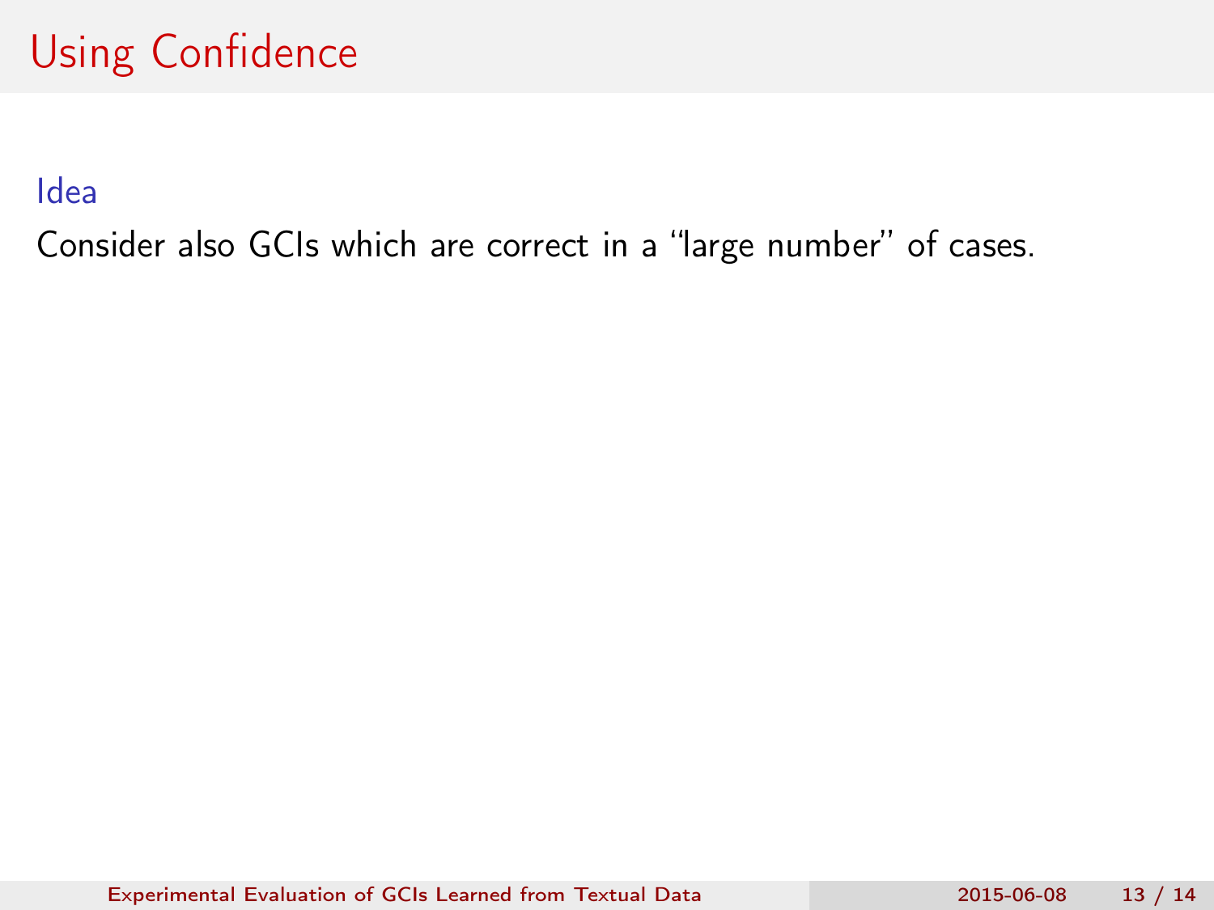# Using Confidence

**Idea**

Consider also GCIs which are correct in a "large number" of cases.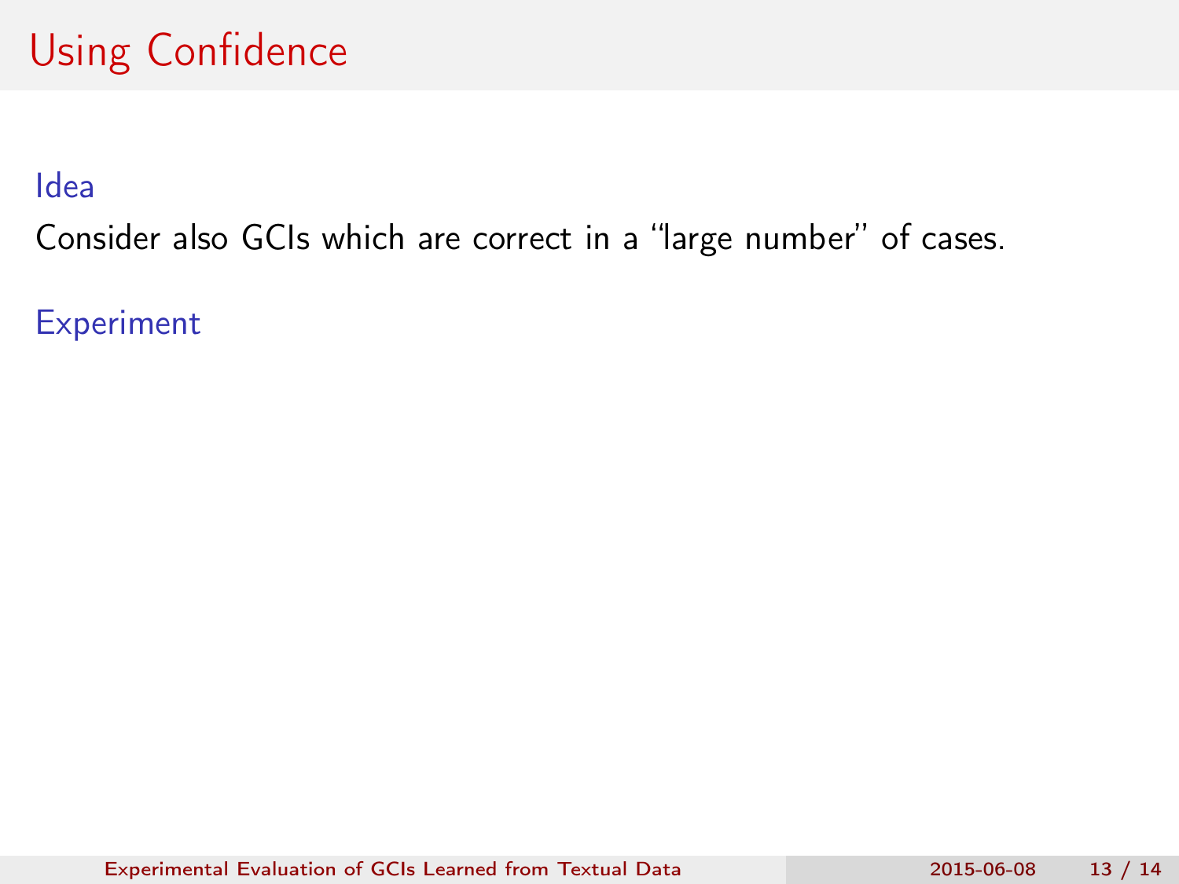# Using Confidence

### Idea

Consider also GCIs which are correct in a "large number" of cases.

### Experiment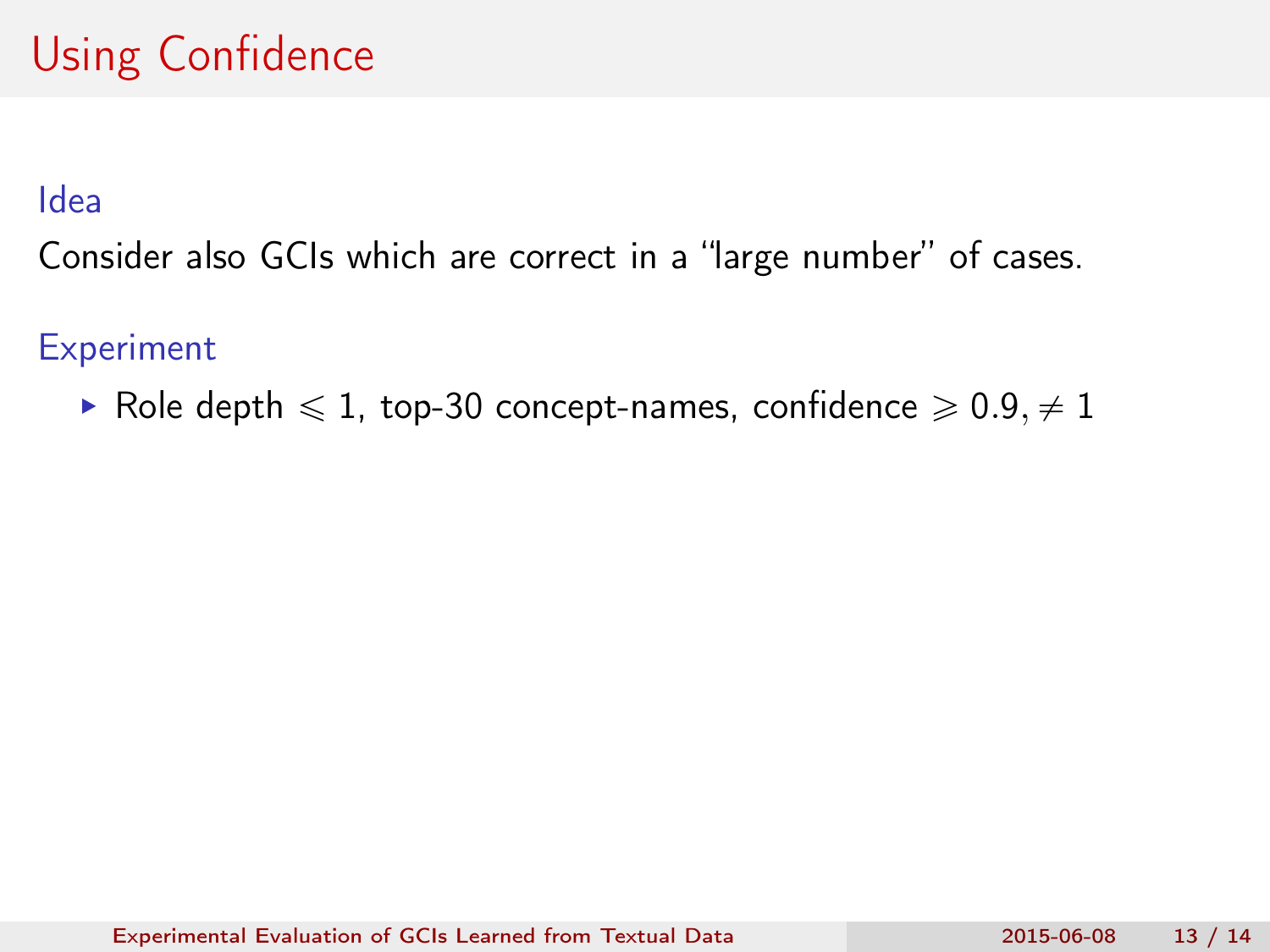# Using Confidence

### Idea

Consider also GCIs which are correct in a "large number" of cases.

### Experiment

- Role depth $\leqslant 1$, top-30 concept-names, confidence $\geqslant 0.9, \neq 1$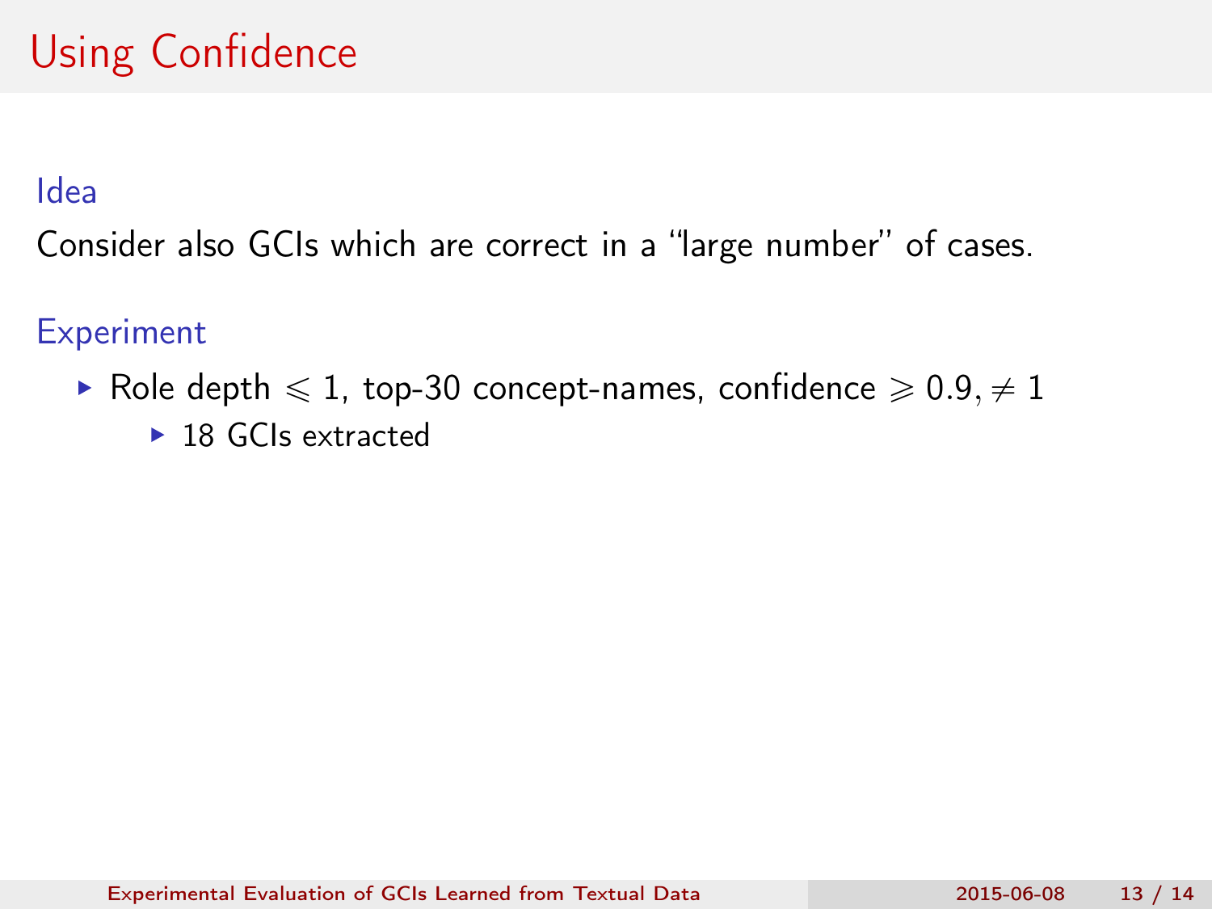# Using Confidence

### Idea

Consider also GCIs which are correct in a "large number" of cases.

### Experiment

- Role depth $\leqslant 1$, top-30 concept-names, confidence $\geqslant 0.9, \neq 1$
  - 18 GCIs extracted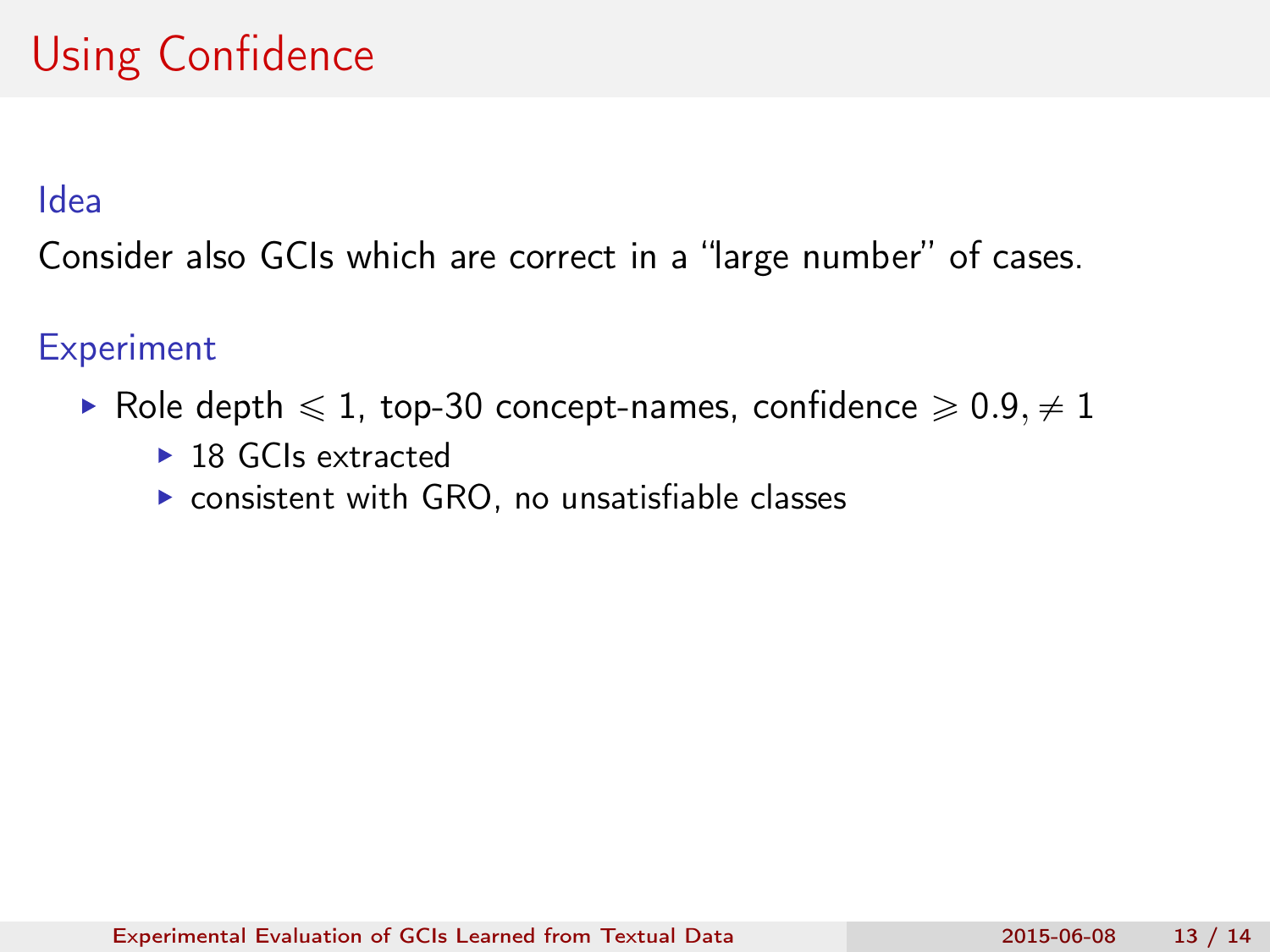# Using Confidence

### Idea

Consider also GCIs which are correct in a “large number” of cases.

### Experiment

- Role depth $\leqslant 1$, top-30 concept-names, confidence $\geqslant 0.9, \neq 1$
  - 18 GCIs extracted
  - consistent with GRO, no unsatisfiable classes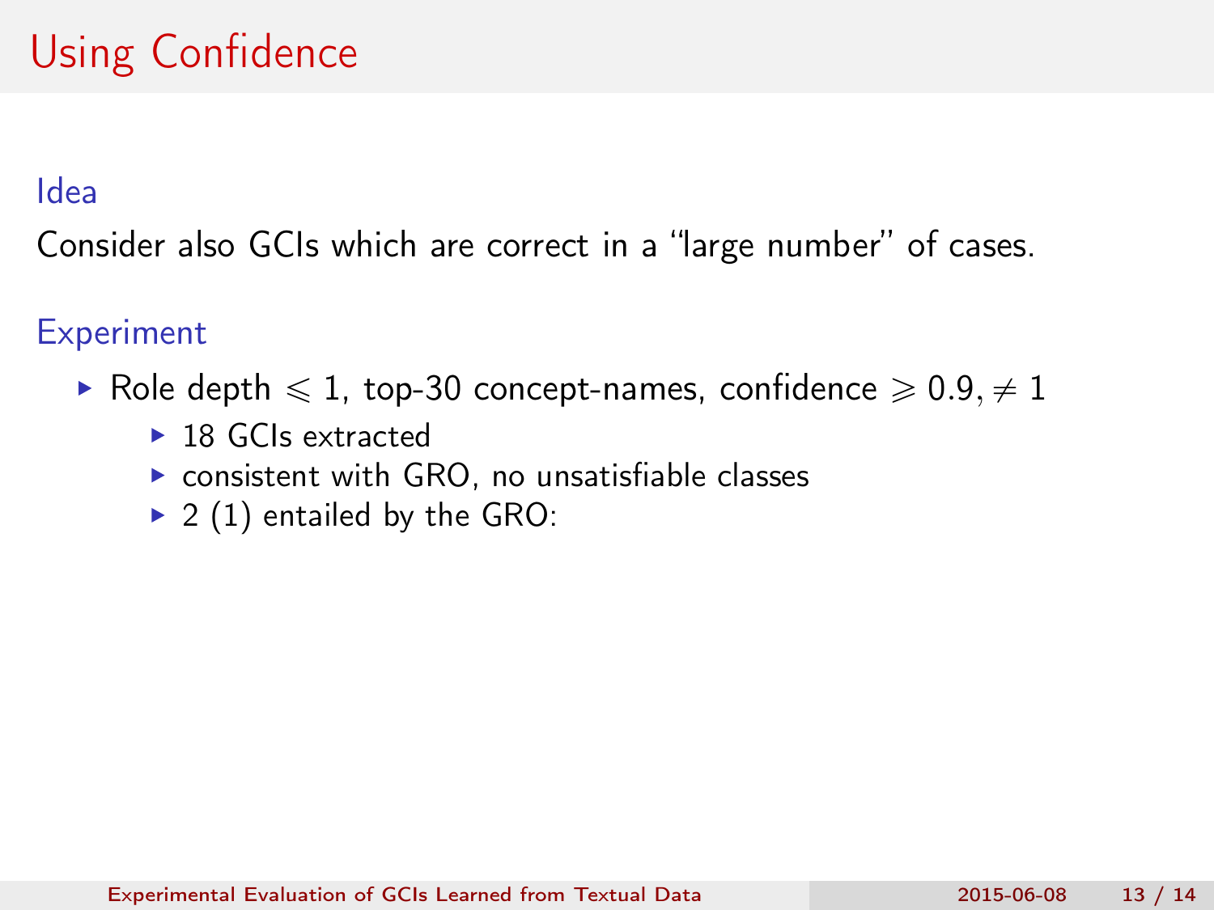# Using Confidence

### Idea

Consider also GCIs which are correct in a "large number" of cases.

### Experiment

- Role depth $\leqslant 1$, top-30 concept-names, confidence $\geqslant 0.9, \neq 1$
  - 18 GCIs extracted
  - consistent with GRO, no unsatisfiable classes
  - 2 (1) entailed by the GRO: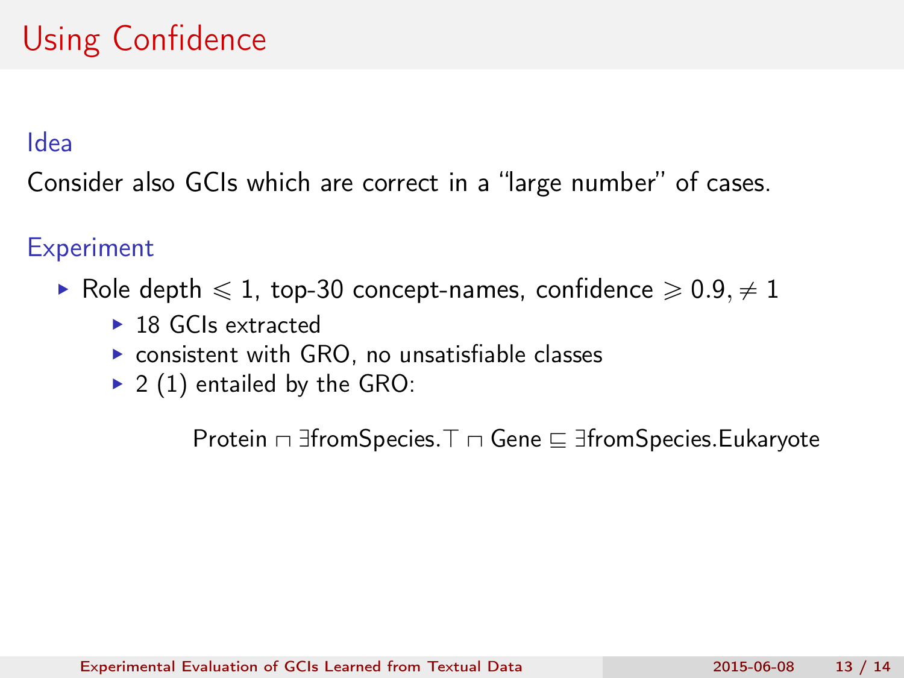# Using Confidence

### Idea

Consider also GCIs which are correct in a “large number” of cases.

### Experiment

- Role depth $\leqslant 1$, top-30 concept-names, confidence $\geqslant 0.9, \neq 1$
  - 18 GCIs extracted
  - consistent with GRO, no unsatisfiable classes
  - 2 (1) entailed by the GRO:

$$\text{Protein} \sqcap \exists \text{fromSpecies}.\top \sqcap \text{Gene} \sqsubseteq \exists \text{fromSpecies}.\text{Eukaryote}$$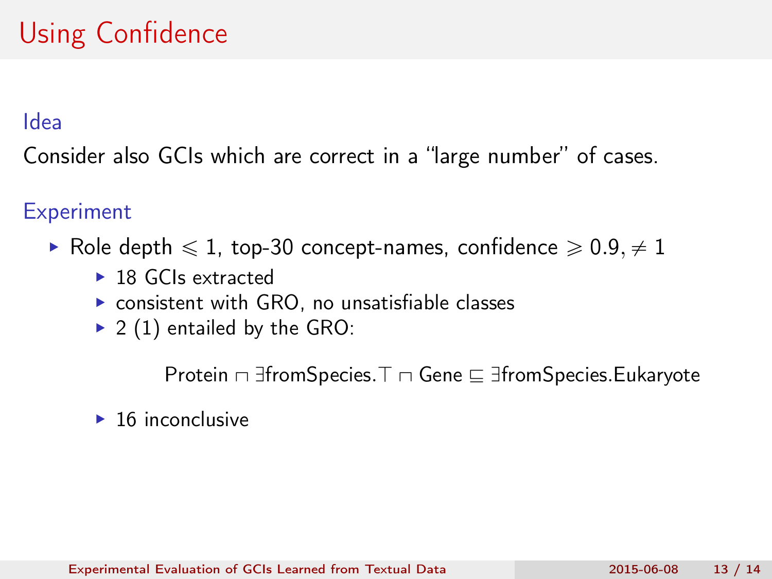# Using Confidence

### Idea

Consider also GCIs which are correct in a “large number” of cases.

### Experiment

- Role depth $\leqslant 1$, top-30 concept-names, confidence $\geqslant 0.9, \neq 1$
  - 18 GCIs extracted
  - consistent with GRO, no unsatisfiable classes
  - 2 (1) entailed by the GRO:

$$\mathsf{Protein} \sqcap \exists \mathsf{fromSpecies}.\top \sqcap \mathsf{Gene} \sqsubseteq \exists \mathsf{fromSpecies}.\mathsf{Eukaryote}$$

  - 16 inconclusive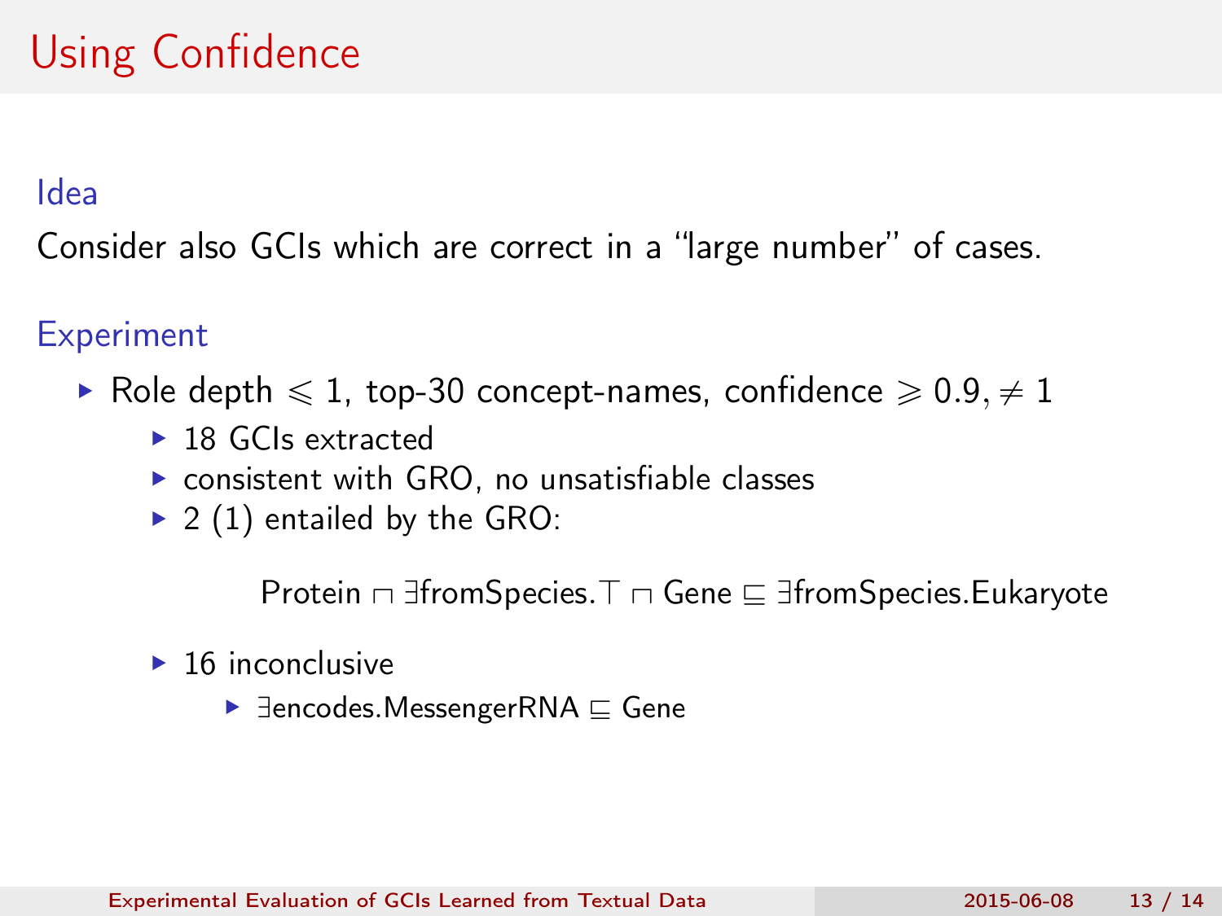# Using Confidence

### Idea

Consider also GCIs which are correct in a "large number" of cases.

### Experiment

- Role depth $\leqslant 1$, top-30 concept-names, confidence $\geqslant 0.9, \neq 1$
  - 18 GCIs extracted
  - consistent with GRO, no unsatisfiable classes
  - 2 (1) entailed by the GRO:

$$\mathsf{Protein} \sqcap \exists \mathsf{fromSpecies}.\top \sqcap \mathsf{Gene} \sqsubseteq \exists \mathsf{fromSpecies}.\mathsf{Eukaryote}$$

  - 16 inconclusive
    - $\exists \mathsf{encodes}.\mathsf{MessengerRNA} \sqsubseteq \mathsf{Gene}$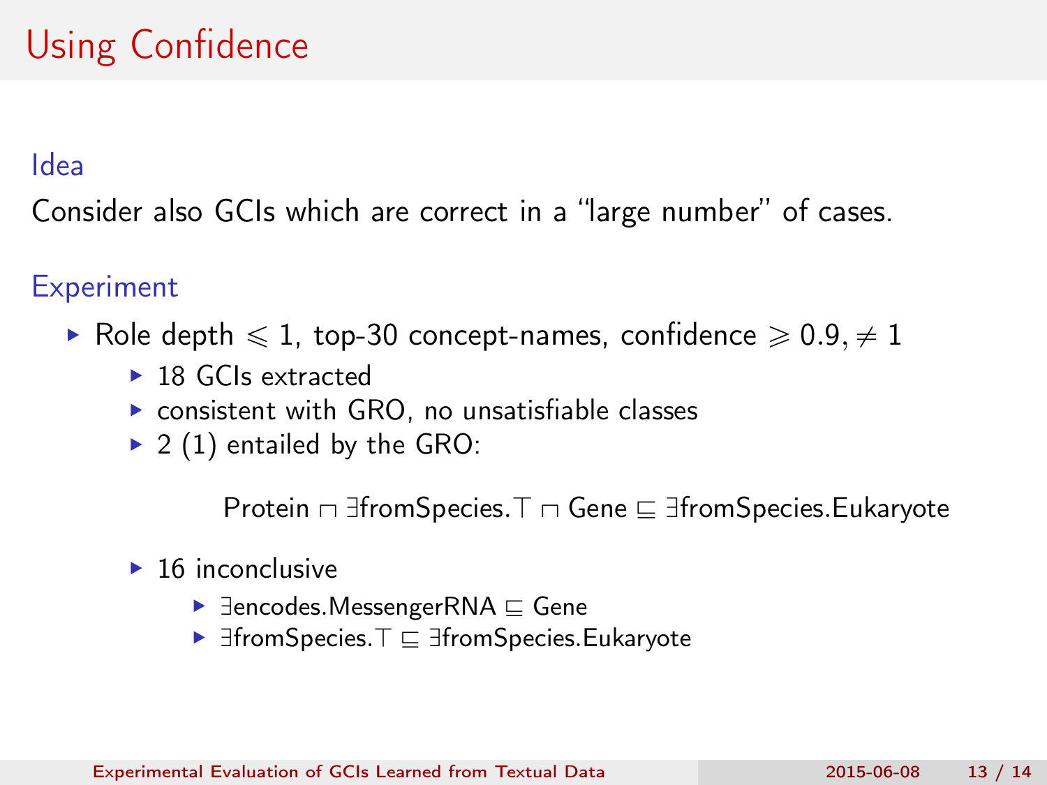# Using Confidence

## Idea

Consider also GCIs which are correct in a "large number" of cases.

## Experiment

- Role depth $\leqslant 1$, top-30 concept-names, confidence $\geqslant 0.9, \neq 1$
  - 18 GCIs extracted
  - consistent with GRO, no unsatisfiable classes
  - 2 (1) entailed by the GRO:

$$\text{Protein} \sqcap \exists \text{fromSpecies}.\top \sqcap \text{Gene} \sqsubseteq \exists \text{fromSpecies}.\text{Eukaryote}$$

  - 16 inconclusive
    - $\exists \text{encodes}.\text{MessengerRNA} \sqsubseteq \text{Gene}$
    - $\exists \text{fromSpecies}.\top \sqsubseteq \exists \text{fromSpecies}.\text{Eukaryote}$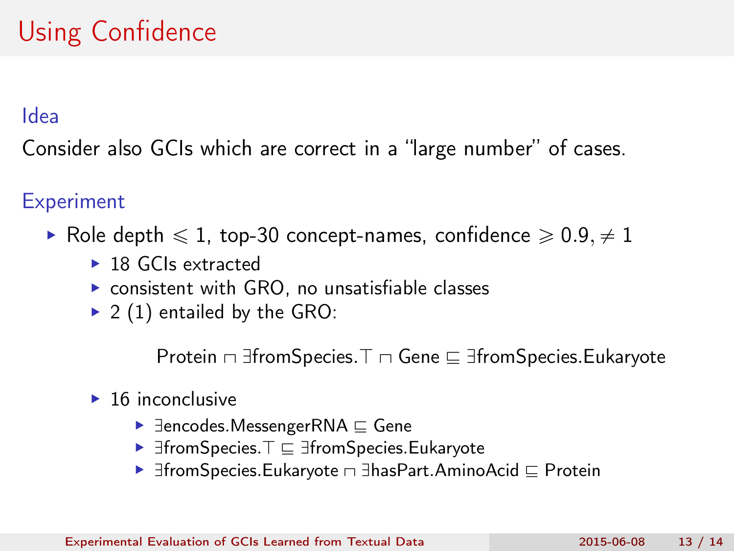# Using Confidence

### Idea

Consider also GCIs which are correct in a "large number" of cases.

### Experiment

- Role depth $\leqslant 1$, top-30 concept-names, confidence $\geqslant 0.9, \neq 1$
  - 18 GCIs extracted
  - consistent with GRO, no unsatisfiable classes
  - 2 (1) entailed by the GRO:

$$\mathsf{Protein} \sqcap \exists \mathsf{fromSpecies}.\top \sqcap \mathsf{Gene} \sqsubseteq \exists \mathsf{fromSpecies}.\mathsf{Eukaryote}$$

  - 16 inconclusive
    - $\exists \mathsf{encodes}.\mathsf{MessengerRNA} \sqsubseteq \mathsf{Gene}$
    - $\exists \mathsf{fromSpecies}.\top \sqsubseteq \exists \mathsf{fromSpecies}.\mathsf{Eukaryote}$
    - $\exists \mathsf{fromSpecies}.\mathsf{Eukaryote} \sqcap \exists \mathsf{hasPart}.\mathsf{AminoAcid} \sqsubseteq \mathsf{Protein}$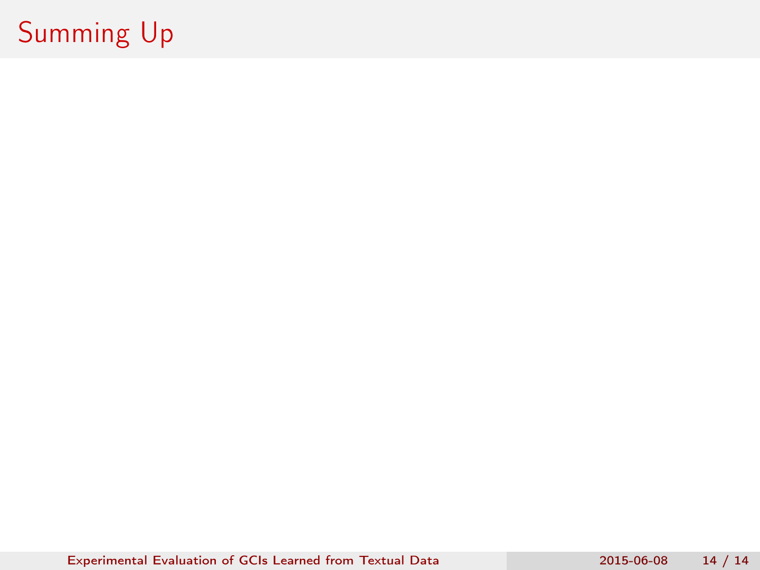# Summing Up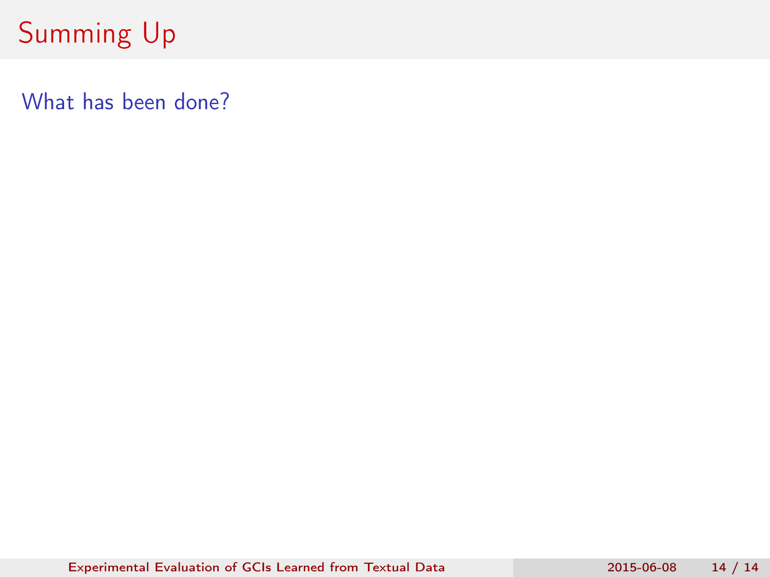# Summing Up

What has been done?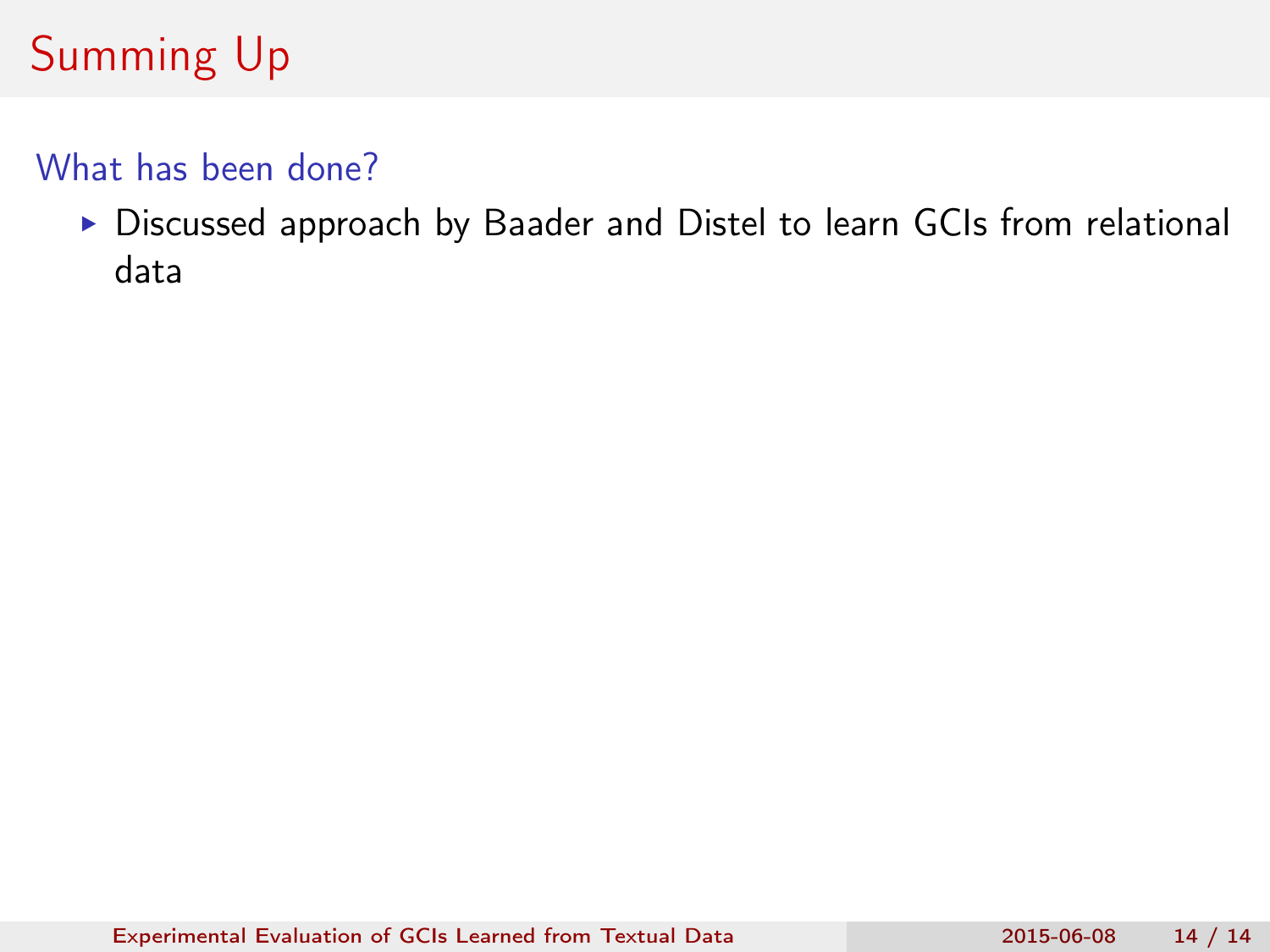# Summing Up

## What has been done?

- Discussed approach by Baader and Distel to learn GCIs from relational data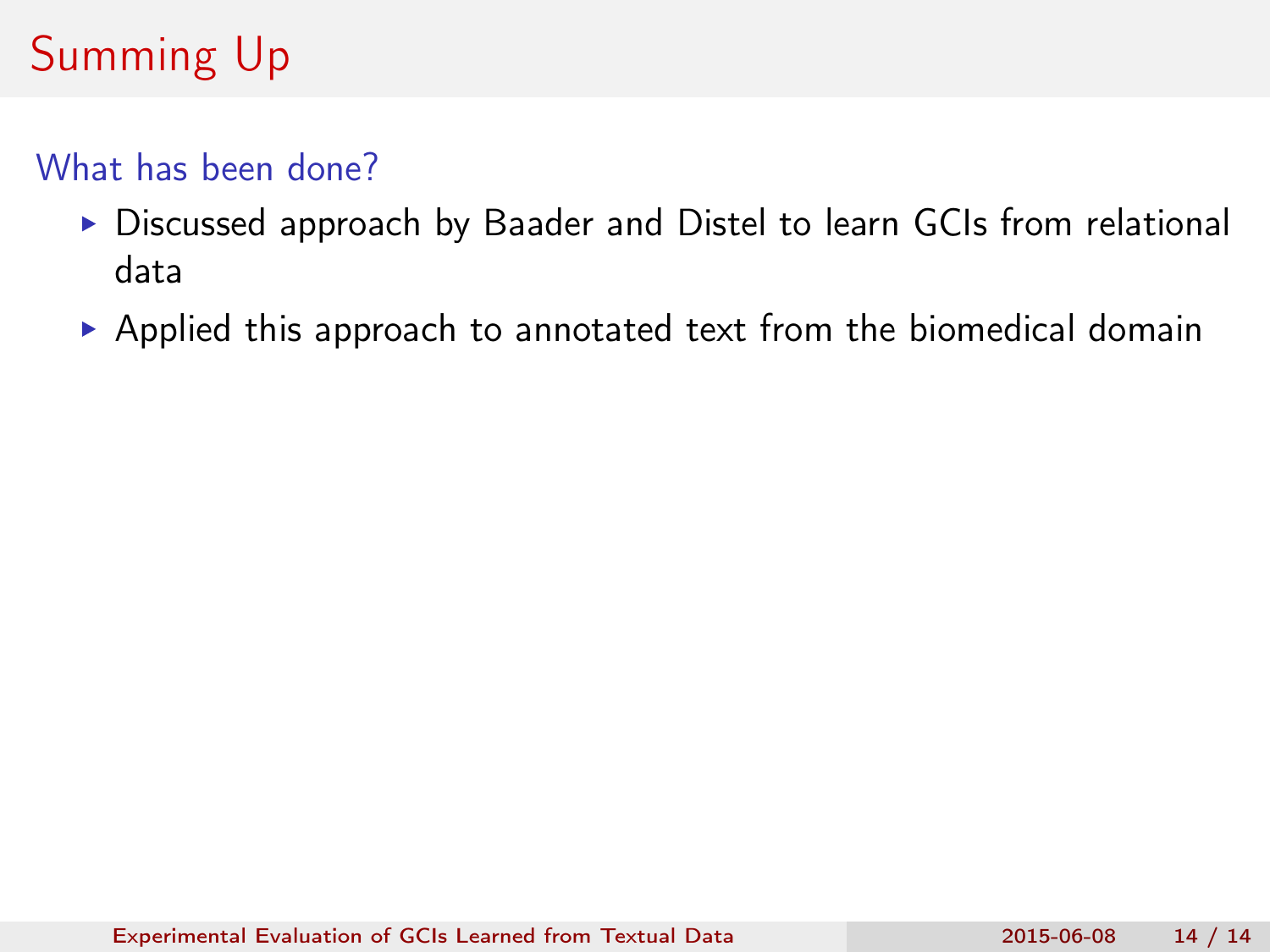# Summing Up

### What has been done?

- Discussed approach by Baader and Distel to learn GCIs from relational data
- Applied this approach to annotated text from the biomedical domain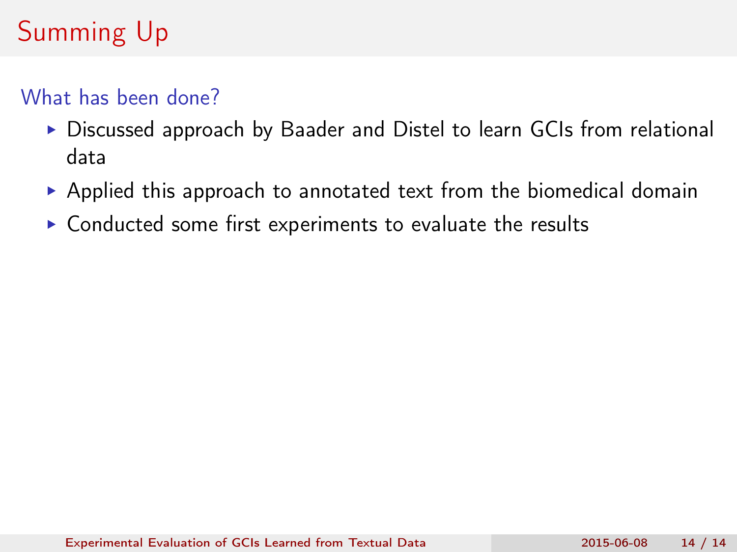# Summing Up

### What has been done?

- Discussed approach by Baader and Distel to learn GCIs from relational data
- Applied this approach to annotated text from the biomedical domain
- Conducted some first experiments to evaluate the results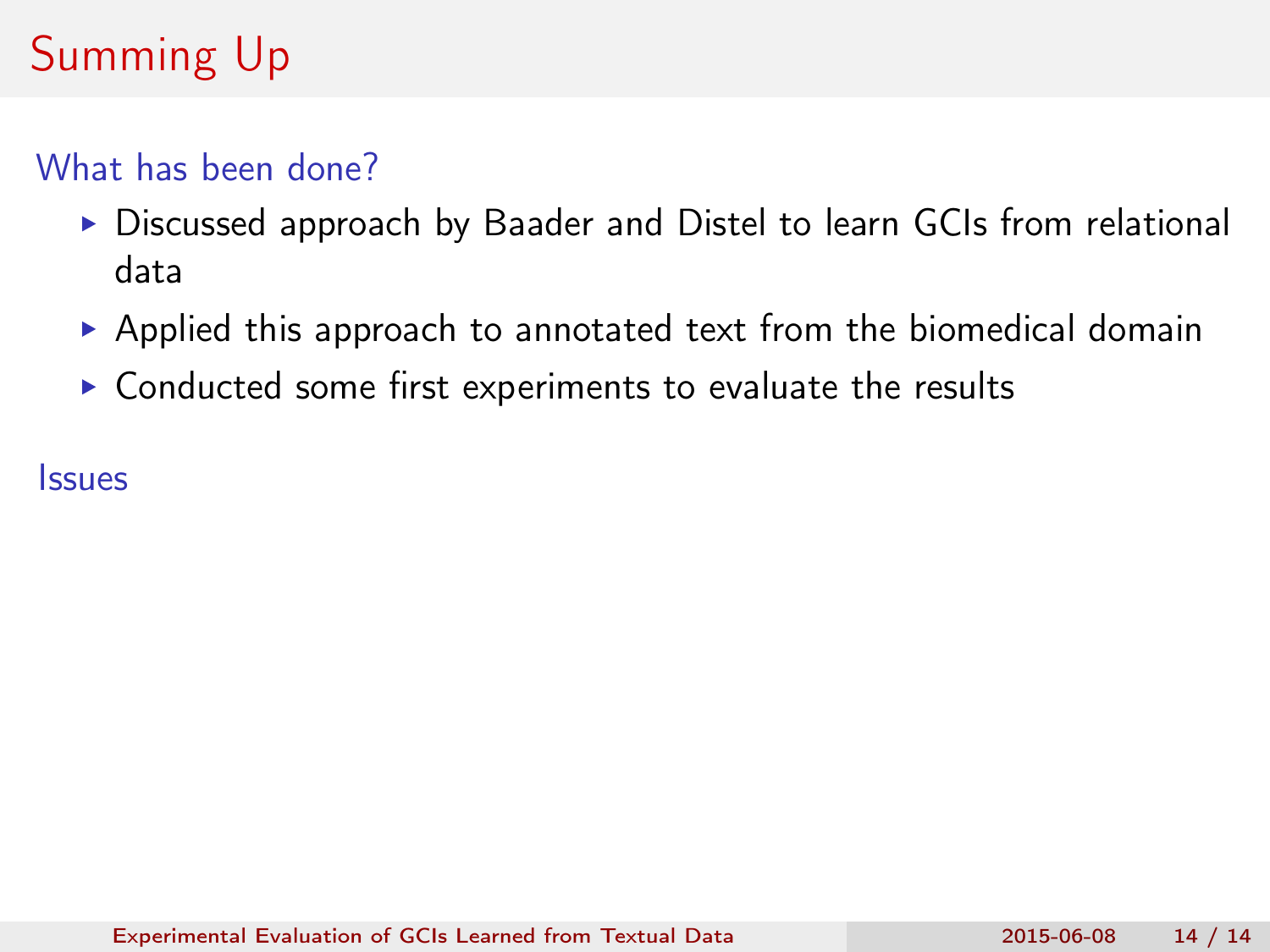# Summing Up

## What has been done?

- Discussed approach by Baader and Distel to learn GCIs from relational data
- Applied this approach to annotated text from the biomedical domain
- Conducted some first experiments to evaluate the results

## Issues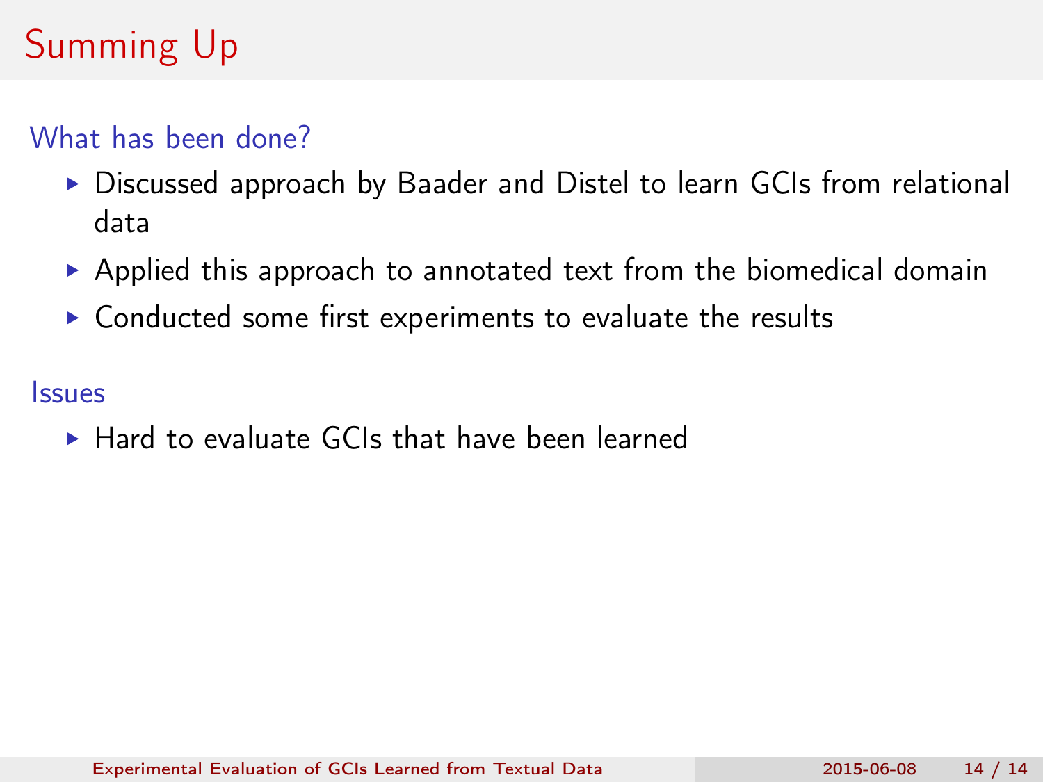# Summing Up

## What has been done?

- Discussed approach by Baader and Distel to learn GCIs from relational data
- Applied this approach to annotated text from the biomedical domain
- Conducted some first experiments to evaluate the results

## Issues

- Hard to evaluate GCIs that have been learned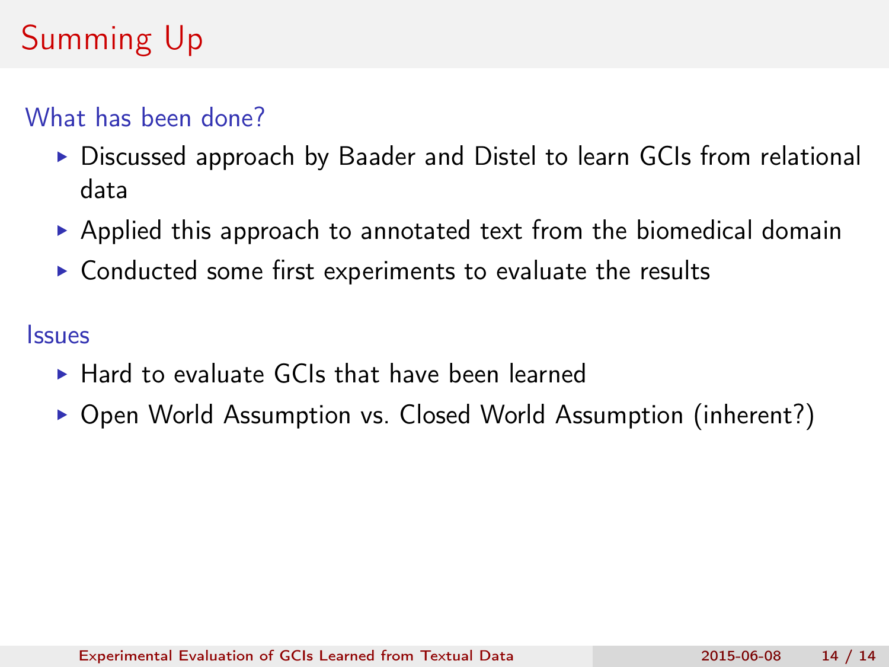# Summing Up

### What has been done?

- Discussed approach by Baader and Distel to learn GCIs from relational data
- Applied this approach to annotated text from the biomedical domain
- Conducted some first experiments to evaluate the results

### Issues

- Hard to evaluate GCIs that have been learned
- Open World Assumption vs. Closed World Assumption (inherent?)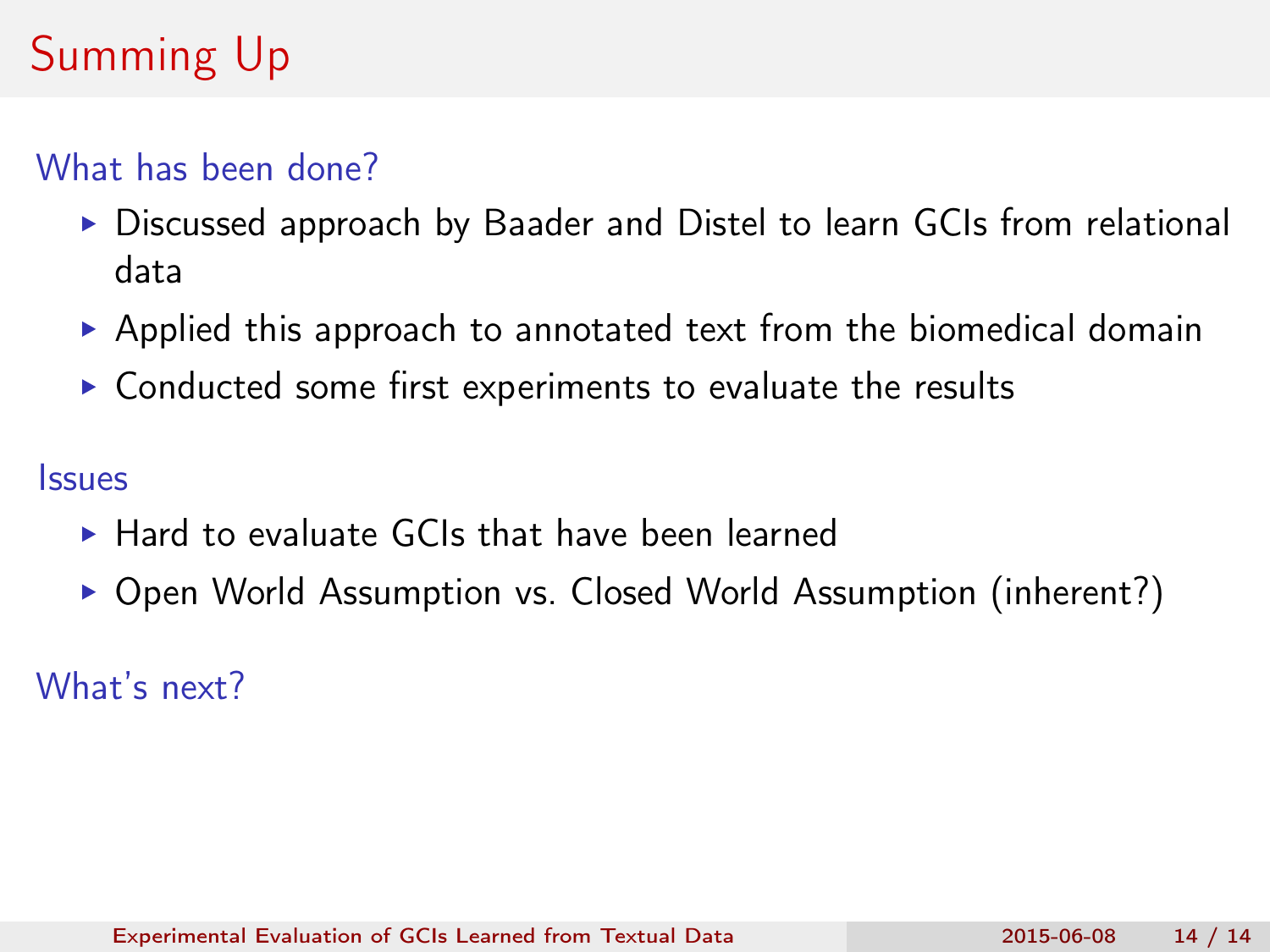# Summing Up

### What has been done?

- Discussed approach by Baader and Distel to learn GCIs from relational data
- Applied this approach to annotated text from the biomedical domain
- Conducted some first experiments to evaluate the results

### Issues

- Hard to evaluate GCIs that have been learned
- Open World Assumption vs. Closed World Assumption (inherent?)

### What's next?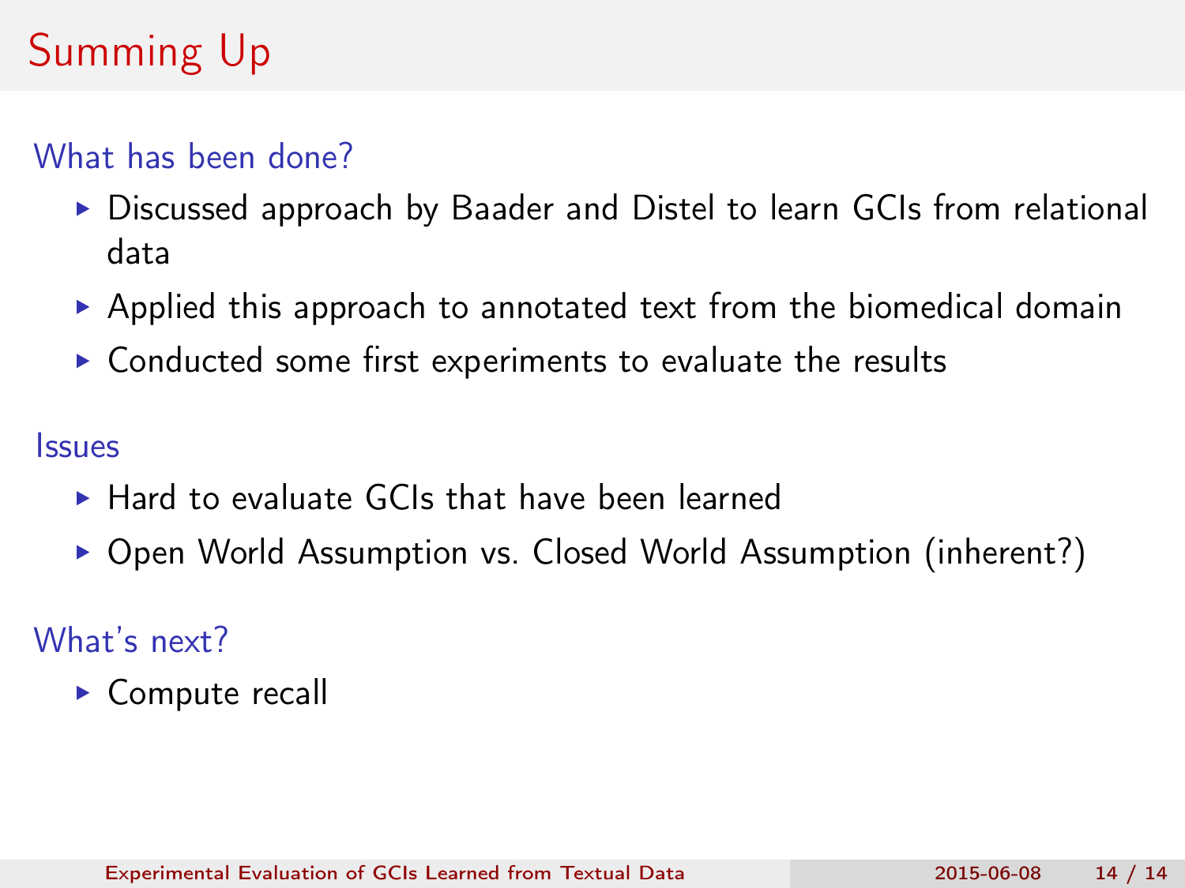# Summing Up

## What has been done?

- Discussed approach by Baader and Distel to learn GCIs from relational data
- Applied this approach to annotated text from the biomedical domain
- Conducted some first experiments to evaluate the results

## Issues

- Hard to evaluate GCIs that have been learned
- Open World Assumption vs. Closed World Assumption (inherent?)

## What's next?

- Compute recall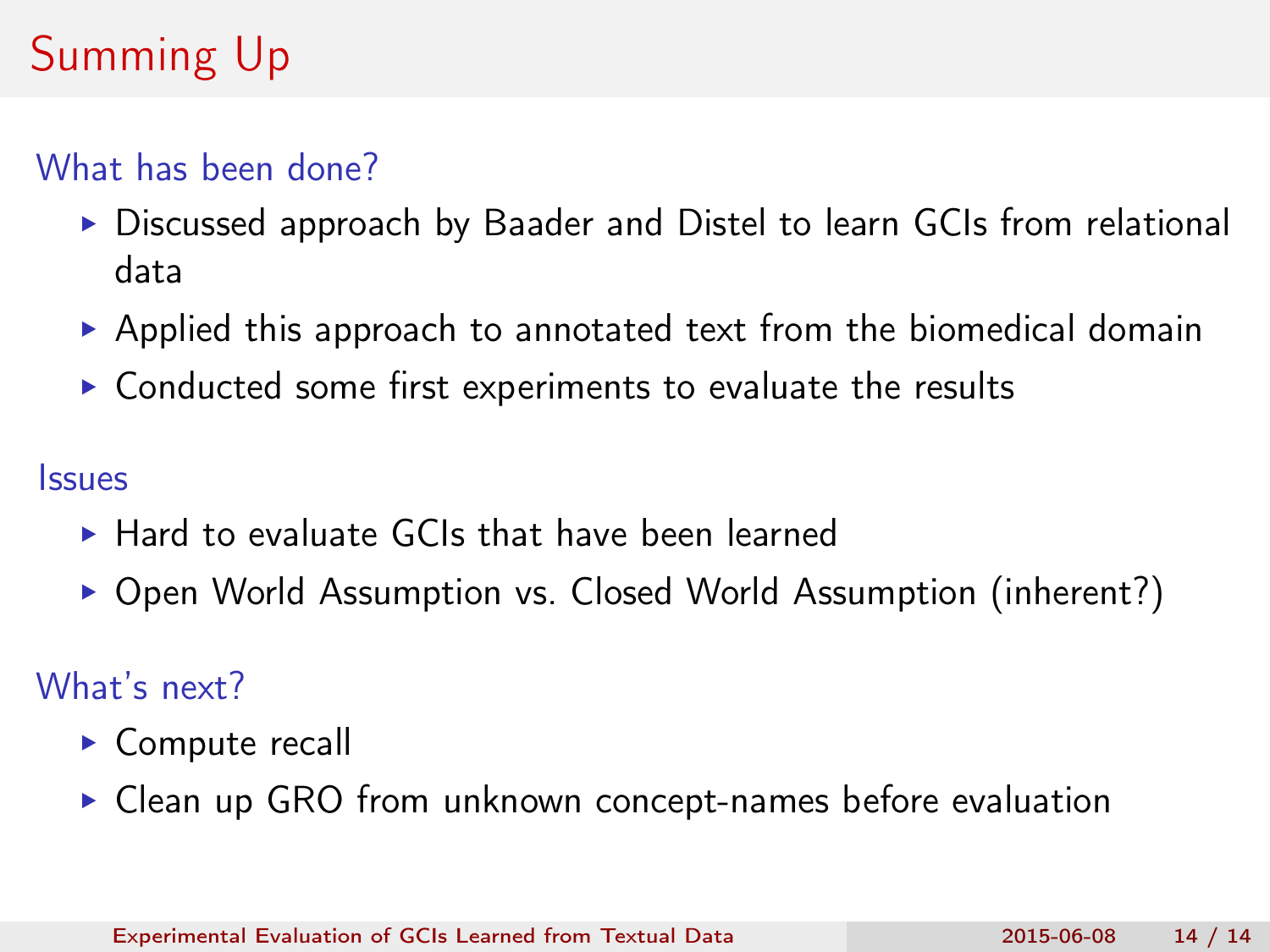# Summing Up

### What has been done?

- Discussed approach by Baader and Distel to learn GCIs from relational data
- Applied this approach to annotated text from the biomedical domain
- Conducted some first experiments to evaluate the results

### Issues

- Hard to evaluate GCIs that have been learned
- Open World Assumption vs. Closed World Assumption (inherent?)

### What's next?

- Compute recall
- Clean up GRO from unknown concept-names before evaluation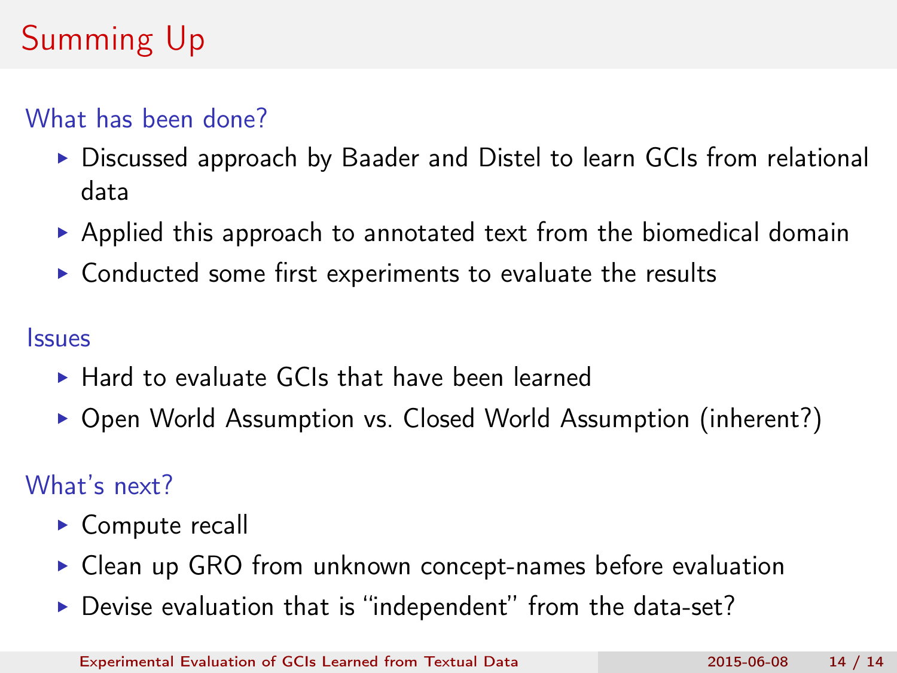# Summing Up

### What has been done?

- Discussed approach by Baader and Distel to learn GCIs from relational data
- Applied this approach to annotated text from the biomedical domain
- Conducted some first experiments to evaluate the results

### Issues

- Hard to evaluate GCIs that have been learned
- Open World Assumption vs. Closed World Assumption (inherent?)

### What's next?

- Compute recall
- Clean up GRO from unknown concept-names before evaluation
- Devise evaluation that is "independent" from the data-set?